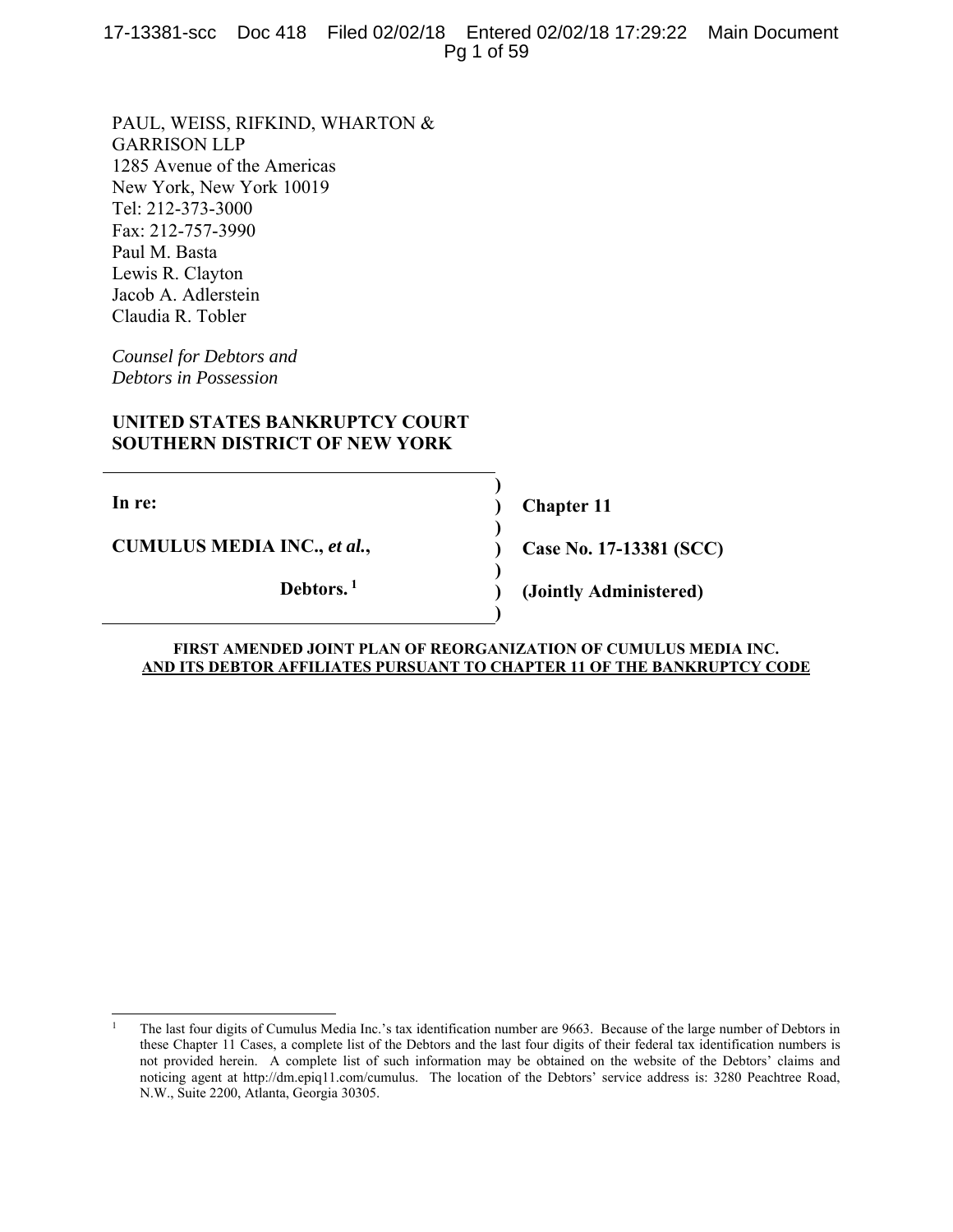PAUL, WEISS, RIFKIND, WHARTON &
GARRISON LLP
1285 Avenue of the Americas
New York, New York 10019
Tel: 212-373-3000
Fax: 212-757-3990
Paul M. Basta
Lewis R. Clayton
Jacob A. Adlerstein
Claudia R. Tobler

*Counsel for Debtors and*
*Debtors in Possession*

**UNITED STATES BANKRUPTCY COURT**
**SOUTHERN DISTRICT OF NEW YORK**

| | | |
|---|---|---|
| **In re:** | ) | **Chapter 11** |
| **CUMULUS MEDIA INC.,** ***et al.*****,** | ) | **Case No. 17-13381 (SCC)** |
| **Debtors.** [1] | ) | **(Jointly Administered)** |

**FIRST AMENDED JOINT PLAN OF REORGANIZATION OF CUMULUS MEDIA INC.**
**AND ITS DEBTOR AFFILIATES PURSUANT TO CHAPTER 11 OF THE BANKRUPTCY CODE**

---

[1] The last four digits of Cumulus Media Inc.'s tax identification number are 9663. Because of the large number of Debtors in these Chapter 11 Cases, a complete list of the Debtors and the last four digits of their federal tax identification numbers is not provided herein. A complete list of such information may be obtained on the website of the Debtors' claims and noticing agent at http://dm.epiq11.com/cumulus. The location of the Debtors' service address is: 3280 Peachtree Road, N.W., Suite 2200, Atlanta, Georgia 30305.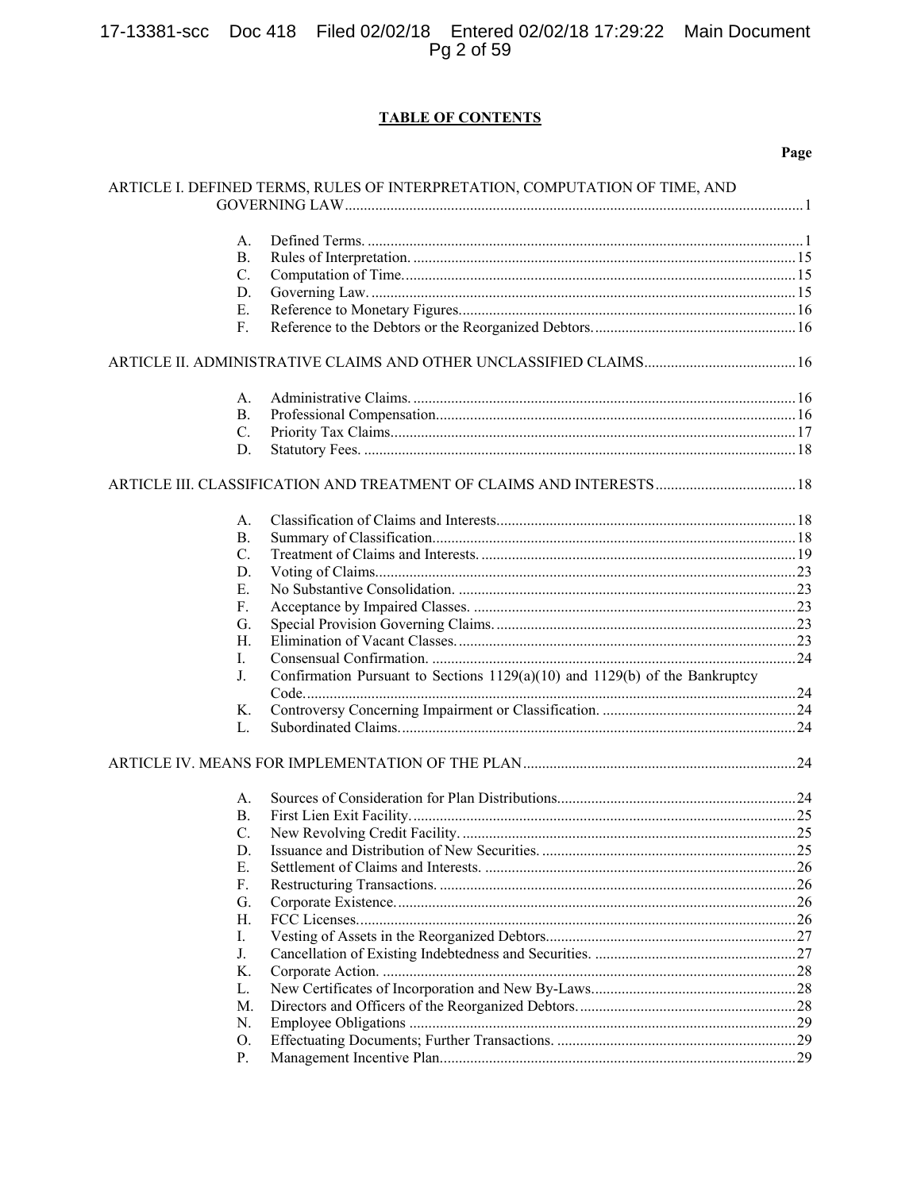# TABLE OF CONTENTS

**Page**

ARTICLE I. DEFINED TERMS, RULES OF INTERPRETATION, COMPUTATION OF TIME, AND GOVERNING LAW ........ 1

- A. Defined Terms. ........ 1
- B. Rules of Interpretation. ........ 15
- C. Computation of Time. ........ 15
- D. Governing Law. ........ 15
- E. Reference to Monetary Figures. ........ 16
- F. Reference to the Debtors or the Reorganized Debtors. ........ 16

ARTICLE II. ADMINISTRATIVE CLAIMS AND OTHER UNCLASSIFIED CLAIMS ........ 16

- A. Administrative Claims. ........ 16
- B. Professional Compensation. ........ 16
- C. Priority Tax Claims. ........ 17
- D. Statutory Fees. ........ 18

ARTICLE III. CLASSIFICATION AND TREATMENT OF CLAIMS AND INTERESTS ........ 18

- A. Classification of Claims and Interests. ........ 18
- B. Summary of Classification. ........ 18
- C. Treatment of Claims and Interests. ........ 19
- D. Voting of Claims. ........ 23
- E. No Substantive Consolidation. ........ 23
- F. Acceptance by Impaired Classes. ........ 23
- G. Special Provision Governing Claims. ........ 23
- H. Elimination of Vacant Classes. ........ 23
- I. Consensual Confirmation. ........ 24
- J. Confirmation Pursuant to Sections 1129(a)(10) and 1129(b) of the Bankruptcy Code. ........ 24
- K. Controversy Concerning Impairment or Classification. ........ 24
- L. Subordinated Claims. ........ 24

ARTICLE IV. MEANS FOR IMPLEMENTATION OF THE PLAN ........ 24

- A. Sources of Consideration for Plan Distributions. ........ 24
- B. First Lien Exit Facility. ........ 25
- C. New Revolving Credit Facility. ........ 25
- D. Issuance and Distribution of New Securities. ........ 25
- E. Settlement of Claims and Interests. ........ 26
- F. Restructuring Transactions. ........ 26
- G. Corporate Existence. ........ 26
- H. FCC Licenses. ........ 26
- I. Vesting of Assets in the Reorganized Debtors. ........ 27
- J. Cancellation of Existing Indebtedness and Securities. ........ 27
- K. Corporate Action. ........ 28
- L. New Certificates of Incorporation and New By-Laws. ........ 28
- M. Directors and Officers of the Reorganized Debtors. ........ 28
- N. Employee Obligations ........ 29
- O. Effectuating Documents; Further Transactions. ........ 29
- P. Management Incentive Plan. ........ 29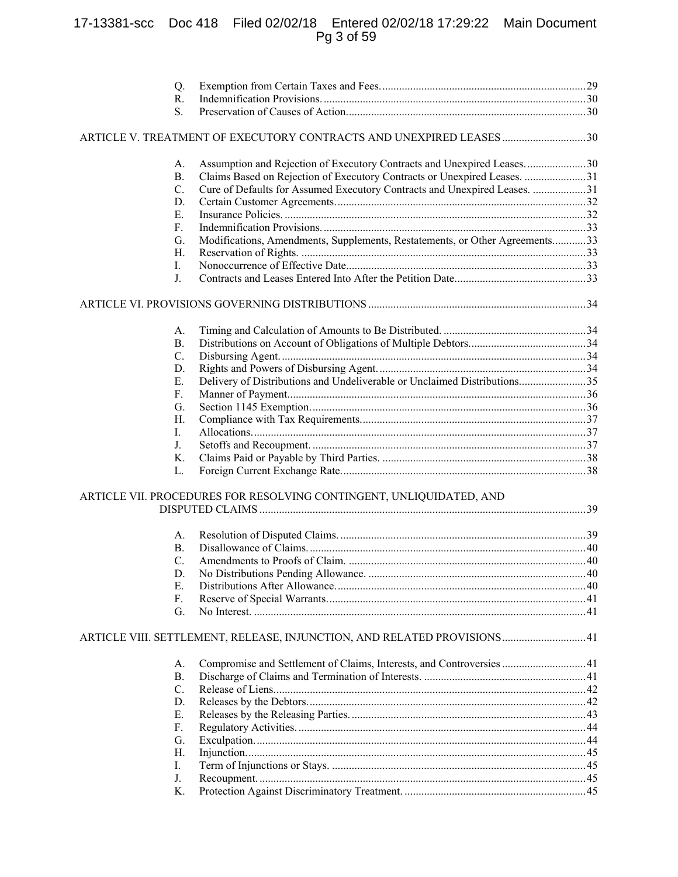Q. Exemption from Certain Taxes and Fees. 29
R. Indemnification Provisions. 30
S. Preservation of Causes of Action. 30

ARTICLE V. TREATMENT OF EXECUTORY CONTRACTS AND UNEXPIRED LEASES 30

A. Assumption and Rejection of Executory Contracts and Unexpired Leases. 30
B. Claims Based on Rejection of Executory Contracts or Unexpired Leases. 31
C. Cure of Defaults for Assumed Executory Contracts and Unexpired Leases. 31
D. Certain Customer Agreements. 32
E. Insurance Policies. 32
F. Indemnification Provisions. 33
G. Modifications, Amendments, Supplements, Restatements, or Other Agreements 33
H. Reservation of Rights. 33
I. Nonoccurrence of Effective Date. 33
J. Contracts and Leases Entered Into After the Petition Date. 33

ARTICLE VI. PROVISIONS GOVERNING DISTRIBUTIONS 34

A. Timing and Calculation of Amounts to Be Distributed. 34
B. Distributions on Account of Obligations of Multiple Debtors. 34
C. Disbursing Agent. 34
D. Rights and Powers of Disbursing Agent. 34
E. Delivery of Distributions and Undeliverable or Unclaimed Distributions. 35
F. Manner of Payment. 36
G. Section 1145 Exemption. 36
H. Compliance with Tax Requirements. 37
I. Allocations. 37
J. Setoffs and Recoupment. 37
K. Claims Paid or Payable by Third Parties. 38
L. Foreign Current Exchange Rate. 38

ARTICLE VII. PROCEDURES FOR RESOLVING CONTINGENT, UNLIQUIDATED, AND DISPUTED CLAIMS 39

A. Resolution of Disputed Claims. 39
B. Disallowance of Claims. 40
C. Amendments to Proofs of Claim. 40
D. No Distributions Pending Allowance. 40
E. Distributions After Allowance. 40
F. Reserve of Special Warrants. 41
G. No Interest. 41

ARTICLE VIII. SETTLEMENT, RELEASE, INJUNCTION, AND RELATED PROVISIONS 41

A. Compromise and Settlement of Claims, Interests, and Controversies 41
B. Discharge of Claims and Termination of Interests. 41
C. Release of Liens. 42
D. Releases by the Debtors. 42
E. Releases by the Releasing Parties. 43
F. Regulatory Activities. 44
G. Exculpation. 44
H. Injunction. 45
I. Term of Injunctions or Stays. 45
J. Recoupment. 45
K. Protection Against Discriminatory Treatment. 45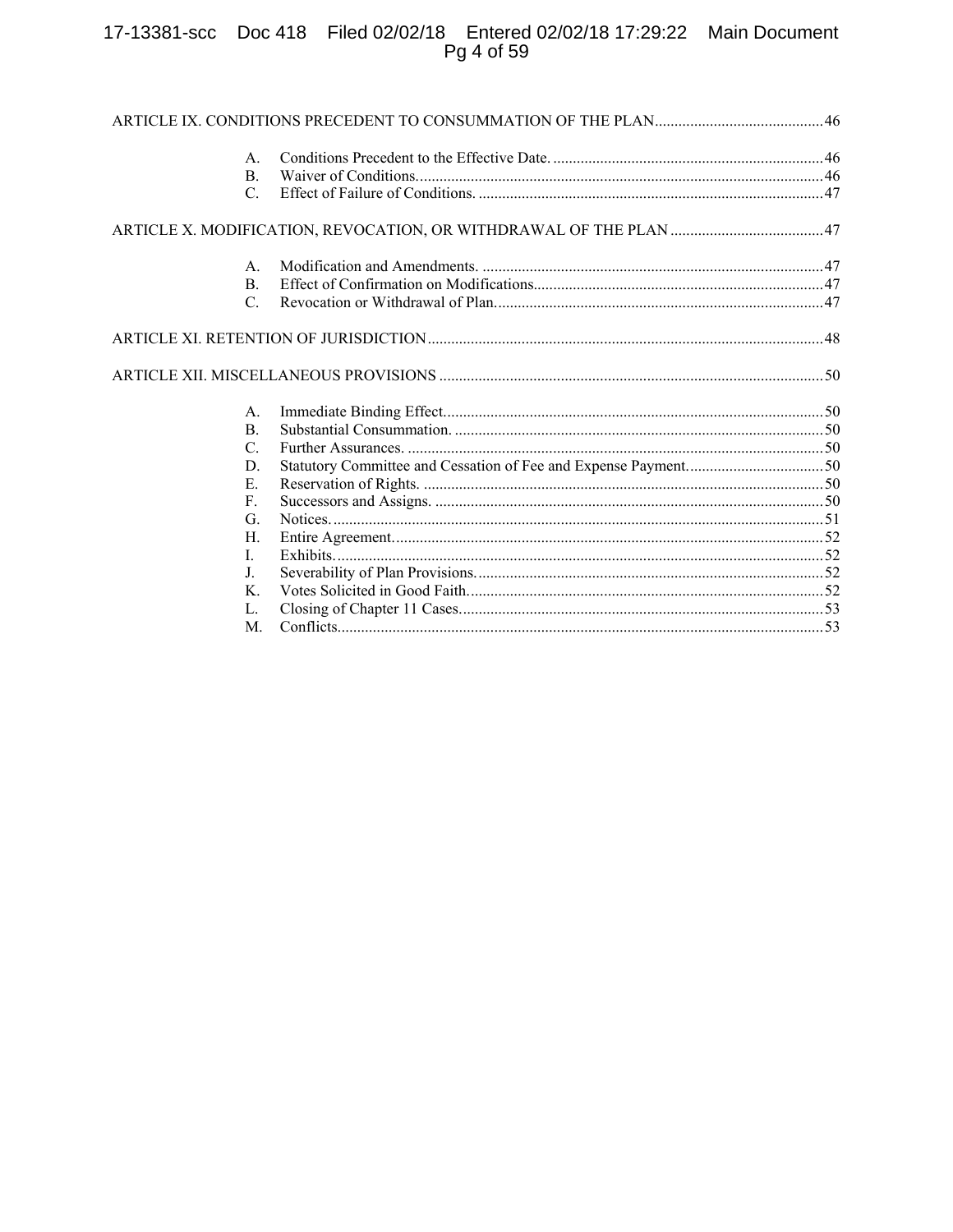ARTICLE IX. CONDITIONS PRECEDENT TO CONSUMMATION OF THE PLAN ..... 46

- A. Conditions Precedent to the Effective Date. ..... 46
- B. Waiver of Conditions. ..... 46
- C. Effect of Failure of Conditions. ..... 47

ARTICLE X. MODIFICATION, REVOCATION, OR WITHDRAWAL OF THE PLAN ..... 47

- A. Modification and Amendments. ..... 47
- B. Effect of Confirmation on Modifications. ..... 47
- C. Revocation or Withdrawal of Plan. ..... 47

ARTICLE XI. RETENTION OF JURISDICTION ..... 48

ARTICLE XII. MISCELLANEOUS PROVISIONS ..... 50

- A. Immediate Binding Effect. ..... 50
- B. Substantial Consummation. ..... 50
- C. Further Assurances. ..... 50
- D. Statutory Committee and Cessation of Fee and Expense Payment. ..... 50
- E. Reservation of Rights. ..... 50
- F. Successors and Assigns. ..... 50
- G. Notices. ..... 51
- H. Entire Agreement. ..... 52
- I. Exhibits. ..... 52
- J. Severability of Plan Provisions. ..... 52
- K. Votes Solicited in Good Faith. ..... 52
- L. Closing of Chapter 11 Cases. ..... 53
- M. Conflicts. ..... 53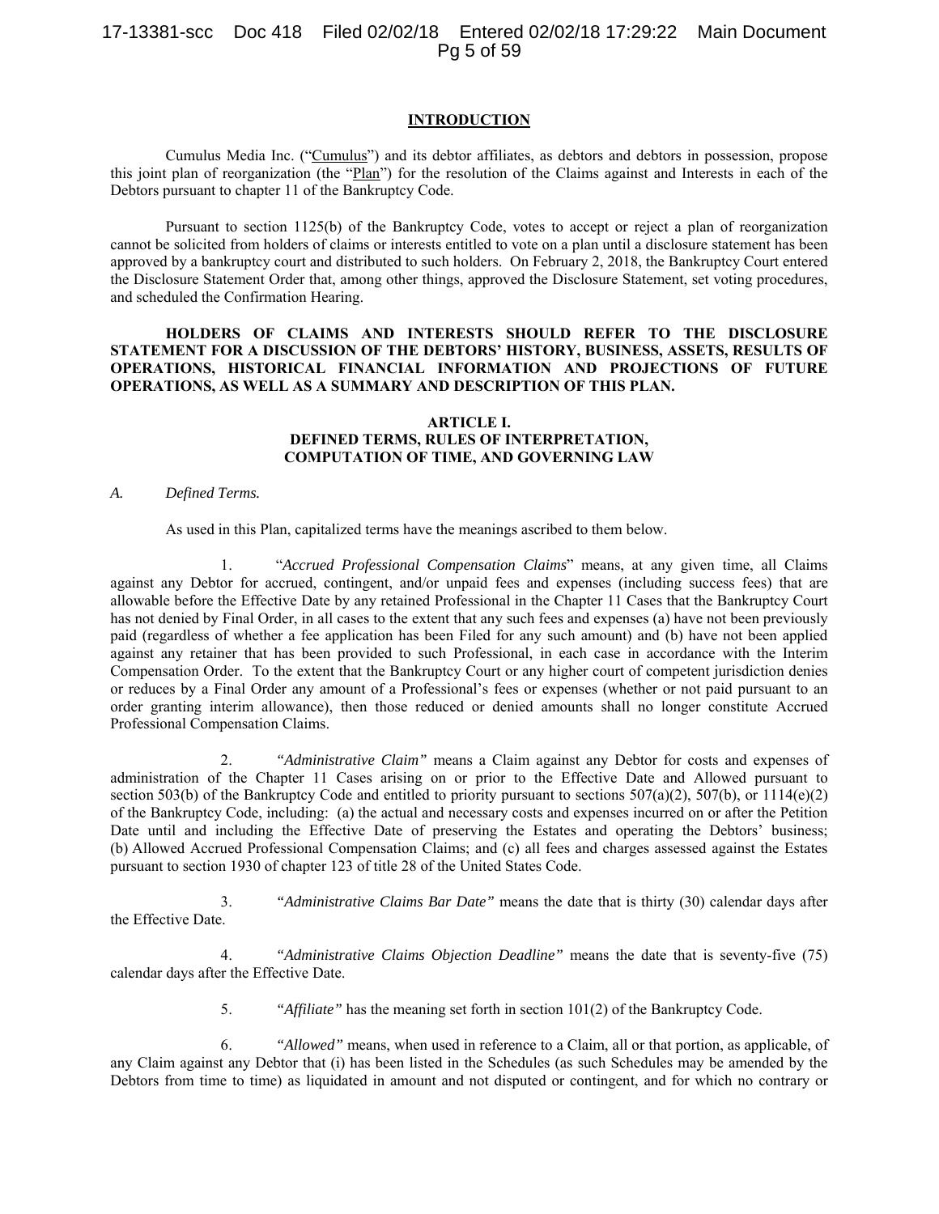## INTRODUCTION

Cumulus Media Inc. ("Cumulus") and its debtor affiliates, as debtors and debtors in possession, propose this joint plan of reorganization (the "Plan") for the resolution of the Claims against and Interests in each of the Debtors pursuant to chapter 11 of the Bankruptcy Code.

Pursuant to section 1125(b) of the Bankruptcy Code, votes to accept or reject a plan of reorganization cannot be solicited from holders of claims or interests entitled to vote on a plan until a disclosure statement has been approved by a bankruptcy court and distributed to such holders. On February 2, 2018, the Bankruptcy Court entered the Disclosure Statement Order that, among other things, approved the Disclosure Statement, set voting procedures, and scheduled the Confirmation Hearing.

**HOLDERS OF CLAIMS AND INTERESTS SHOULD REFER TO THE DISCLOSURE STATEMENT FOR A DISCUSSION OF THE DEBTORS' HISTORY, BUSINESS, ASSETS, RESULTS OF OPERATIONS, HISTORICAL FINANCIAL INFORMATION AND PROJECTIONS OF FUTURE OPERATIONS, AS WELL AS A SUMMARY AND DESCRIPTION OF THIS PLAN.**

## ARTICLE I.
## DEFINED TERMS, RULES OF INTERPRETATION, COMPUTATION OF TIME, AND GOVERNING LAW

### *A. Defined Terms.*

As used in this Plan, capitalized terms have the meanings ascribed to them below.

1. "*Accrued Professional Compensation Claims*" means, at any given time, all Claims against any Debtor for accrued, contingent, and/or unpaid fees and expenses (including success fees) that are allowable before the Effective Date by any retained Professional in the Chapter 11 Cases that the Bankruptcy Court has not denied by Final Order, in all cases to the extent that any such fees and expenses (a) have not been previously paid (regardless of whether a fee application has been Filed for any such amount) and (b) have not been applied against any retainer that has been provided to such Professional, in each case in accordance with the Interim Compensation Order. To the extent that the Bankruptcy Court or any higher court of competent jurisdiction denies or reduces by a Final Order any amount of a Professional's fees or expenses (whether or not paid pursuant to an order granting interim allowance), then those reduced or denied amounts shall no longer constitute Accrued Professional Compensation Claims.

2. *"Administrative Claim"* means a Claim against any Debtor for costs and expenses of administration of the Chapter 11 Cases arising on or prior to the Effective Date and Allowed pursuant to section 503(b) of the Bankruptcy Code and entitled to priority pursuant to sections 507(a)(2), 507(b), or 1114(e)(2) of the Bankruptcy Code, including: (a) the actual and necessary costs and expenses incurred on or after the Petition Date until and including the Effective Date of preserving the Estates and operating the Debtors' business; (b) Allowed Accrued Professional Compensation Claims; and (c) all fees and charges assessed against the Estates pursuant to section 1930 of chapter 123 of title 28 of the United States Code.

3. *"Administrative Claims Bar Date"* means the date that is thirty (30) calendar days after the Effective Date.

4. *"Administrative Claims Objection Deadline"* means the date that is seventy-five (75) calendar days after the Effective Date.

5. *"Affiliate"* has the meaning set forth in section 101(2) of the Bankruptcy Code.

6. *"Allowed"* means, when used in reference to a Claim, all or that portion, as applicable, of any Claim against any Debtor that (i) has been listed in the Schedules (as such Schedules may be amended by the Debtors from time to time) as liquidated in amount and not disputed or contingent, and for which no contrary or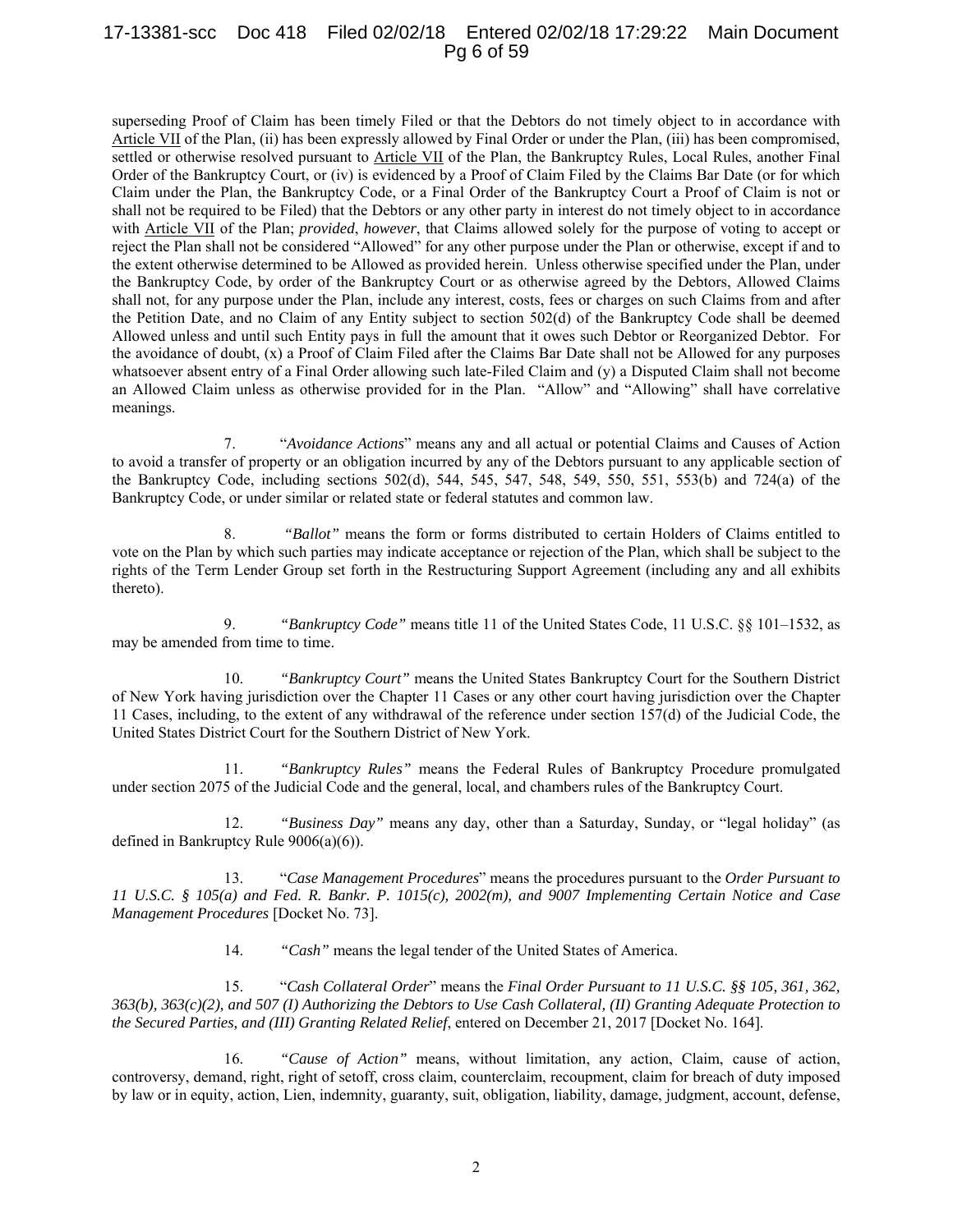superseding Proof of Claim has been timely Filed or that the Debtors do not timely object to in accordance with Article VII of the Plan, (ii) has been expressly allowed by Final Order or under the Plan, (iii) has been compromised, settled or otherwise resolved pursuant to Article VII of the Plan, the Bankruptcy Rules, Local Rules, another Final Order of the Bankruptcy Court, or (iv) is evidenced by a Proof of Claim Filed by the Claims Bar Date (or for which Claim under the Plan, the Bankruptcy Code, or a Final Order of the Bankruptcy Court a Proof of Claim is not or shall not be required to be Filed) that the Debtors or any other party in interest do not timely object to in accordance with Article VII of the Plan; *provided*, *however*, that Claims allowed solely for the purpose of voting to accept or reject the Plan shall not be considered "Allowed" for any other purpose under the Plan or otherwise, except if and to the extent otherwise determined to be Allowed as provided herein. Unless otherwise specified under the Plan, under the Bankruptcy Code, by order of the Bankruptcy Court or as otherwise agreed by the Debtors, Allowed Claims shall not, for any purpose under the Plan, include any interest, costs, fees or charges on such Claims from and after the Petition Date, and no Claim of any Entity subject to section 502(d) of the Bankruptcy Code shall be deemed Allowed unless and until such Entity pays in full the amount that it owes such Debtor or Reorganized Debtor. For the avoidance of doubt, (x) a Proof of Claim Filed after the Claims Bar Date shall not be Allowed for any purposes whatsoever absent entry of a Final Order allowing such late-Filed Claim and (y) a Disputed Claim shall not become an Allowed Claim unless as otherwise provided for in the Plan. "Allow" and "Allowing" shall have correlative meanings.

7. "*Avoidance Actions*" means any and all actual or potential Claims and Causes of Action to avoid a transfer of property or an obligation incurred by any of the Debtors pursuant to any applicable section of the Bankruptcy Code, including sections 502(d), 544, 545, 547, 548, 549, 550, 551, 553(b) and 724(a) of the Bankruptcy Code, or under similar or related state or federal statutes and common law.

8. *"Ballot"* means the form or forms distributed to certain Holders of Claims entitled to vote on the Plan by which such parties may indicate acceptance or rejection of the Plan, which shall be subject to the rights of the Term Lender Group set forth in the Restructuring Support Agreement (including any and all exhibits thereto).

9. *"Bankruptcy Code"* means title 11 of the United States Code, 11 U.S.C. §§ 101–1532, as may be amended from time to time.

10. *"Bankruptcy Court"* means the United States Bankruptcy Court for the Southern District of New York having jurisdiction over the Chapter 11 Cases or any other court having jurisdiction over the Chapter 11 Cases, including, to the extent of any withdrawal of the reference under section 157(d) of the Judicial Code, the United States District Court for the Southern District of New York.

11. *"Bankruptcy Rules"* means the Federal Rules of Bankruptcy Procedure promulgated under section 2075 of the Judicial Code and the general, local, and chambers rules of the Bankruptcy Court.

12. *"Business Day"* means any day, other than a Saturday, Sunday, or "legal holiday" (as defined in Bankruptcy Rule 9006(a)(6)).

13. "*Case Management Procedures*" means the procedures pursuant to the *Order Pursuant to 11 U.S.C. § 105(a) and Fed. R. Bankr. P. 1015(c), 2002(m), and 9007 Implementing Certain Notice and Case Management Procedures* [Docket No. 73].

14. *"Cash"* means the legal tender of the United States of America.

15. "*Cash Collateral Order*" means the *Final Order Pursuant to 11 U.S.C. §§ 105, 361, 362, 363(b), 363(c)(2), and 507 (I) Authorizing the Debtors to Use Cash Collateral, (II) Granting Adequate Protection to the Secured Parties, and (III) Granting Related Relief*, entered on December 21, 2017 [Docket No. 164].

16. *"Cause of Action"* means, without limitation, any action, Claim, cause of action, controversy, demand, right, right of setoff, cross claim, counterclaim, recoupment, claim for breach of duty imposed by law or in equity, action, Lien, indemnity, guaranty, suit, obligation, liability, damage, judgment, account, defense,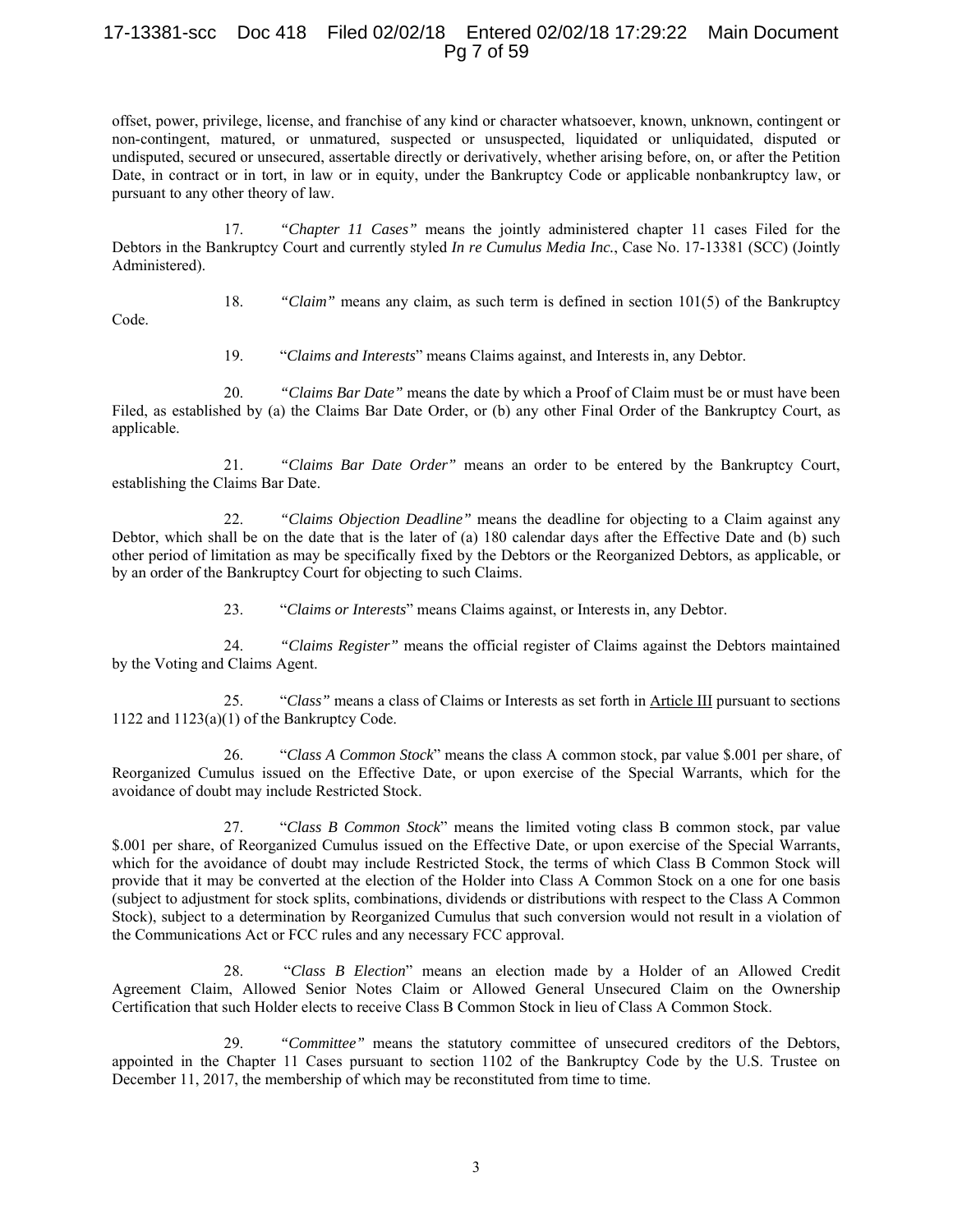offset, power, privilege, license, and franchise of any kind or character whatsoever, known, unknown, contingent or non-contingent, matured, or unmatured, suspected or unsuspected, liquidated or unliquidated, disputed or undisputed, secured or unsecured, assertable directly or derivatively, whether arising before, on, or after the Petition Date, in contract or in tort, in law or in equity, under the Bankruptcy Code or applicable nonbankruptcy law, or pursuant to any other theory of law.

17. *"Chapter 11 Cases"* means the jointly administered chapter 11 cases Filed for the Debtors in the Bankruptcy Court and currently styled *In re Cumulus Media Inc.*, Case No. 17-13381 (SCC) (Jointly Administered).

18. *"Claim"* means any claim, as such term is defined in section 101(5) of the Bankruptcy Code.

19. "*Claims and Interests*" means Claims against, and Interests in, any Debtor.

20. *"Claims Bar Date"* means the date by which a Proof of Claim must be or must have been Filed, as established by (a) the Claims Bar Date Order, or (b) any other Final Order of the Bankruptcy Court, as applicable.

21. *"Claims Bar Date Order"* means an order to be entered by the Bankruptcy Court, establishing the Claims Bar Date.

22. *"Claims Objection Deadline"* means the deadline for objecting to a Claim against any Debtor, which shall be on the date that is the later of (a) 180 calendar days after the Effective Date and (b) such other period of limitation as may be specifically fixed by the Debtors or the Reorganized Debtors, as applicable, or by an order of the Bankruptcy Court for objecting to such Claims.

23. "*Claims or Interests*" means Claims against, or Interests in, any Debtor.

24. *"Claims Register"* means the official register of Claims against the Debtors maintained by the Voting and Claims Agent.

25. "*Class"* means a class of Claims or Interests as set forth in Article III pursuant to sections 1122 and 1123(a)(1) of the Bankruptcy Code.

26. "*Class A Common Stock*" means the class A common stock, par value $.001 per share, of Reorganized Cumulus issued on the Effective Date, or upon exercise of the Special Warrants, which for the avoidance of doubt may include Restricted Stock.

27. "*Class B Common Stock*" means the limited voting class B common stock, par value $.001 per share, of Reorganized Cumulus issued on the Effective Date, or upon exercise of the Special Warrants, which for the avoidance of doubt may include Restricted Stock, the terms of which Class B Common Stock will provide that it may be converted at the election of the Holder into Class A Common Stock on a one for one basis (subject to adjustment for stock splits, combinations, dividends or distributions with respect to the Class A Common Stock), subject to a determination by Reorganized Cumulus that such conversion would not result in a violation of the Communications Act or FCC rules and any necessary FCC approval.

28. "*Class B Election*" means an election made by a Holder of an Allowed Credit Agreement Claim, Allowed Senior Notes Claim or Allowed General Unsecured Claim on the Ownership Certification that such Holder elects to receive Class B Common Stock in lieu of Class A Common Stock.

29. *"Committee"* means the statutory committee of unsecured creditors of the Debtors, appointed in the Chapter 11 Cases pursuant to section 1102 of the Bankruptcy Code by the U.S. Trustee on December 11, 2017, the membership of which may be reconstituted from time to time.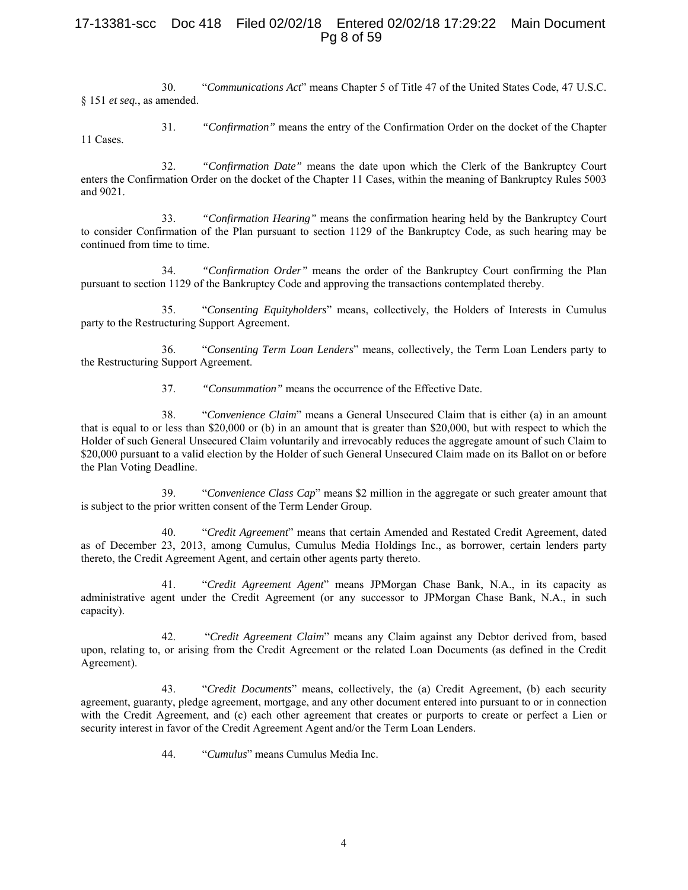30. "*Communications Act*" means Chapter 5 of Title 47 of the United States Code, 47 U.S.C. § 151 *et seq.*, as amended.

31. *"Confirmation"* means the entry of the Confirmation Order on the docket of the Chapter 11 Cases.

32. *"Confirmation Date"* means the date upon which the Clerk of the Bankruptcy Court enters the Confirmation Order on the docket of the Chapter 11 Cases, within the meaning of Bankruptcy Rules 5003 and 9021.

33. *"Confirmation Hearing"* means the confirmation hearing held by the Bankruptcy Court to consider Confirmation of the Plan pursuant to section 1129 of the Bankruptcy Code, as such hearing may be continued from time to time.

34. *"Confirmation Order"* means the order of the Bankruptcy Court confirming the Plan pursuant to section 1129 of the Bankruptcy Code and approving the transactions contemplated thereby.

35. "*Consenting Equityholders*" means, collectively, the Holders of Interests in Cumulus party to the Restructuring Support Agreement.

36. "*Consenting Term Loan Lenders*" means, collectively, the Term Loan Lenders party to the Restructuring Support Agreement.

37. *"Consummation"* means the occurrence of the Effective Date.

38. "*Convenience Claim*" means a General Unsecured Claim that is either (a) in an amount that is equal to or less than $20,000 or (b) in an amount that is greater than $20,000, but with respect to which the Holder of such General Unsecured Claim voluntarily and irrevocably reduces the aggregate amount of such Claim to $20,000 pursuant to a valid election by the Holder of such General Unsecured Claim made on its Ballot on or before the Plan Voting Deadline.

39. "*Convenience Class Cap*" means $2 million in the aggregate or such greater amount that is subject to the prior written consent of the Term Lender Group.

40. "*Credit Agreement*" means that certain Amended and Restated Credit Agreement, dated as of December 23, 2013, among Cumulus, Cumulus Media Holdings Inc., as borrower, certain lenders party thereto, the Credit Agreement Agent, and certain other agents party thereto.

41. "*Credit Agreement Agent*" means JPMorgan Chase Bank, N.A., in its capacity as administrative agent under the Credit Agreement (or any successor to JPMorgan Chase Bank, N.A., in such capacity).

42. "*Credit Agreement Claim*" means any Claim against any Debtor derived from, based upon, relating to, or arising from the Credit Agreement or the related Loan Documents (as defined in the Credit Agreement).

43. "*Credit Documents*" means, collectively, the (a) Credit Agreement, (b) each security agreement, guaranty, pledge agreement, mortgage, and any other document entered into pursuant to or in connection with the Credit Agreement, and (c) each other agreement that creates or purports to create or perfect a Lien or security interest in favor of the Credit Agreement Agent and/or the Term Loan Lenders.

44. "*Cumulus*" means Cumulus Media Inc.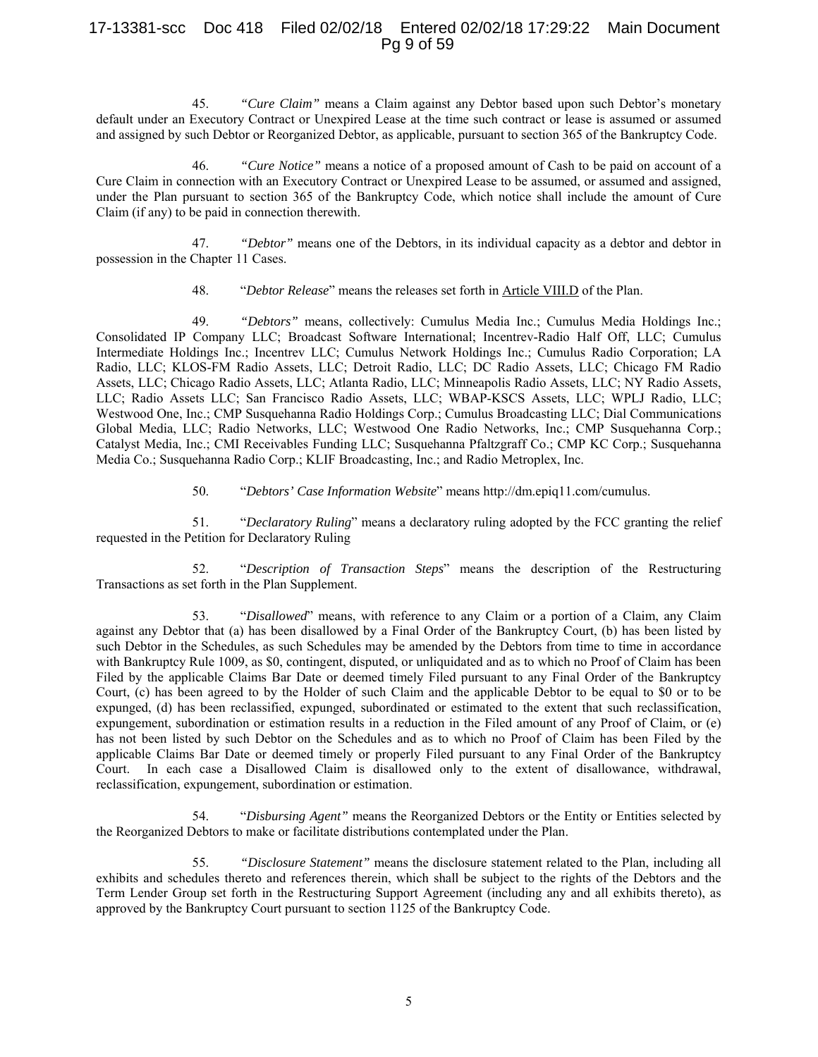45. *"Cure Claim"* means a Claim against any Debtor based upon such Debtor's monetary default under an Executory Contract or Unexpired Lease at the time such contract or lease is assumed or assumed and assigned by such Debtor or Reorganized Debtor, as applicable, pursuant to section 365 of the Bankruptcy Code.

46. *"Cure Notice"* means a notice of a proposed amount of Cash to be paid on account of a Cure Claim in connection with an Executory Contract or Unexpired Lease to be assumed, or assumed and assigned, under the Plan pursuant to section 365 of the Bankruptcy Code, which notice shall include the amount of Cure Claim (if any) to be paid in connection therewith.

47. *"Debtor"* means one of the Debtors, in its individual capacity as a debtor and debtor in possession in the Chapter 11 Cases.

48. "*Debtor Release*" means the releases set forth in Article VIII.D of the Plan.

49. *"Debtors"* means, collectively: Cumulus Media Inc.; Cumulus Media Holdings Inc.; Consolidated IP Company LLC; Broadcast Software International; Incentrev-Radio Half Off, LLC; Cumulus Intermediate Holdings Inc.; Incentrev LLC; Cumulus Network Holdings Inc.; Cumulus Radio Corporation; LA Radio, LLC; KLOS-FM Radio Assets, LLC; Detroit Radio, LLC; DC Radio Assets, LLC; Chicago FM Radio Assets, LLC; Chicago Radio Assets, LLC; Atlanta Radio, LLC; Minneapolis Radio Assets, LLC; NY Radio Assets, LLC; Radio Assets LLC; San Francisco Radio Assets, LLC; WBAP-KSCS Assets, LLC; WPLJ Radio, LLC; Westwood One, Inc.; CMP Susquehanna Radio Holdings Corp.; Cumulus Broadcasting LLC; Dial Communications Global Media, LLC; Radio Networks, LLC; Westwood One Radio Networks, Inc.; CMP Susquehanna Corp.; Catalyst Media, Inc.; CMI Receivables Funding LLC; Susquehanna Pfaltzgraff Co.; CMP KC Corp.; Susquehanna Media Co.; Susquehanna Radio Corp.; KLIF Broadcasting, Inc.; and Radio Metroplex, Inc.

50. "*Debtors' Case Information Website*" means http://dm.epiq11.com/cumulus.

51. "*Declaratory Ruling*" means a declaratory ruling adopted by the FCC granting the relief requested in the Petition for Declaratory Ruling

52. "*Description of Transaction Steps*" means the description of the Restructuring Transactions as set forth in the Plan Supplement.

53. "*Disallowed*" means, with reference to any Claim or a portion of a Claim, any Claim against any Debtor that (a) has been disallowed by a Final Order of the Bankruptcy Court, (b) has been listed by such Debtor in the Schedules, as such Schedules may be amended by the Debtors from time to time in accordance with Bankruptcy Rule 1009, as $0, contingent, disputed, or unliquidated and as to which no Proof of Claim has been Filed by the applicable Claims Bar Date or deemed timely Filed pursuant to any Final Order of the Bankruptcy Court, (c) has been agreed to by the Holder of such Claim and the applicable Debtor to be equal to $0 or to be expunged, (d) has been reclassified, expunged, subordinated or estimated to the extent that such reclassification, expungement, subordination or estimation results in a reduction in the Filed amount of any Proof of Claim, or (e) has not been listed by such Debtor on the Schedules and as to which no Proof of Claim has been Filed by the applicable Claims Bar Date or deemed timely or properly Filed pursuant to any Final Order of the Bankruptcy Court. In each case a Disallowed Claim is disallowed only to the extent of disallowance, withdrawal, reclassification, expungement, subordination or estimation.

54. "*Disbursing Agent"* means the Reorganized Debtors or the Entity or Entities selected by the Reorganized Debtors to make or facilitate distributions contemplated under the Plan.

55. *"Disclosure Statement"* means the disclosure statement related to the Plan, including all exhibits and schedules thereto and references therein, which shall be subject to the rights of the Debtors and the Term Lender Group set forth in the Restructuring Support Agreement (including any and all exhibits thereto), as approved by the Bankruptcy Court pursuant to section 1125 of the Bankruptcy Code.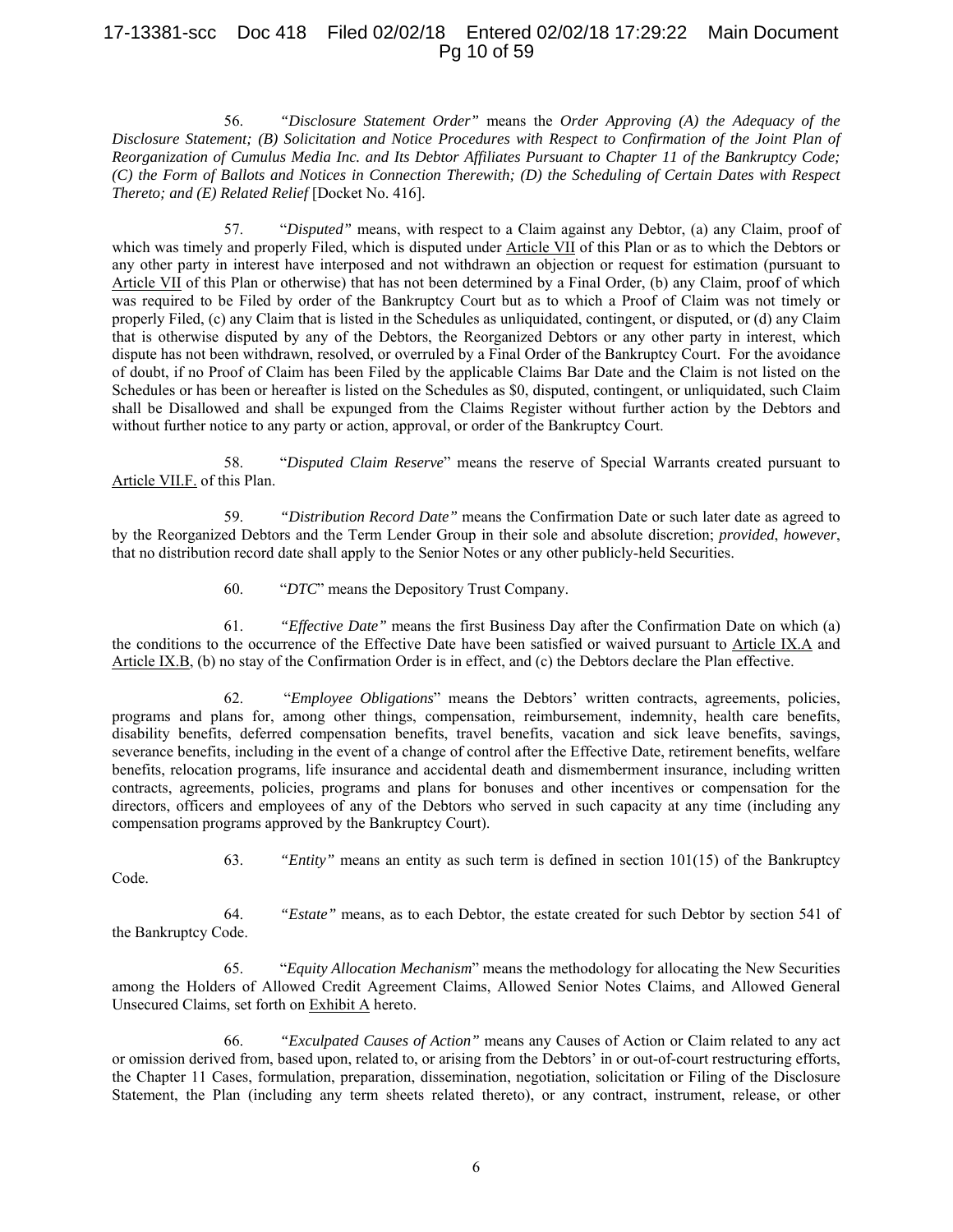56. *"Disclosure Statement Order"* means the *Order Approving (A) the Adequacy of the Disclosure Statement; (B) Solicitation and Notice Procedures with Respect to Confirmation of the Joint Plan of Reorganization of Cumulus Media Inc. and Its Debtor Affiliates Pursuant to Chapter 11 of the Bankruptcy Code; (C) the Form of Ballots and Notices in Connection Therewith; (D) the Scheduling of Certain Dates with Respect Thereto; and (E) Related Relief* [Docket No. 416].

57. "*Disputed"* means, with respect to a Claim against any Debtor, (a) any Claim, proof of which was timely and properly Filed, which is disputed under Article VII of this Plan or as to which the Debtors or any other party in interest have interposed and not withdrawn an objection or request for estimation (pursuant to Article VII of this Plan or otherwise) that has not been determined by a Final Order, (b) any Claim, proof of which was required to be Filed by order of the Bankruptcy Court but as to which a Proof of Claim was not timely or properly Filed, (c) any Claim that is listed in the Schedules as unliquidated, contingent, or disputed, or (d) any Claim that is otherwise disputed by any of the Debtors, the Reorganized Debtors or any other party in interest, which dispute has not been withdrawn, resolved, or overruled by a Final Order of the Bankruptcy Court. For the avoidance of doubt, if no Proof of Claim has been Filed by the applicable Claims Bar Date and the Claim is not listed on the Schedules or has been or hereafter is listed on the Schedules as $0, disputed, contingent, or unliquidated, such Claim shall be Disallowed and shall be expunged from the Claims Register without further action by the Debtors and without further notice to any party or action, approval, or order of the Bankruptcy Court.

58. "*Disputed Claim Reserve*" means the reserve of Special Warrants created pursuant to Article VII.F. of this Plan.

59. *"Distribution Record Date"* means the Confirmation Date or such later date as agreed to by the Reorganized Debtors and the Term Lender Group in their sole and absolute discretion; *provided*, *however*, that no distribution record date shall apply to the Senior Notes or any other publicly-held Securities.

60. "*DTC*" means the Depository Trust Company.

61. *"Effective Date"* means the first Business Day after the Confirmation Date on which (a) the conditions to the occurrence of the Effective Date have been satisfied or waived pursuant to Article IX.A and Article IX.B, (b) no stay of the Confirmation Order is in effect, and (c) the Debtors declare the Plan effective.

62. "*Employee Obligations*" means the Debtors' written contracts, agreements, policies, programs and plans for, among other things, compensation, reimbursement, indemnity, health care benefits, disability benefits, deferred compensation benefits, travel benefits, vacation and sick leave benefits, savings, severance benefits, including in the event of a change of control after the Effective Date, retirement benefits, welfare benefits, relocation programs, life insurance and accidental death and dismemberment insurance, including written contracts, agreements, policies, programs and plans for bonuses and other incentives or compensation for the directors, officers and employees of any of the Debtors who served in such capacity at any time (including any compensation programs approved by the Bankruptcy Court).

63. *"Entity"* means an entity as such term is defined in section 101(15) of the Bankruptcy Code.

64. *"Estate"* means, as to each Debtor, the estate created for such Debtor by section 541 of the Bankruptcy Code.

65. "*Equity Allocation Mechanism*" means the methodology for allocating the New Securities among the Holders of Allowed Credit Agreement Claims, Allowed Senior Notes Claims, and Allowed General Unsecured Claims, set forth on Exhibit A hereto.

66. *"Exculpated Causes of Action"* means any Causes of Action or Claim related to any act or omission derived from, based upon, related to, or arising from the Debtors' in or out-of-court restructuring efforts, the Chapter 11 Cases, formulation, preparation, dissemination, negotiation, solicitation or Filing of the Disclosure Statement, the Plan (including any term sheets related thereto), or any contract, instrument, release, or other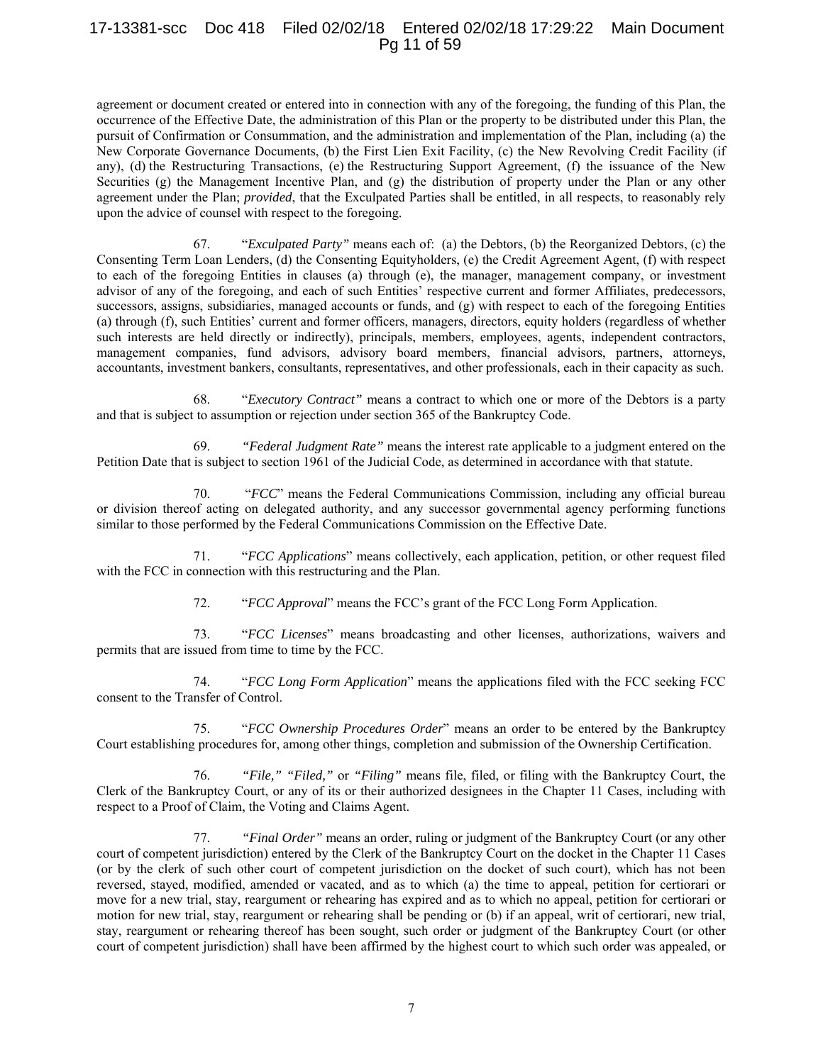agreement or document created or entered into in connection with any of the foregoing, the funding of this Plan, the occurrence of the Effective Date, the administration of this Plan or the property to be distributed under this Plan, the pursuit of Confirmation or Consummation, and the administration and implementation of the Plan, including (a) the New Corporate Governance Documents, (b) the First Lien Exit Facility, (c) the New Revolving Credit Facility (if any), (d) the Restructuring Transactions, (e) the Restructuring Support Agreement, (f) the issuance of the New Securities (g) the Management Incentive Plan, and (g) the distribution of property under the Plan or any other agreement under the Plan; *provided*, that the Exculpated Parties shall be entitled, in all respects, to reasonably rely upon the advice of counsel with respect to the foregoing.

67. "*Exculpated Party"* means each of: (a) the Debtors, (b) the Reorganized Debtors, (c) the Consenting Term Loan Lenders, (d) the Consenting Equityholders, (e) the Credit Agreement Agent, (f) with respect to each of the foregoing Entities in clauses (a) through (e), the manager, management company, or investment advisor of any of the foregoing, and each of such Entities' respective current and former Affiliates, predecessors, successors, assigns, subsidiaries, managed accounts or funds, and (g) with respect to each of the foregoing Entities (a) through (f), such Entities' current and former officers, managers, directors, equity holders (regardless of whether such interests are held directly or indirectly), principals, members, employees, agents, independent contractors, management companies, fund advisors, advisory board members, financial advisors, partners, attorneys, accountants, investment bankers, consultants, representatives, and other professionals, each in their capacity as such.

68. "*Executory Contract"* means a contract to which one or more of the Debtors is a party and that is subject to assumption or rejection under section 365 of the Bankruptcy Code.

69. *"Federal Judgment Rate"* means the interest rate applicable to a judgment entered on the Petition Date that is subject to section 1961 of the Judicial Code, as determined in accordance with that statute.

70. "*FCC*" means the Federal Communications Commission, including any official bureau or division thereof acting on delegated authority, and any successor governmental agency performing functions similar to those performed by the Federal Communications Commission on the Effective Date.

71. "*FCC Applications*" means collectively, each application, petition, or other request filed with the FCC in connection with this restructuring and the Plan.

72. "*FCC Approval*" means the FCC's grant of the FCC Long Form Application.

73. "*FCC Licenses*" means broadcasting and other licenses, authorizations, waivers and permits that are issued from time to time by the FCC.

74. "*FCC Long Form Application*" means the applications filed with the FCC seeking FCC consent to the Transfer of Control.

75. "*FCC Ownership Procedures Order*" means an order to be entered by the Bankruptcy Court establishing procedures for, among other things, completion and submission of the Ownership Certification.

76. *"File," "Filed,"* or *"Filing"* means file, filed, or filing with the Bankruptcy Court, the Clerk of the Bankruptcy Court, or any of its or their authorized designees in the Chapter 11 Cases, including with respect to a Proof of Claim, the Voting and Claims Agent.

77. *"Final Order"* means an order, ruling or judgment of the Bankruptcy Court (or any other court of competent jurisdiction) entered by the Clerk of the Bankruptcy Court on the docket in the Chapter 11 Cases (or by the clerk of such other court of competent jurisdiction on the docket of such court), which has not been reversed, stayed, modified, amended or vacated, and as to which (a) the time to appeal, petition for certiorari or move for a new trial, stay, reargument or rehearing has expired and as to which no appeal, petition for certiorari or motion for new trial, stay, reargument or rehearing shall be pending or (b) if an appeal, writ of certiorari, new trial, stay, reargument or rehearing thereof has been sought, such order or judgment of the Bankruptcy Court (or other court of competent jurisdiction) shall have been affirmed by the highest court to which such order was appealed, or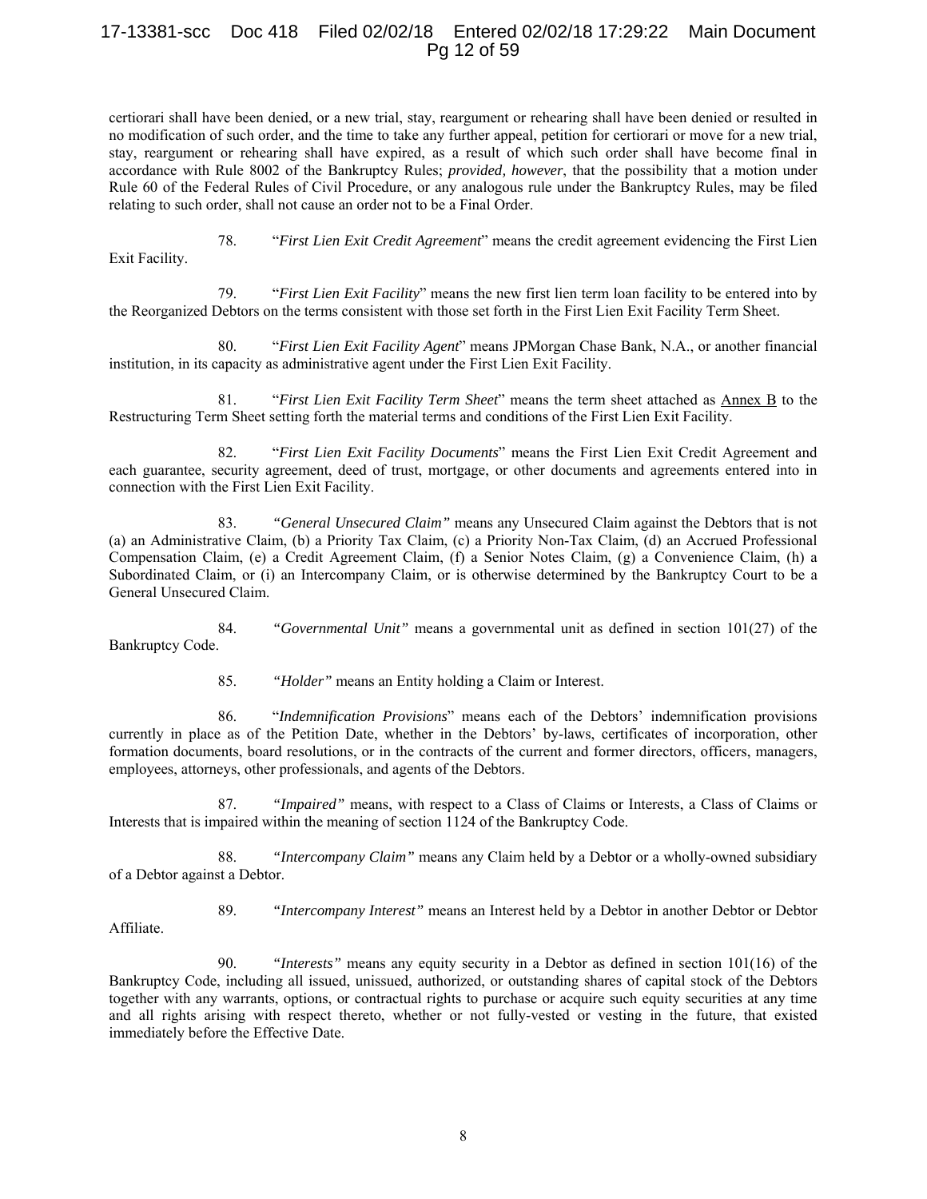certiorari shall have been denied, or a new trial, stay, reargument or rehearing shall have been denied or resulted in no modification of such order, and the time to take any further appeal, petition for certiorari or move for a new trial, stay, reargument or rehearing shall have expired, as a result of which such order shall have become final in accordance with Rule 8002 of the Bankruptcy Rules; *provided, however*, that the possibility that a motion under Rule 60 of the Federal Rules of Civil Procedure, or any analogous rule under the Bankruptcy Rules, may be filed relating to such order, shall not cause an order not to be a Final Order.

78. "*First Lien Exit Credit Agreement*" means the credit agreement evidencing the First Lien Exit Facility.

79. "*First Lien Exit Facility*" means the new first lien term loan facility to be entered into by the Reorganized Debtors on the terms consistent with those set forth in the First Lien Exit Facility Term Sheet.

80. "*First Lien Exit Facility Agent*" means JPMorgan Chase Bank, N.A., or another financial institution, in its capacity as administrative agent under the First Lien Exit Facility.

81. "*First Lien Exit Facility Term Sheet*" means the term sheet attached as Annex B to the Restructuring Term Sheet setting forth the material terms and conditions of the First Lien Exit Facility.

82. "*First Lien Exit Facility Documents*" means the First Lien Exit Credit Agreement and each guarantee, security agreement, deed of trust, mortgage, or other documents and agreements entered into in connection with the First Lien Exit Facility.

83. *"General Unsecured Claim"* means any Unsecured Claim against the Debtors that is not (a) an Administrative Claim, (b) a Priority Tax Claim, (c) a Priority Non-Tax Claim, (d) an Accrued Professional Compensation Claim, (e) a Credit Agreement Claim, (f) a Senior Notes Claim, (g) a Convenience Claim, (h) a Subordinated Claim, or (i) an Intercompany Claim, or is otherwise determined by the Bankruptcy Court to be a General Unsecured Claim.

84. *"Governmental Unit"* means a governmental unit as defined in section 101(27) of the Bankruptcy Code.

85. *"Holder"* means an Entity holding a Claim or Interest.

86. "*Indemnification Provisions*" means each of the Debtors' indemnification provisions currently in place as of the Petition Date, whether in the Debtors' by-laws, certificates of incorporation, other formation documents, board resolutions, or in the contracts of the current and former directors, officers, managers, employees, attorneys, other professionals, and agents of the Debtors.

87. *"Impaired"* means, with respect to a Class of Claims or Interests, a Class of Claims or Interests that is impaired within the meaning of section 1124 of the Bankruptcy Code.

88. *"Intercompany Claim"* means any Claim held by a Debtor or a wholly-owned subsidiary of a Debtor against a Debtor.

89. *"Intercompany Interest"* means an Interest held by a Debtor in another Debtor or Debtor Affiliate.

90. *"Interests"* means any equity security in a Debtor as defined in section 101(16) of the Bankruptcy Code, including all issued, unissued, authorized, or outstanding shares of capital stock of the Debtors together with any warrants, options, or contractual rights to purchase or acquire such equity securities at any time and all rights arising with respect thereto, whether or not fully-vested or vesting in the future, that existed immediately before the Effective Date.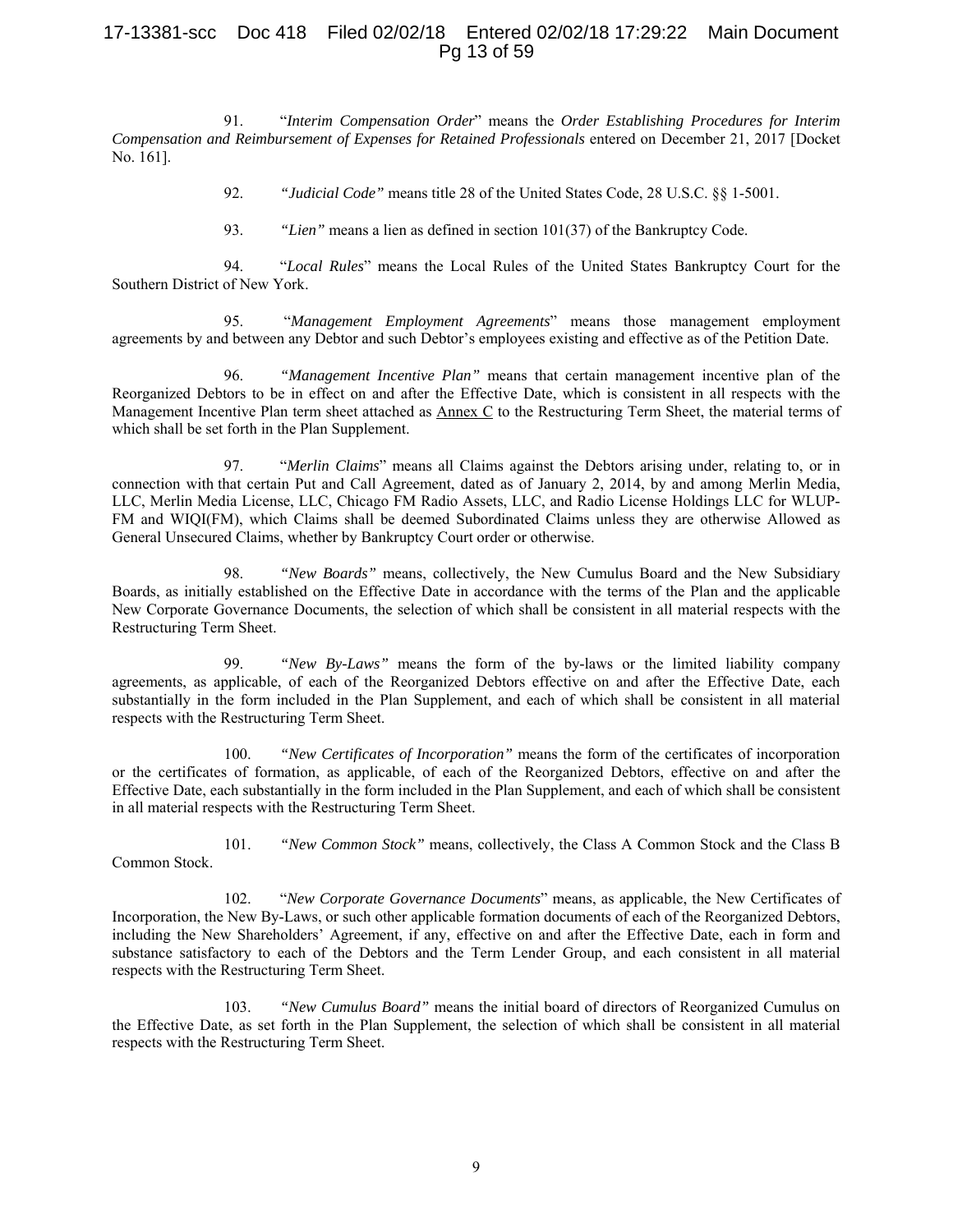91. "*Interim Compensation Order*" means the *Order Establishing Procedures for Interim Compensation and Reimbursement of Expenses for Retained Professionals* entered on December 21, 2017 [Docket No. 161].

92. *"Judicial Code"* means title 28 of the United States Code, 28 U.S.C. §§ 1-5001.

93. *"Lien"* means a lien as defined in section 101(37) of the Bankruptcy Code.

94. "*Local Rules*" means the Local Rules of the United States Bankruptcy Court for the Southern District of New York.

95. "*Management Employment Agreements*" means those management employment agreements by and between any Debtor and such Debtor's employees existing and effective as of the Petition Date.

96. *"Management Incentive Plan"* means that certain management incentive plan of the Reorganized Debtors to be in effect on and after the Effective Date, which is consistent in all respects with the Management Incentive Plan term sheet attached as Annex C to the Restructuring Term Sheet, the material terms of which shall be set forth in the Plan Supplement.

97. "*Merlin Claims*" means all Claims against the Debtors arising under, relating to, or in connection with that certain Put and Call Agreement, dated as of January 2, 2014, by and among Merlin Media, LLC, Merlin Media License, LLC, Chicago FM Radio Assets, LLC, and Radio License Holdings LLC for WLUP-FM and WIQI(FM), which Claims shall be deemed Subordinated Claims unless they are otherwise Allowed as General Unsecured Claims, whether by Bankruptcy Court order or otherwise.

98. *"New Boards"* means, collectively, the New Cumulus Board and the New Subsidiary Boards, as initially established on the Effective Date in accordance with the terms of the Plan and the applicable New Corporate Governance Documents, the selection of which shall be consistent in all material respects with the Restructuring Term Sheet.

99. *"New By-Laws"* means the form of the by-laws or the limited liability company agreements, as applicable, of each of the Reorganized Debtors effective on and after the Effective Date, each substantially in the form included in the Plan Supplement, and each of which shall be consistent in all material respects with the Restructuring Term Sheet.

100. *"New Certificates of Incorporation"* means the form of the certificates of incorporation or the certificates of formation, as applicable, of each of the Reorganized Debtors, effective on and after the Effective Date, each substantially in the form included in the Plan Supplement, and each of which shall be consistent in all material respects with the Restructuring Term Sheet.

101. *"New Common Stock"* means, collectively, the Class A Common Stock and the Class B Common Stock.

102. "*New Corporate Governance Documents*" means, as applicable, the New Certificates of Incorporation, the New By-Laws, or such other applicable formation documents of each of the Reorganized Debtors, including the New Shareholders' Agreement, if any, effective on and after the Effective Date, each in form and substance satisfactory to each of the Debtors and the Term Lender Group, and each consistent in all material respects with the Restructuring Term Sheet.

103. *"New Cumulus Board"* means the initial board of directors of Reorganized Cumulus on the Effective Date, as set forth in the Plan Supplement, the selection of which shall be consistent in all material respects with the Restructuring Term Sheet.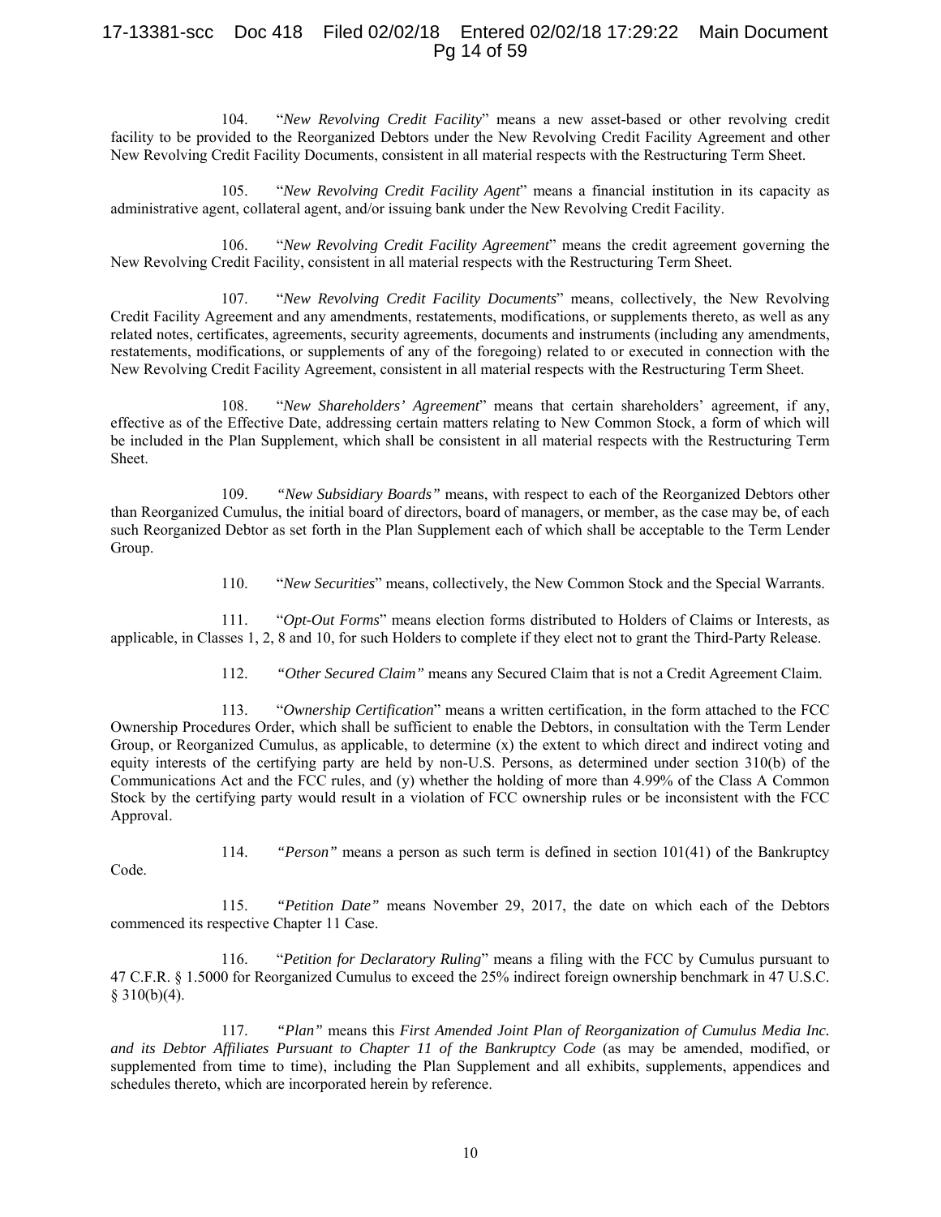104. "*New Revolving Credit Facility*" means a new asset-based or other revolving credit facility to be provided to the Reorganized Debtors under the New Revolving Credit Facility Agreement and other New Revolving Credit Facility Documents, consistent in all material respects with the Restructuring Term Sheet.

105. "*New Revolving Credit Facility Agent*" means a financial institution in its capacity as administrative agent, collateral agent, and/or issuing bank under the New Revolving Credit Facility.

106. "*New Revolving Credit Facility Agreement*" means the credit agreement governing the New Revolving Credit Facility, consistent in all material respects with the Restructuring Term Sheet.

107. "*New Revolving Credit Facility Documents*" means, collectively, the New Revolving Credit Facility Agreement and any amendments, restatements, modifications, or supplements thereto, as well as any related notes, certificates, agreements, security agreements, documents and instruments (including any amendments, restatements, modifications, or supplements of any of the foregoing) related to or executed in connection with the New Revolving Credit Facility Agreement, consistent in all material respects with the Restructuring Term Sheet.

108. "*New Shareholders' Agreement*" means that certain shareholders' agreement, if any, effective as of the Effective Date, addressing certain matters relating to New Common Stock, a form of which will be included in the Plan Supplement, which shall be consistent in all material respects with the Restructuring Term Sheet.

109. *"New Subsidiary Boards"* means, with respect to each of the Reorganized Debtors other than Reorganized Cumulus, the initial board of directors, board of managers, or member, as the case may be, of each such Reorganized Debtor as set forth in the Plan Supplement each of which shall be acceptable to the Term Lender Group.

110. "*New Securities*" means, collectively, the New Common Stock and the Special Warrants.

111. "*Opt-Out Forms*" means election forms distributed to Holders of Claims or Interests, as applicable, in Classes 1, 2, 8 and 10, for such Holders to complete if they elect not to grant the Third-Party Release.

112. *"Other Secured Claim"* means any Secured Claim that is not a Credit Agreement Claim.

113. "*Ownership Certification*" means a written certification, in the form attached to the FCC Ownership Procedures Order, which shall be sufficient to enable the Debtors, in consultation with the Term Lender Group, or Reorganized Cumulus, as applicable, to determine (x) the extent to which direct and indirect voting and equity interests of the certifying party are held by non-U.S. Persons, as determined under section 310(b) of the Communications Act and the FCC rules, and (y) whether the holding of more than 4.99% of the Class A Common Stock by the certifying party would result in a violation of FCC ownership rules or be inconsistent with the FCC Approval.

114. *"Person"* means a person as such term is defined in section 101(41) of the Bankruptcy Code.

115. *"Petition Date"* means November 29, 2017, the date on which each of the Debtors commenced its respective Chapter 11 Case.

116. "*Petition for Declaratory Ruling*" means a filing with the FCC by Cumulus pursuant to 47 C.F.R. § 1.5000 for Reorganized Cumulus to exceed the 25% indirect foreign ownership benchmark in 47 U.S.C. § 310(b)(4).

117. *"Plan"* means this *First Amended Joint Plan of Reorganization of Cumulus Media Inc. and its Debtor Affiliates Pursuant to Chapter 11 of the Bankruptcy Code* (as may be amended, modified, or supplemented from time to time), including the Plan Supplement and all exhibits, supplements, appendices and schedules thereto, which are incorporated herein by reference.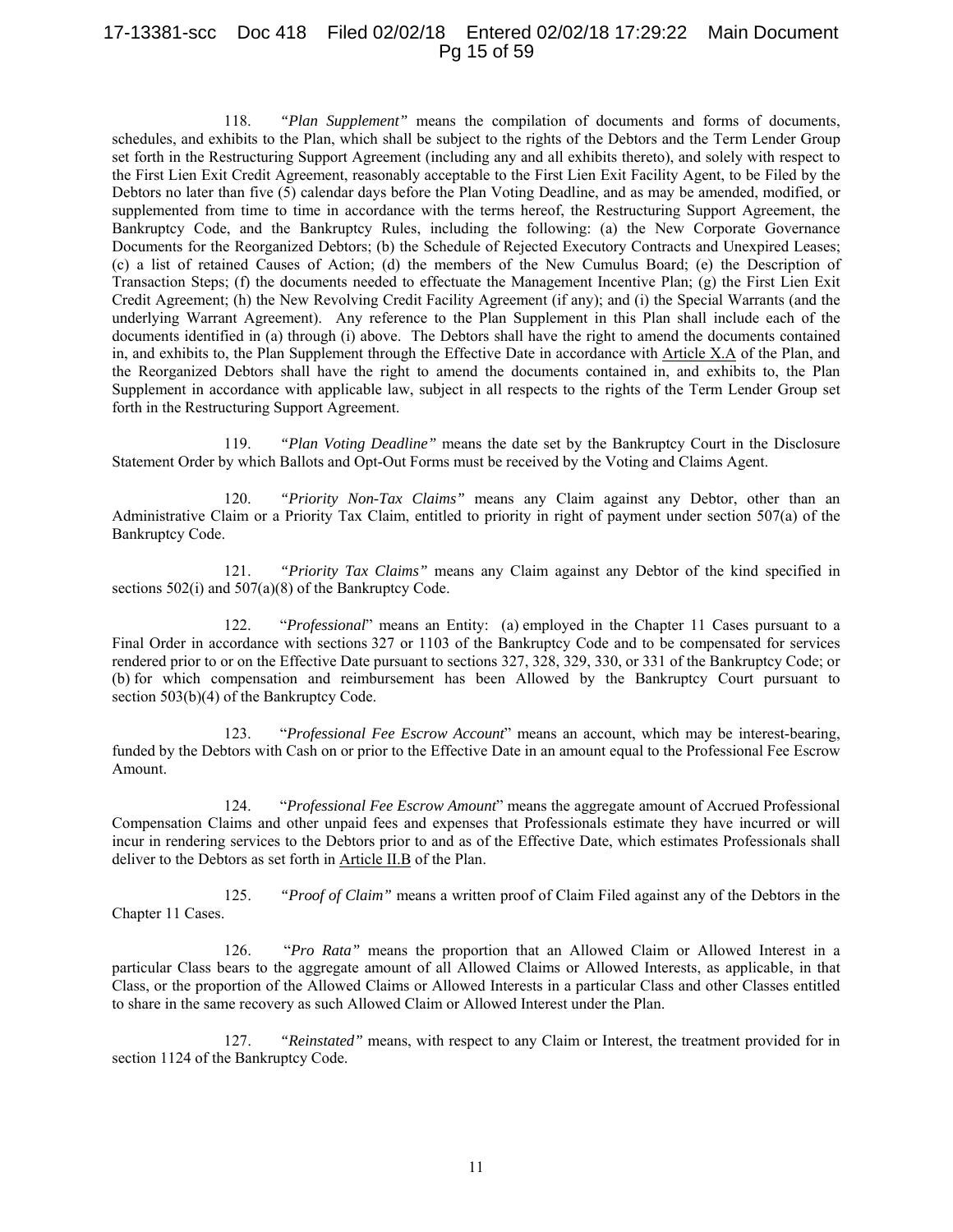118. *"Plan Supplement"* means the compilation of documents and forms of documents, schedules, and exhibits to the Plan, which shall be subject to the rights of the Debtors and the Term Lender Group set forth in the Restructuring Support Agreement (including any and all exhibits thereto), and solely with respect to the First Lien Exit Credit Agreement, reasonably acceptable to the First Lien Exit Facility Agent, to be Filed by the Debtors no later than five (5) calendar days before the Plan Voting Deadline, and as may be amended, modified, or supplemented from time to time in accordance with the terms hereof, the Restructuring Support Agreement, the Bankruptcy Code, and the Bankruptcy Rules, including the following: (a) the New Corporate Governance Documents for the Reorganized Debtors; (b) the Schedule of Rejected Executory Contracts and Unexpired Leases; (c) a list of retained Causes of Action; (d) the members of the New Cumulus Board; (e) the Description of Transaction Steps; (f) the documents needed to effectuate the Management Incentive Plan; (g) the First Lien Exit Credit Agreement; (h) the New Revolving Credit Facility Agreement (if any); and (i) the Special Warrants (and the underlying Warrant Agreement). Any reference to the Plan Supplement in this Plan shall include each of the documents identified in (a) through (i) above. The Debtors shall have the right to amend the documents contained in, and exhibits to, the Plan Supplement through the Effective Date in accordance with Article X.A of the Plan, and the Reorganized Debtors shall have the right to amend the documents contained in, and exhibits to, the Plan Supplement in accordance with applicable law, subject in all respects to the rights of the Term Lender Group set forth in the Restructuring Support Agreement.

119. *"Plan Voting Deadline"* means the date set by the Bankruptcy Court in the Disclosure Statement Order by which Ballots and Opt-Out Forms must be received by the Voting and Claims Agent.

120. *"Priority Non-Tax Claims"* means any Claim against any Debtor, other than an Administrative Claim or a Priority Tax Claim, entitled to priority in right of payment under section 507(a) of the Bankruptcy Code.

121. *"Priority Tax Claims"* means any Claim against any Debtor of the kind specified in sections 502(i) and 507(a)(8) of the Bankruptcy Code.

122. "*Professional*" means an Entity: (a) employed in the Chapter 11 Cases pursuant to a Final Order in accordance with sections 327 or 1103 of the Bankruptcy Code and to be compensated for services rendered prior to or on the Effective Date pursuant to sections 327, 328, 329, 330, or 331 of the Bankruptcy Code; or (b) for which compensation and reimbursement has been Allowed by the Bankruptcy Court pursuant to section 503(b)(4) of the Bankruptcy Code.

123. "*Professional Fee Escrow Account*" means an account, which may be interest-bearing, funded by the Debtors with Cash on or prior to the Effective Date in an amount equal to the Professional Fee Escrow Amount.

124. "*Professional Fee Escrow Amount*" means the aggregate amount of Accrued Professional Compensation Claims and other unpaid fees and expenses that Professionals estimate they have incurred or will incur in rendering services to the Debtors prior to and as of the Effective Date, which estimates Professionals shall deliver to the Debtors as set forth in Article II.B of the Plan.

125. *"Proof of Claim"* means a written proof of Claim Filed against any of the Debtors in the Chapter 11 Cases.

126. "*Pro Rata"* means the proportion that an Allowed Claim or Allowed Interest in a particular Class bears to the aggregate amount of all Allowed Claims or Allowed Interests, as applicable, in that Class, or the proportion of the Allowed Claims or Allowed Interests in a particular Class and other Classes entitled to share in the same recovery as such Allowed Claim or Allowed Interest under the Plan.

127. *"Reinstated"* means, with respect to any Claim or Interest, the treatment provided for in section 1124 of the Bankruptcy Code.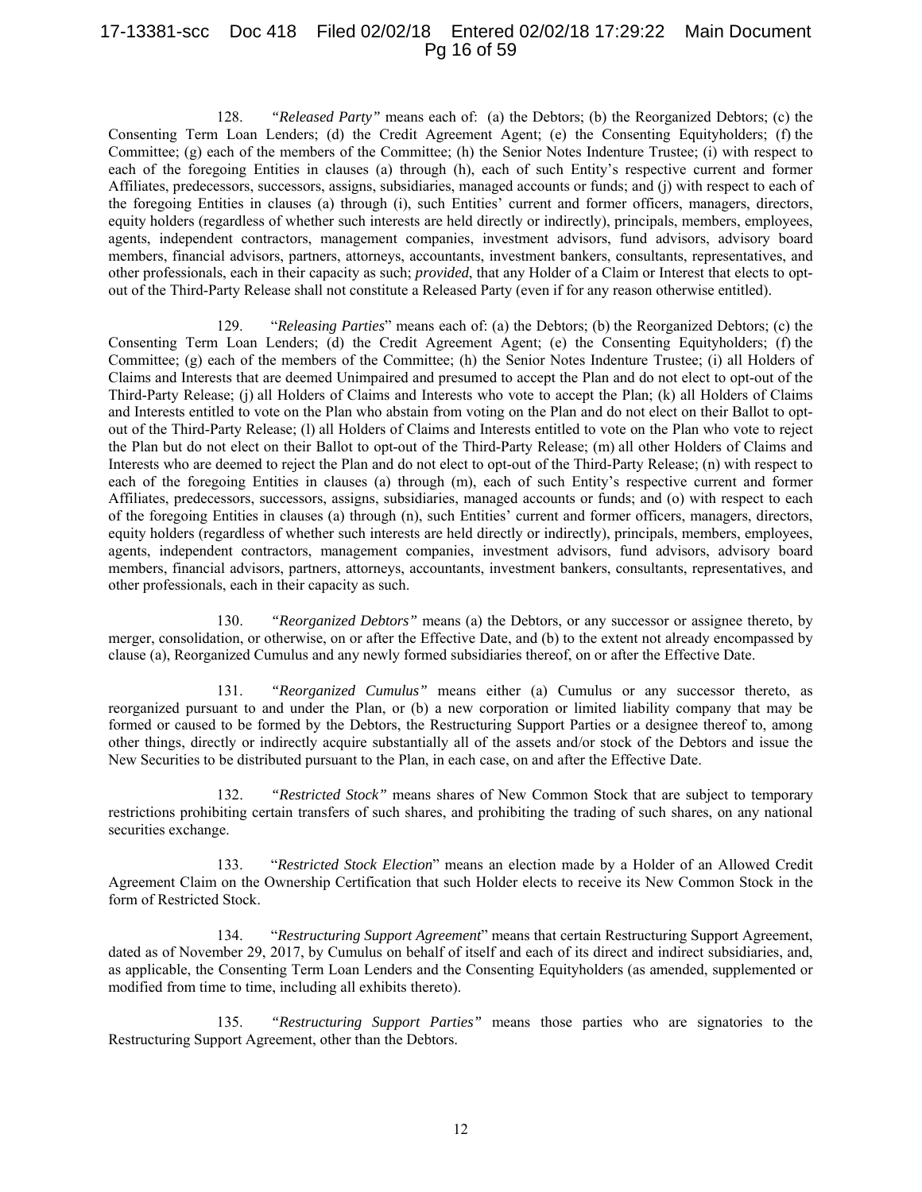128. *"Released Party"* means each of: (a) the Debtors; (b) the Reorganized Debtors; (c) the Consenting Term Loan Lenders; (d) the Credit Agreement Agent; (e) the Consenting Equityholders; (f) the Committee; (g) each of the members of the Committee; (h) the Senior Notes Indenture Trustee; (i) with respect to each of the foregoing Entities in clauses (a) through (h), each of such Entity's respective current and former Affiliates, predecessors, successors, assigns, subsidiaries, managed accounts or funds; and (j) with respect to each of the foregoing Entities in clauses (a) through (i), such Entities' current and former officers, managers, directors, equity holders (regardless of whether such interests are held directly or indirectly), principals, members, employees, agents, independent contractors, management companies, investment advisors, fund advisors, advisory board members, financial advisors, partners, attorneys, accountants, investment bankers, consultants, representatives, and other professionals, each in their capacity as such; *provided*, that any Holder of a Claim or Interest that elects to opt-out of the Third-Party Release shall not constitute a Released Party (even if for any reason otherwise entitled).

129. "*Releasing Parties*" means each of: (a) the Debtors; (b) the Reorganized Debtors; (c) the Consenting Term Loan Lenders; (d) the Credit Agreement Agent; (e) the Consenting Equityholders; (f) the Committee; (g) each of the members of the Committee; (h) the Senior Notes Indenture Trustee; (i) all Holders of Claims and Interests that are deemed Unimpaired and presumed to accept the Plan and do not elect to opt-out of the Third-Party Release; (j) all Holders of Claims and Interests who vote to accept the Plan; (k) all Holders of Claims and Interests entitled to vote on the Plan who abstain from voting on the Plan and do not elect on their Ballot to opt-out of the Third-Party Release; (l) all Holders of Claims and Interests entitled to vote on the Plan who vote to reject the Plan but do not elect on their Ballot to opt-out of the Third-Party Release; (m) all other Holders of Claims and Interests who are deemed to reject the Plan and do not elect to opt-out of the Third-Party Release; (n) with respect to each of the foregoing Entities in clauses (a) through (m), each of such Entity's respective current and former Affiliates, predecessors, successors, assigns, subsidiaries, managed accounts or funds; and (o) with respect to each of the foregoing Entities in clauses (a) through (n), such Entities' current and former officers, managers, directors, equity holders (regardless of whether such interests are held directly or indirectly), principals, members, employees, agents, independent contractors, management companies, investment advisors, fund advisors, advisory board members, financial advisors, partners, attorneys, accountants, investment bankers, consultants, representatives, and other professionals, each in their capacity as such.

130. *"Reorganized Debtors"* means (a) the Debtors, or any successor or assignee thereto, by merger, consolidation, or otherwise, on or after the Effective Date, and (b) to the extent not already encompassed by clause (a), Reorganized Cumulus and any newly formed subsidiaries thereof, on or after the Effective Date.

131. *"Reorganized Cumulus"* means either (a) Cumulus or any successor thereto, as reorganized pursuant to and under the Plan, or (b) a new corporation or limited liability company that may be formed or caused to be formed by the Debtors, the Restructuring Support Parties or a designee thereof to, among other things, directly or indirectly acquire substantially all of the assets and/or stock of the Debtors and issue the New Securities to be distributed pursuant to the Plan, in each case, on and after the Effective Date.

132. *"Restricted Stock"* means shares of New Common Stock that are subject to temporary restrictions prohibiting certain transfers of such shares, and prohibiting the trading of such shares, on any national securities exchange.

133. "*Restricted Stock Election*" means an election made by a Holder of an Allowed Credit Agreement Claim on the Ownership Certification that such Holder elects to receive its New Common Stock in the form of Restricted Stock.

134. "*Restructuring Support Agreement*" means that certain Restructuring Support Agreement, dated as of November 29, 2017, by Cumulus on behalf of itself and each of its direct and indirect subsidiaries, and, as applicable, the Consenting Term Loan Lenders and the Consenting Equityholders (as amended, supplemented or modified from time to time, including all exhibits thereto).

135. *"Restructuring Support Parties"* means those parties who are signatories to the Restructuring Support Agreement, other than the Debtors.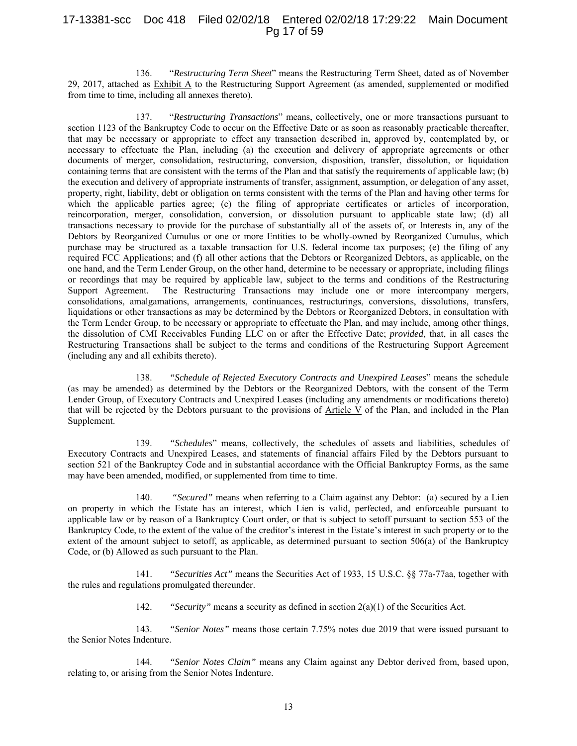136. "*Restructuring Term Sheet*" means the Restructuring Term Sheet, dated as of November 29, 2017, attached as Exhibit A to the Restructuring Support Agreement (as amended, supplemented or modified from time to time, including all annexes thereto).

137. "*Restructuring Transactions*" means, collectively, one or more transactions pursuant to section 1123 of the Bankruptcy Code to occur on the Effective Date or as soon as reasonably practicable thereafter, that may be necessary or appropriate to effect any transaction described in, approved by, contemplated by, or necessary to effectuate the Plan, including (a) the execution and delivery of appropriate agreements or other documents of merger, consolidation, restructuring, conversion, disposition, transfer, dissolution, or liquidation containing terms that are consistent with the terms of the Plan and that satisfy the requirements of applicable law; (b) the execution and delivery of appropriate instruments of transfer, assignment, assumption, or delegation of any asset, property, right, liability, debt or obligation on terms consistent with the terms of the Plan and having other terms for which the applicable parties agree; (c) the filing of appropriate certificates or articles of incorporation, reincorporation, merger, consolidation, conversion, or dissolution pursuant to applicable state law; (d) all transactions necessary to provide for the purchase of substantially all of the assets of, or Interests in, any of the Debtors by Reorganized Cumulus or one or more Entities to be wholly-owned by Reorganized Cumulus, which purchase may be structured as a taxable transaction for U.S. federal income tax purposes; (e) the filing of any required FCC Applications; and (f) all other actions that the Debtors or Reorganized Debtors, as applicable, on the one hand, and the Term Lender Group, on the other hand, determine to be necessary or appropriate, including filings or recordings that may be required by applicable law, subject to the terms and conditions of the Restructuring Support Agreement. The Restructuring Transactions may include one or more intercompany mergers, consolidations, amalgamations, arrangements, continuances, restructurings, conversions, dissolutions, transfers, liquidations or other transactions as may be determined by the Debtors or Reorganized Debtors, in consultation with the Term Lender Group, to be necessary or appropriate to effectuate the Plan, and may include, among other things, the dissolution of CMI Receivables Funding LLC on or after the Effective Date; *provided*, that, in all cases the Restructuring Transactions shall be subject to the terms and conditions of the Restructuring Support Agreement (including any and all exhibits thereto).

138. "*Schedule of Rejected Executory Contracts and Unexpired Leases*" means the schedule (as may be amended) as determined by the Debtors or the Reorganized Debtors, with the consent of the Term Lender Group, of Executory Contracts and Unexpired Leases (including any amendments or modifications thereto) that will be rejected by the Debtors pursuant to the provisions of Article V of the Plan, and included in the Plan Supplement.

139. "*Schedules*" means, collectively, the schedules of assets and liabilities, schedules of Executory Contracts and Unexpired Leases, and statements of financial affairs Filed by the Debtors pursuant to section 521 of the Bankruptcy Code and in substantial accordance with the Official Bankruptcy Forms, as the same may have been amended, modified, or supplemented from time to time.

140. "*Secured*" means when referring to a Claim against any Debtor: (a) secured by a Lien on property in which the Estate has an interest, which Lien is valid, perfected, and enforceable pursuant to applicable law or by reason of a Bankruptcy Court order, or that is subject to setoff pursuant to section 553 of the Bankruptcy Code, to the extent of the value of the creditor's interest in the Estate's interest in such property or to the extent of the amount subject to setoff, as applicable, as determined pursuant to section 506(a) of the Bankruptcy Code, or (b) Allowed as such pursuant to the Plan.

141. "*Securities Act*" means the Securities Act of 1933, 15 U.S.C. §§ 77a-77aa, together with the rules and regulations promulgated thereunder.

142. "*Security*" means a security as defined in section 2(a)(1) of the Securities Act.

143. "*Senior Notes*" means those certain 7.75% notes due 2019 that were issued pursuant to the Senior Notes Indenture.

144. "*Senior Notes Claim*" means any Claim against any Debtor derived from, based upon, relating to, or arising from the Senior Notes Indenture.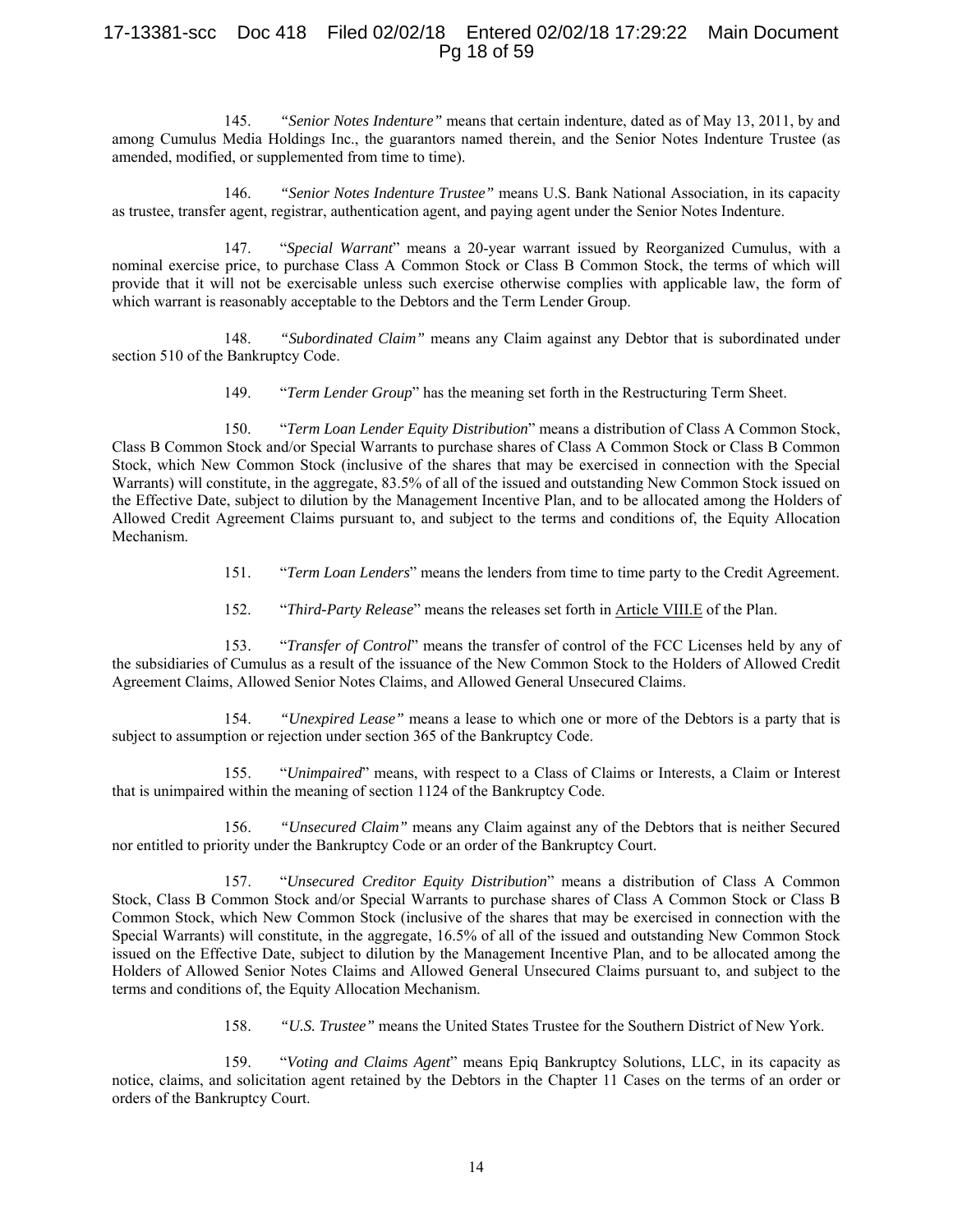145. *"Senior Notes Indenture"* means that certain indenture, dated as of May 13, 2011, by and among Cumulus Media Holdings Inc., the guarantors named therein, and the Senior Notes Indenture Trustee (as amended, modified, or supplemented from time to time).

146. *"Senior Notes Indenture Trustee"* means U.S. Bank National Association, in its capacity as trustee, transfer agent, registrar, authentication agent, and paying agent under the Senior Notes Indenture.

147. "*Special Warrant*" means a 20-year warrant issued by Reorganized Cumulus, with a nominal exercise price, to purchase Class A Common Stock or Class B Common Stock, the terms of which will provide that it will not be exercisable unless such exercise otherwise complies with applicable law, the form of which warrant is reasonably acceptable to the Debtors and the Term Lender Group.

148. *"Subordinated Claim"* means any Claim against any Debtor that is subordinated under section 510 of the Bankruptcy Code.

149. "*Term Lender Group*" has the meaning set forth in the Restructuring Term Sheet.

150. "*Term Loan Lender Equity Distribution*" means a distribution of Class A Common Stock, Class B Common Stock and/or Special Warrants to purchase shares of Class A Common Stock or Class B Common Stock, which New Common Stock (inclusive of the shares that may be exercised in connection with the Special Warrants) will constitute, in the aggregate, 83.5% of all of the issued and outstanding New Common Stock issued on the Effective Date, subject to dilution by the Management Incentive Plan, and to be allocated among the Holders of Allowed Credit Agreement Claims pursuant to, and subject to the terms and conditions of, the Equity Allocation Mechanism.

151. "*Term Loan Lenders*" means the lenders from time to time party to the Credit Agreement.

152. "*Third-Party Release*" means the releases set forth in Article VIII.E of the Plan.

153. "*Transfer of Control*" means the transfer of control of the FCC Licenses held by any of the subsidiaries of Cumulus as a result of the issuance of the New Common Stock to the Holders of Allowed Credit Agreement Claims, Allowed Senior Notes Claims, and Allowed General Unsecured Claims.

154. *"Unexpired Lease"* means a lease to which one or more of the Debtors is a party that is subject to assumption or rejection under section 365 of the Bankruptcy Code.

155. "*Unimpaired*" means, with respect to a Class of Claims or Interests, a Claim or Interest that is unimpaired within the meaning of section 1124 of the Bankruptcy Code.

156. *"Unsecured Claim"* means any Claim against any of the Debtors that is neither Secured nor entitled to priority under the Bankruptcy Code or an order of the Bankruptcy Court.

157. "*Unsecured Creditor Equity Distribution*" means a distribution of Class A Common Stock, Class B Common Stock and/or Special Warrants to purchase shares of Class A Common Stock or Class B Common Stock, which New Common Stock (inclusive of the shares that may be exercised in connection with the Special Warrants) will constitute, in the aggregate, 16.5% of all of the issued and outstanding New Common Stock issued on the Effective Date, subject to dilution by the Management Incentive Plan, and to be allocated among the Holders of Allowed Senior Notes Claims and Allowed General Unsecured Claims pursuant to, and subject to the terms and conditions of, the Equity Allocation Mechanism.

158. *"U.S. Trustee"* means the United States Trustee for the Southern District of New York.

159. "*Voting and Claims Agent*" means Epiq Bankruptcy Solutions, LLC, in its capacity as notice, claims, and solicitation agent retained by the Debtors in the Chapter 11 Cases on the terms of an order or orders of the Bankruptcy Court.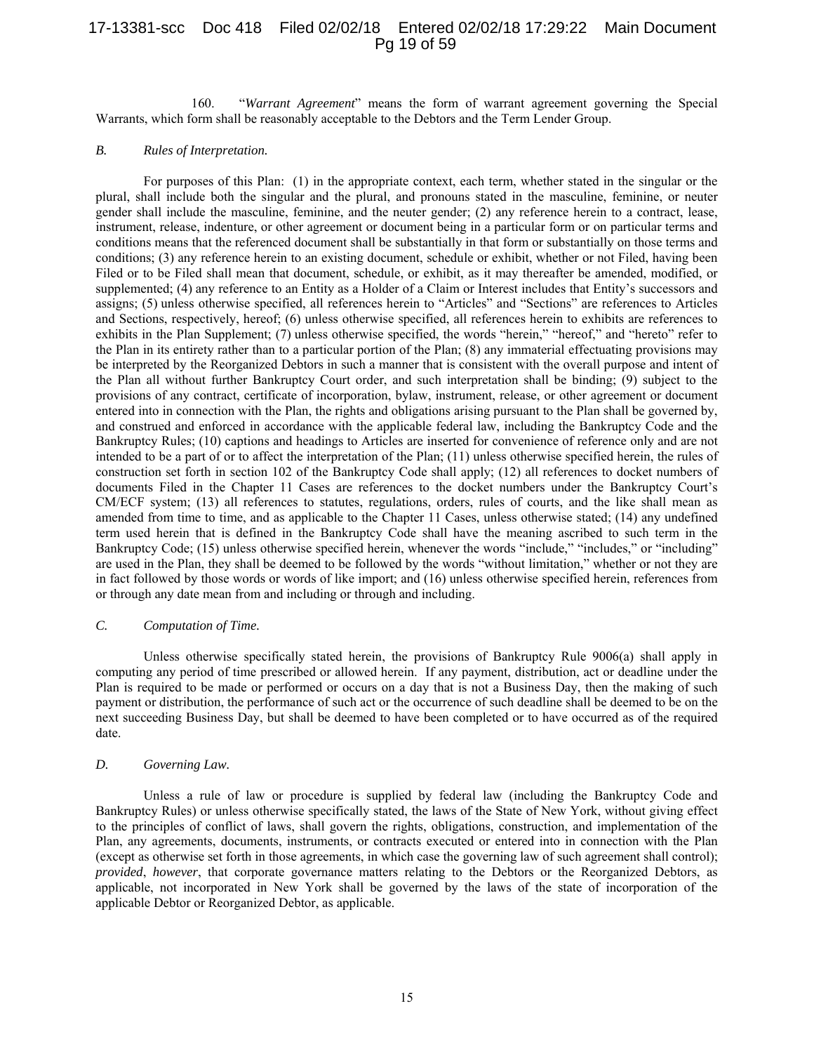160. "*Warrant Agreement*" means the form of warrant agreement governing the Special Warrants, which form shall be reasonably acceptable to the Debtors and the Term Lender Group.

### *B. Rules of Interpretation.*

For purposes of this Plan: (1) in the appropriate context, each term, whether stated in the singular or the plural, shall include both the singular and the plural, and pronouns stated in the masculine, feminine, or neuter gender shall include the masculine, feminine, and the neuter gender; (2) any reference herein to a contract, lease, instrument, release, indenture, or other agreement or document being in a particular form or on particular terms and conditions means that the referenced document shall be substantially in that form or substantially on those terms and conditions; (3) any reference herein to an existing document, schedule or exhibit, whether or not Filed, having been Filed or to be Filed shall mean that document, schedule, or exhibit, as it may thereafter be amended, modified, or supplemented; (4) any reference to an Entity as a Holder of a Claim or Interest includes that Entity's successors and assigns; (5) unless otherwise specified, all references herein to "Articles" and "Sections" are references to Articles and Sections, respectively, hereof; (6) unless otherwise specified, all references herein to exhibits are references to exhibits in the Plan Supplement; (7) unless otherwise specified, the words "herein," "hereof," and "hereto" refer to the Plan in its entirety rather than to a particular portion of the Plan; (8) any immaterial effectuating provisions may be interpreted by the Reorganized Debtors in such a manner that is consistent with the overall purpose and intent of the Plan all without further Bankruptcy Court order, and such interpretation shall be binding; (9) subject to the provisions of any contract, certificate of incorporation, bylaw, instrument, release, or other agreement or document entered into in connection with the Plan, the rights and obligations arising pursuant to the Plan shall be governed by, and construed and enforced in accordance with the applicable federal law, including the Bankruptcy Code and the Bankruptcy Rules; (10) captions and headings to Articles are inserted for convenience of reference only and are not intended to be a part of or to affect the interpretation of the Plan; (11) unless otherwise specified herein, the rules of construction set forth in section 102 of the Bankruptcy Code shall apply; (12) all references to docket numbers of documents Filed in the Chapter 11 Cases are references to the docket numbers under the Bankruptcy Court's CM/ECF system; (13) all references to statutes, regulations, orders, rules of courts, and the like shall mean as amended from time to time, and as applicable to the Chapter 11 Cases, unless otherwise stated; (14) any undefined term used herein that is defined in the Bankruptcy Code shall have the meaning ascribed to such term in the Bankruptcy Code; (15) unless otherwise specified herein, whenever the words "include," "includes," or "including" are used in the Plan, they shall be deemed to be followed by the words "without limitation," whether or not they are in fact followed by those words or words of like import; and (16) unless otherwise specified herein, references from or through any date mean from and including or through and including.

### *C. Computation of Time.*

Unless otherwise specifically stated herein, the provisions of Bankruptcy Rule 9006(a) shall apply in computing any period of time prescribed or allowed herein. If any payment, distribution, act or deadline under the Plan is required to be made or performed or occurs on a day that is not a Business Day, then the making of such payment or distribution, the performance of such act or the occurrence of such deadline shall be deemed to be on the next succeeding Business Day, but shall be deemed to have been completed or to have occurred as of the required date.

### *D. Governing Law.*

Unless a rule of law or procedure is supplied by federal law (including the Bankruptcy Code and Bankruptcy Rules) or unless otherwise specifically stated, the laws of the State of New York, without giving effect to the principles of conflict of laws, shall govern the rights, obligations, construction, and implementation of the Plan, any agreements, documents, instruments, or contracts executed or entered into in connection with the Plan (except as otherwise set forth in those agreements, in which case the governing law of such agreement shall control); *provided*, *however*, that corporate governance matters relating to the Debtors or the Reorganized Debtors, as applicable, not incorporated in New York shall be governed by the laws of the state of incorporation of the applicable Debtor or Reorganized Debtor, as applicable.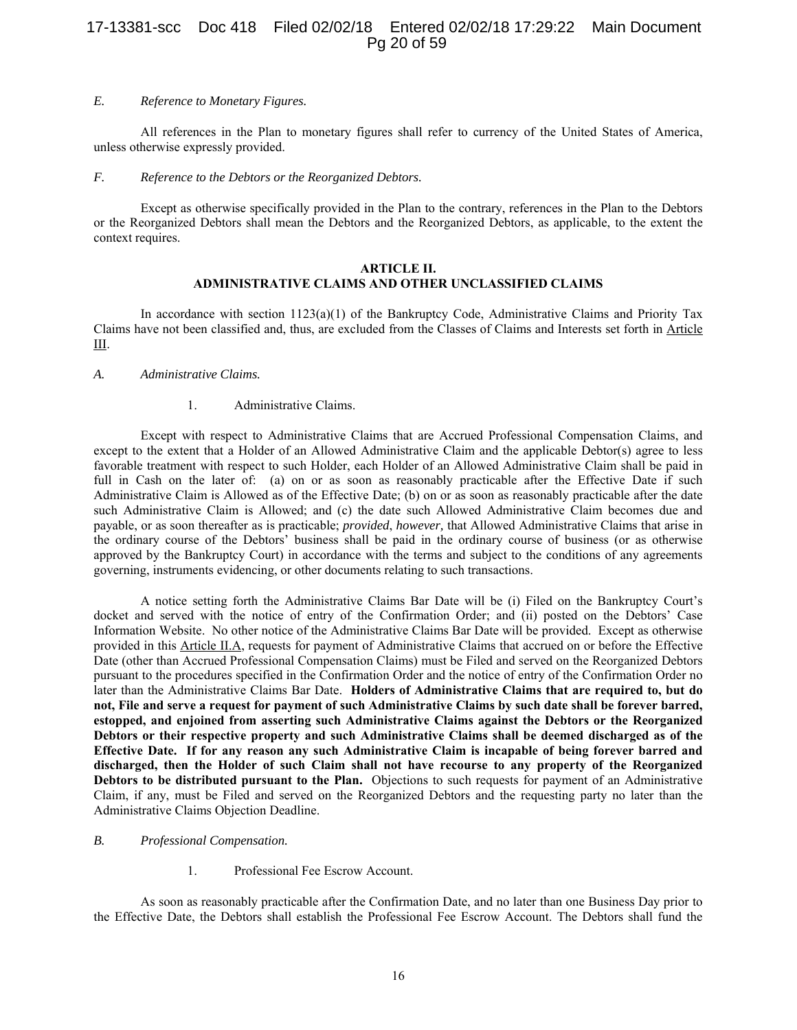*E. Reference to Monetary Figures.*

All references in the Plan to monetary figures shall refer to currency of the United States of America, unless otherwise expressly provided.

*F. Reference to the Debtors or the Reorganized Debtors.*

Except as otherwise specifically provided in the Plan to the contrary, references in the Plan to the Debtors or the Reorganized Debtors shall mean the Debtors and the Reorganized Debtors, as applicable, to the extent the context requires.

## ARTICLE II.
## ADMINISTRATIVE CLAIMS AND OTHER UNCLASSIFIED CLAIMS

In accordance with section 1123(a)(1) of the Bankruptcy Code, Administrative Claims and Priority Tax Claims have not been classified and, thus, are excluded from the Classes of Claims and Interests set forth in Article III.

*A. Administrative Claims.*

1. Administrative Claims.

Except with respect to Administrative Claims that are Accrued Professional Compensation Claims, and except to the extent that a Holder of an Allowed Administrative Claim and the applicable Debtor(s) agree to less favorable treatment with respect to such Holder, each Holder of an Allowed Administrative Claim shall be paid in full in Cash on the later of: (a) on or as soon as reasonably practicable after the Effective Date if such Administrative Claim is Allowed as of the Effective Date; (b) on or as soon as reasonably practicable after the date such Administrative Claim is Allowed; and (c) the date such Allowed Administrative Claim becomes due and payable, or as soon thereafter as is practicable; *provided*, *however*, that Allowed Administrative Claims that arise in the ordinary course of the Debtors' business shall be paid in the ordinary course of business (or as otherwise approved by the Bankruptcy Court) in accordance with the terms and subject to the conditions of any agreements governing, instruments evidencing, or other documents relating to such transactions.

A notice setting forth the Administrative Claims Bar Date will be (i) Filed on the Bankruptcy Court's docket and served with the notice of entry of the Confirmation Order; and (ii) posted on the Debtors' Case Information Website. No other notice of the Administrative Claims Bar Date will be provided. Except as otherwise provided in this Article II.A, requests for payment of Administrative Claims that accrued on or before the Effective Date (other than Accrued Professional Compensation Claims) must be Filed and served on the Reorganized Debtors pursuant to the procedures specified in the Confirmation Order and the notice of entry of the Confirmation Order no later than the Administrative Claims Bar Date. **Holders of Administrative Claims that are required to, but do not, File and serve a request for payment of such Administrative Claims by such date shall be forever barred, estopped, and enjoined from asserting such Administrative Claims against the Debtors or the Reorganized Debtors or their respective property and such Administrative Claims shall be deemed discharged as of the Effective Date. If for any reason any such Administrative Claim is incapable of being forever barred and discharged, then the Holder of such Claim shall not have recourse to any property of the Reorganized Debtors to be distributed pursuant to the Plan.** Objections to such requests for payment of an Administrative Claim, if any, must be Filed and served on the Reorganized Debtors and the requesting party no later than the Administrative Claims Objection Deadline.

*B. Professional Compensation.*

1. Professional Fee Escrow Account.

As soon as reasonably practicable after the Confirmation Date, and no later than one Business Day prior to the Effective Date, the Debtors shall establish the Professional Fee Escrow Account. The Debtors shall fund the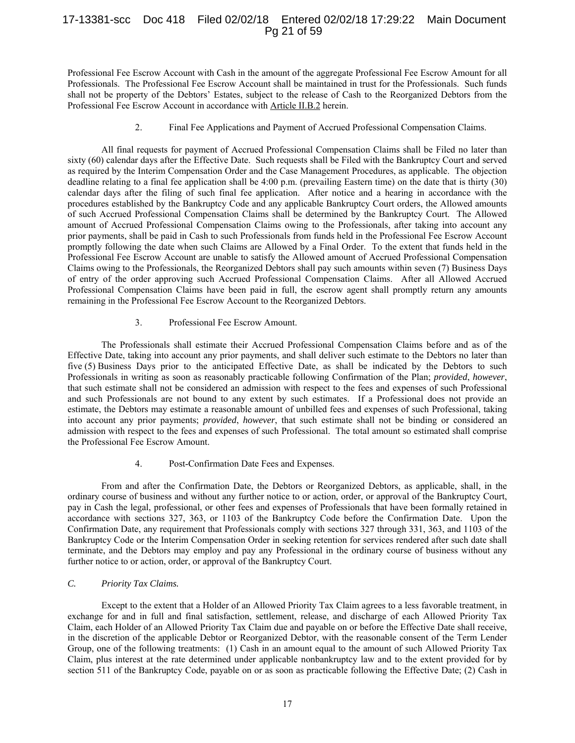Professional Fee Escrow Account with Cash in the amount of the aggregate Professional Fee Escrow Amount for all Professionals. The Professional Fee Escrow Account shall be maintained in trust for the Professionals. Such funds shall not be property of the Debtors' Estates, subject to the release of Cash to the Reorganized Debtors from the Professional Fee Escrow Account in accordance with Article II.B.2 herein.

2. Final Fee Applications and Payment of Accrued Professional Compensation Claims.

All final requests for payment of Accrued Professional Compensation Claims shall be Filed no later than sixty (60) calendar days after the Effective Date. Such requests shall be Filed with the Bankruptcy Court and served as required by the Interim Compensation Order and the Case Management Procedures, as applicable. The objection deadline relating to a final fee application shall be 4:00 p.m. (prevailing Eastern time) on the date that is thirty (30) calendar days after the filing of such final fee application. After notice and a hearing in accordance with the procedures established by the Bankruptcy Code and any applicable Bankruptcy Court orders, the Allowed amounts of such Accrued Professional Compensation Claims shall be determined by the Bankruptcy Court. The Allowed amount of Accrued Professional Compensation Claims owing to the Professionals, after taking into account any prior payments, shall be paid in Cash to such Professionals from funds held in the Professional Fee Escrow Account promptly following the date when such Claims are Allowed by a Final Order. To the extent that funds held in the Professional Fee Escrow Account are unable to satisfy the Allowed amount of Accrued Professional Compensation Claims owing to the Professionals, the Reorganized Debtors shall pay such amounts within seven (7) Business Days of entry of the order approving such Accrued Professional Compensation Claims. After all Allowed Accrued Professional Compensation Claims have been paid in full, the escrow agent shall promptly return any amounts remaining in the Professional Fee Escrow Account to the Reorganized Debtors.

3. Professional Fee Escrow Amount.

The Professionals shall estimate their Accrued Professional Compensation Claims before and as of the Effective Date, taking into account any prior payments, and shall deliver such estimate to the Debtors no later than five (5) Business Days prior to the anticipated Effective Date, as shall be indicated by the Debtors to such Professionals in writing as soon as reasonably practicable following Confirmation of the Plan; *provided*, *however*, that such estimate shall not be considered an admission with respect to the fees and expenses of such Professional and such Professionals are not bound to any extent by such estimates. If a Professional does not provide an estimate, the Debtors may estimate a reasonable amount of unbilled fees and expenses of such Professional, taking into account any prior payments; *provided*, *however*, that such estimate shall not be binding or considered an admission with respect to the fees and expenses of such Professional. The total amount so estimated shall comprise the Professional Fee Escrow Amount.

4. Post-Confirmation Date Fees and Expenses.

From and after the Confirmation Date, the Debtors or Reorganized Debtors, as applicable, shall, in the ordinary course of business and without any further notice to or action, order, or approval of the Bankruptcy Court, pay in Cash the legal, professional, or other fees and expenses of Professionals that have been formally retained in accordance with sections 327, 363, or 1103 of the Bankruptcy Code before the Confirmation Date. Upon the Confirmation Date, any requirement that Professionals comply with sections 327 through 331, 363, and 1103 of the Bankruptcy Code or the Interim Compensation Order in seeking retention for services rendered after such date shall terminate, and the Debtors may employ and pay any Professional in the ordinary course of business without any further notice to or action, order, or approval of the Bankruptcy Court.

*C. Priority Tax Claims.*

Except to the extent that a Holder of an Allowed Priority Tax Claim agrees to a less favorable treatment, in exchange for and in full and final satisfaction, settlement, release, and discharge of each Allowed Priority Tax Claim, each Holder of an Allowed Priority Tax Claim due and payable on or before the Effective Date shall receive, in the discretion of the applicable Debtor or Reorganized Debtor, with the reasonable consent of the Term Lender Group, one of the following treatments: (1) Cash in an amount equal to the amount of such Allowed Priority Tax Claim, plus interest at the rate determined under applicable nonbankruptcy law and to the extent provided for by section 511 of the Bankruptcy Code, payable on or as soon as practicable following the Effective Date; (2) Cash in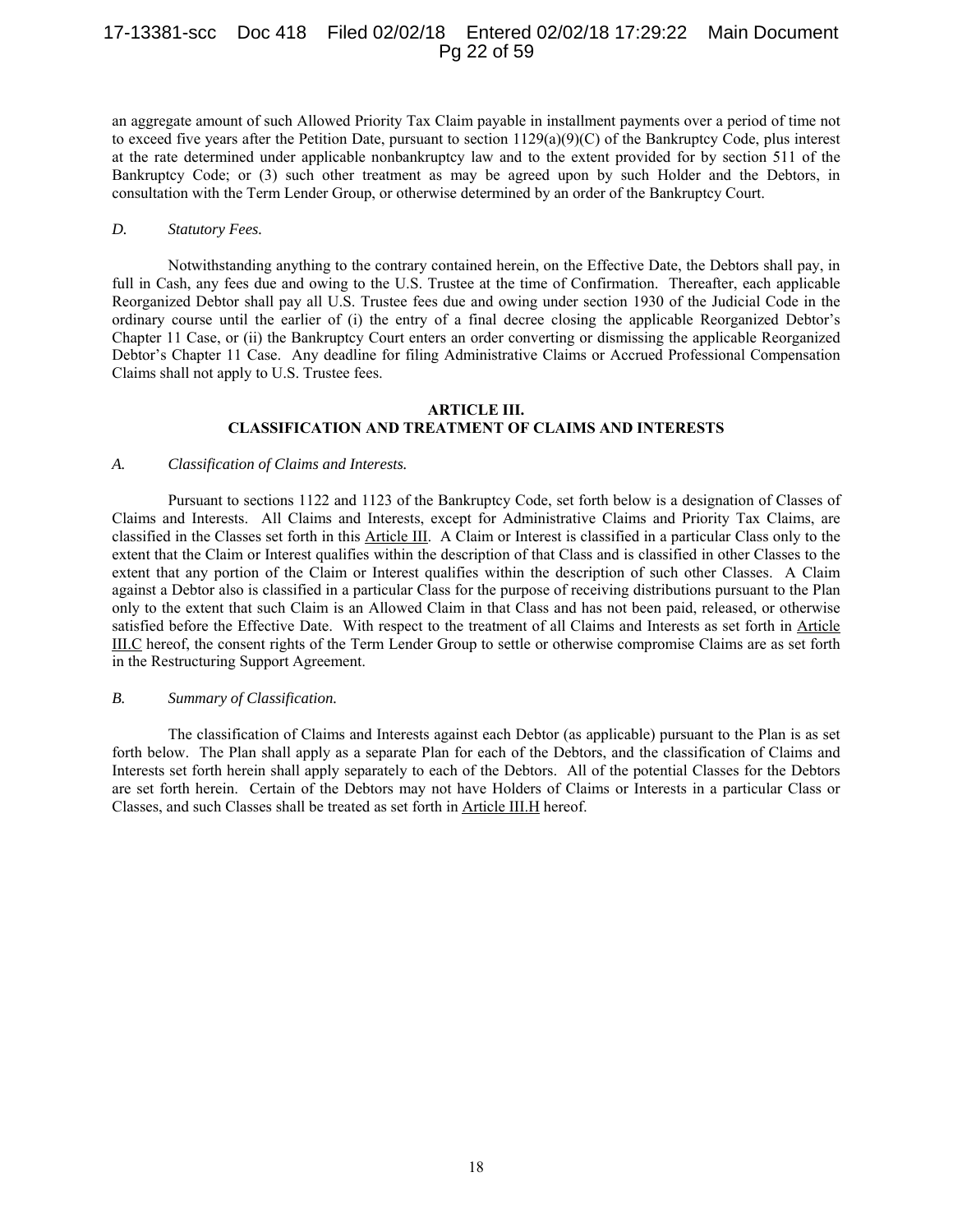an aggregate amount of such Allowed Priority Tax Claim payable in installment payments over a period of time not to exceed five years after the Petition Date, pursuant to section 1129(a)(9)(C) of the Bankruptcy Code, plus interest at the rate determined under applicable nonbankruptcy law and to the extent provided for by section 511 of the Bankruptcy Code; or (3) such other treatment as may be agreed upon by such Holder and the Debtors, in consultation with the Term Lender Group, or otherwise determined by an order of the Bankruptcy Court.

*D. Statutory Fees.*

Notwithstanding anything to the contrary contained herein, on the Effective Date, the Debtors shall pay, in full in Cash, any fees due and owing to the U.S. Trustee at the time of Confirmation. Thereafter, each applicable Reorganized Debtor shall pay all U.S. Trustee fees due and owing under section 1930 of the Judicial Code in the ordinary course until the earlier of (i) the entry of a final decree closing the applicable Reorganized Debtor's Chapter 11 Case, or (ii) the Bankruptcy Court enters an order converting or dismissing the applicable Reorganized Debtor's Chapter 11 Case. Any deadline for filing Administrative Claims or Accrued Professional Compensation Claims shall not apply to U.S. Trustee fees.

## ARTICLE III. CLASSIFICATION AND TREATMENT OF CLAIMS AND INTERESTS

*A. Classification of Claims and Interests.*

Pursuant to sections 1122 and 1123 of the Bankruptcy Code, set forth below is a designation of Classes of Claims and Interests. All Claims and Interests, except for Administrative Claims and Priority Tax Claims, are classified in the Classes set forth in this Article III. A Claim or Interest is classified in a particular Class only to the extent that the Claim or Interest qualifies within the description of that Class and is classified in other Classes to the extent that any portion of the Claim or Interest qualifies within the description of such other Classes. A Claim against a Debtor also is classified in a particular Class for the purpose of receiving distributions pursuant to the Plan only to the extent that such Claim is an Allowed Claim in that Class and has not been paid, released, or otherwise satisfied before the Effective Date. With respect to the treatment of all Claims and Interests as set forth in Article III.C hereof, the consent rights of the Term Lender Group to settle or otherwise compromise Claims are as set forth in the Restructuring Support Agreement.

*B. Summary of Classification.*

The classification of Claims and Interests against each Debtor (as applicable) pursuant to the Plan is as set forth below. The Plan shall apply as a separate Plan for each of the Debtors, and the classification of Claims and Interests set forth herein shall apply separately to each of the Debtors. All of the potential Classes for the Debtors are set forth herein. Certain of the Debtors may not have Holders of Claims or Interests in a particular Class or Classes, and such Classes shall be treated as set forth in Article III.H hereof.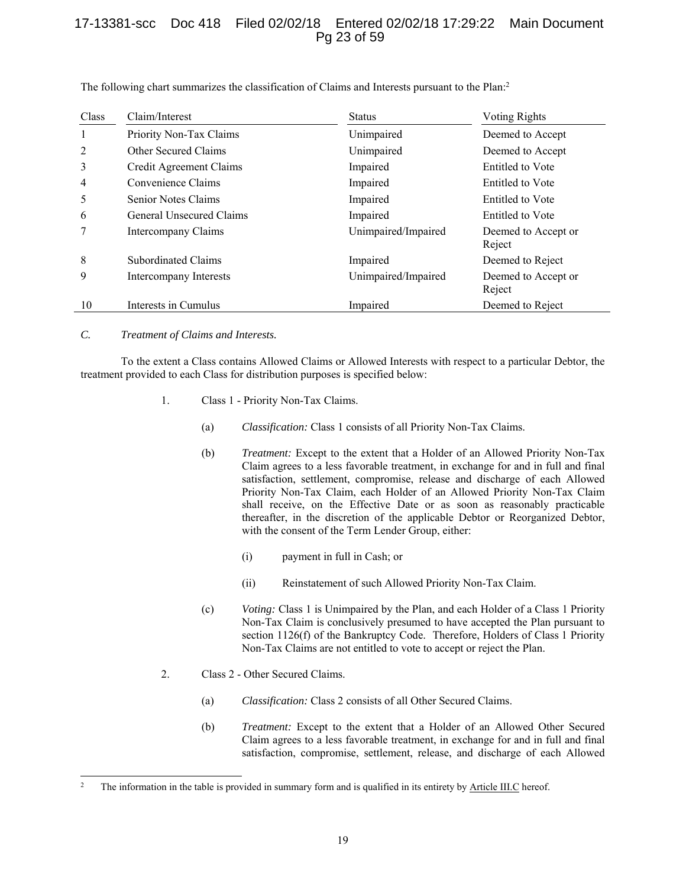The following chart summarizes the classification of Claims and Interests pursuant to the Plan:[2]

| Class | Claim/Interest | Status | Voting Rights |
|---|---|---|---|
| 1 | Priority Non-Tax Claims | Unimpaired | Deemed to Accept |
| 2 | Other Secured Claims | Unimpaired | Deemed to Accept |
| 3 | Credit Agreement Claims | Impaired | Entitled to Vote |
| 4 | Convenience Claims | Impaired | Entitled to Vote |
| 5 | Senior Notes Claims | Impaired | Entitled to Vote |
| 6 | General Unsecured Claims | Impaired | Entitled to Vote |
| 7 | Intercompany Claims | Unimpaired/Impaired | Deemed to Accept or Reject |
| 8 | Subordinated Claims | Impaired | Deemed to Reject |
| 9 | Intercompany Interests | Unimpaired/Impaired | Deemed to Accept or Reject |
| 10 | Interests in Cumulus | Impaired | Deemed to Reject |

*C. Treatment of Claims and Interests.*

To the extent a Class contains Allowed Claims or Allowed Interests with respect to a particular Debtor, the treatment provided to each Class for distribution purposes is specified below:

1. Class 1 - Priority Non-Tax Claims.

   (a) *Classification:* Class 1 consists of all Priority Non-Tax Claims.

   (b) *Treatment:* Except to the extent that a Holder of an Allowed Priority Non-Tax Claim agrees to a less favorable treatment, in exchange for and in full and final satisfaction, settlement, compromise, release and discharge of each Allowed Priority Non-Tax Claim, each Holder of an Allowed Priority Non-Tax Claim shall receive, on the Effective Date or as soon as reasonably practicable thereafter, in the discretion of the applicable Debtor or Reorganized Debtor, with the consent of the Term Lender Group, either:

      (i) payment in full in Cash; or

      (ii) Reinstatement of such Allowed Priority Non-Tax Claim.

   (c) *Voting:* Class 1 is Unimpaired by the Plan, and each Holder of a Class 1 Priority Non-Tax Claim is conclusively presumed to have accepted the Plan pursuant to section 1126(f) of the Bankruptcy Code. Therefore, Holders of Class 1 Priority Non-Tax Claims are not entitled to vote to accept or reject the Plan.

2. Class 2 - Other Secured Claims.

   (a) *Classification:* Class 2 consists of all Other Secured Claims.

   (b) *Treatment:* Except to the extent that a Holder of an Allowed Other Secured Claim agrees to a less favorable treatment, in exchange for and in full and final satisfaction, compromise, settlement, release, and discharge of each Allowed

[2] The information in the table is provided in summary form and is qualified in its entirety by Article III.C hereof.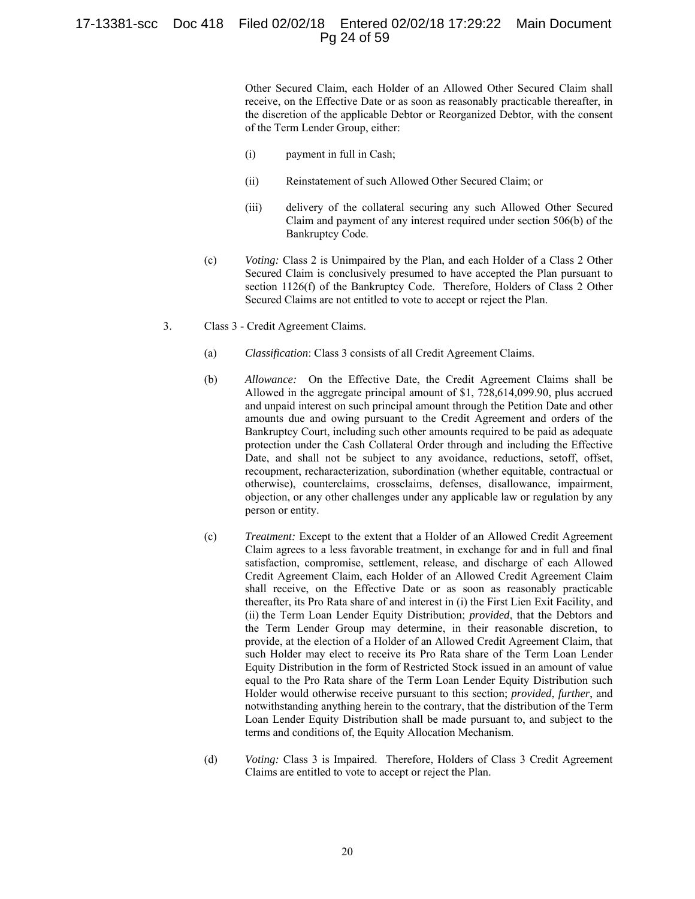Other Secured Claim, each Holder of an Allowed Other Secured Claim shall receive, on the Effective Date or as soon as reasonably practicable thereafter, in the discretion of the applicable Debtor or Reorganized Debtor, with the consent of the Term Lender Group, either:

(i) payment in full in Cash;

(ii) Reinstatement of such Allowed Other Secured Claim; or

(iii) delivery of the collateral securing any such Allowed Other Secured Claim and payment of any interest required under section 506(b) of the Bankruptcy Code.

(c) *Voting:* Class 2 is Unimpaired by the Plan, and each Holder of a Class 2 Other Secured Claim is conclusively presumed to have accepted the Plan pursuant to section 1126(f) of the Bankruptcy Code. Therefore, Holders of Class 2 Other Secured Claims are not entitled to vote to accept or reject the Plan.

3. Class 3 - Credit Agreement Claims.

(a) *Classification*: Class 3 consists of all Credit Agreement Claims.

(b) *Allowance:* On the Effective Date, the Credit Agreement Claims shall be Allowed in the aggregate principal amount of $1, 728,614,099.90, plus accrued and unpaid interest on such principal amount through the Petition Date and other amounts due and owing pursuant to the Credit Agreement and orders of the Bankruptcy Court, including such other amounts required to be paid as adequate protection under the Cash Collateral Order through and including the Effective Date, and shall not be subject to any avoidance, reductions, setoff, offset, recoupment, recharacterization, subordination (whether equitable, contractual or otherwise), counterclaims, crossclaims, defenses, disallowance, impairment, objection, or any other challenges under any applicable law or regulation by any person or entity.

(c) *Treatment:* Except to the extent that a Holder of an Allowed Credit Agreement Claim agrees to a less favorable treatment, in exchange for and in full and final satisfaction, compromise, settlement, release, and discharge of each Allowed Credit Agreement Claim, each Holder of an Allowed Credit Agreement Claim shall receive, on the Effective Date or as soon as reasonably practicable thereafter, its Pro Rata share of and interest in (i) the First Lien Exit Facility, and (ii) the Term Loan Lender Equity Distribution; *provided*, that the Debtors and the Term Lender Group may determine, in their reasonable discretion, to provide, at the election of a Holder of an Allowed Credit Agreement Claim, that such Holder may elect to receive its Pro Rata share of the Term Loan Lender Equity Distribution in the form of Restricted Stock issued in an amount of value equal to the Pro Rata share of the Term Loan Lender Equity Distribution such Holder would otherwise receive pursuant to this section; *provided*, *further*, and notwithstanding anything herein to the contrary, that the distribution of the Term Loan Lender Equity Distribution shall be made pursuant to, and subject to the terms and conditions of, the Equity Allocation Mechanism.

(d) *Voting:* Class 3 is Impaired. Therefore, Holders of Class 3 Credit Agreement Claims are entitled to vote to accept or reject the Plan.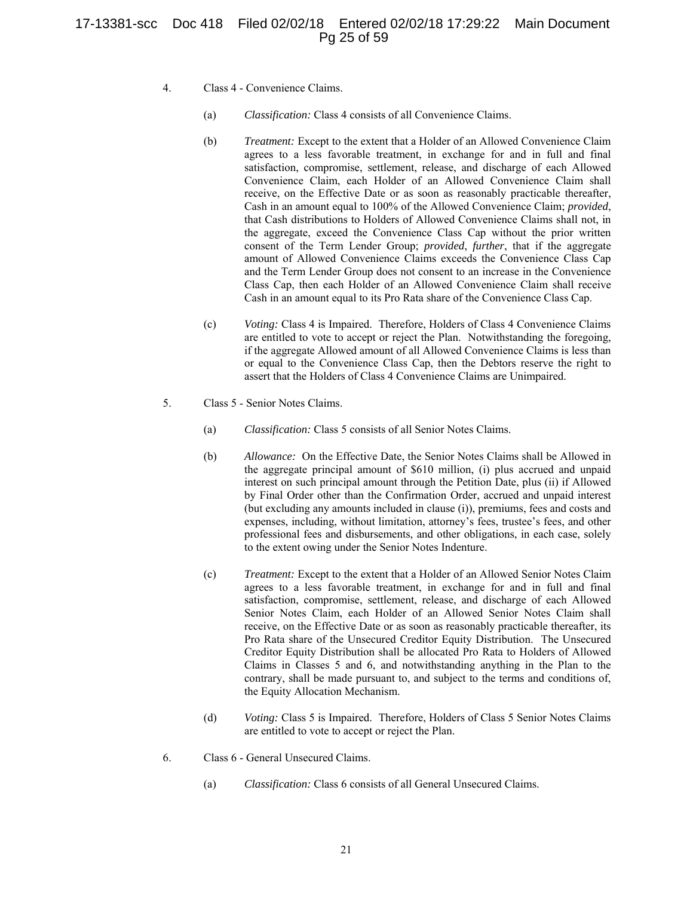4. Class 4 - Convenience Claims.

   (a) *Classification:* Class 4 consists of all Convenience Claims.

   (b) *Treatment:* Except to the extent that a Holder of an Allowed Convenience Claim agrees to a less favorable treatment, in exchange for and in full and final satisfaction, compromise, settlement, release, and discharge of each Allowed Convenience Claim, each Holder of an Allowed Convenience Claim shall receive, on the Effective Date or as soon as reasonably practicable thereafter, Cash in an amount equal to 100% of the Allowed Convenience Claim; *provided*, that Cash distributions to Holders of Allowed Convenience Claims shall not, in the aggregate, exceed the Convenience Class Cap without the prior written consent of the Term Lender Group; *provided*, *further*, that if the aggregate amount of Allowed Convenience Claims exceeds the Convenience Class Cap and the Term Lender Group does not consent to an increase in the Convenience Class Cap, then each Holder of an Allowed Convenience Claim shall receive Cash in an amount equal to its Pro Rata share of the Convenience Class Cap.

   (c) *Voting:* Class 4 is Impaired. Therefore, Holders of Class 4 Convenience Claims are entitled to vote to accept or reject the Plan. Notwithstanding the foregoing, if the aggregate Allowed amount of all Allowed Convenience Claims is less than or equal to the Convenience Class Cap, then the Debtors reserve the right to assert that the Holders of Class 4 Convenience Claims are Unimpaired.

5. Class 5 - Senior Notes Claims.

   (a) *Classification:* Class 5 consists of all Senior Notes Claims.

   (b) *Allowance:* On the Effective Date, the Senior Notes Claims shall be Allowed in the aggregate principal amount of $610 million, (i) plus accrued and unpaid interest on such principal amount through the Petition Date, plus (ii) if Allowed by Final Order other than the Confirmation Order, accrued and unpaid interest (but excluding any amounts included in clause (i)), premiums, fees and costs and expenses, including, without limitation, attorney's fees, trustee's fees, and other professional fees and disbursements, and other obligations, in each case, solely to the extent owing under the Senior Notes Indenture.

   (c) *Treatment:* Except to the extent that a Holder of an Allowed Senior Notes Claim agrees to a less favorable treatment, in exchange for and in full and final satisfaction, compromise, settlement, release, and discharge of each Allowed Senior Notes Claim, each Holder of an Allowed Senior Notes Claim shall receive, on the Effective Date or as soon as reasonably practicable thereafter, its Pro Rata share of the Unsecured Creditor Equity Distribution. The Unsecured Creditor Equity Distribution shall be allocated Pro Rata to Holders of Allowed Claims in Classes 5 and 6, and notwithstanding anything in the Plan to the contrary, shall be made pursuant to, and subject to the terms and conditions of, the Equity Allocation Mechanism.

   (d) *Voting:* Class 5 is Impaired. Therefore, Holders of Class 5 Senior Notes Claims are entitled to vote to accept or reject the Plan.

6. Class 6 - General Unsecured Claims.

   (a) *Classification:* Class 6 consists of all General Unsecured Claims.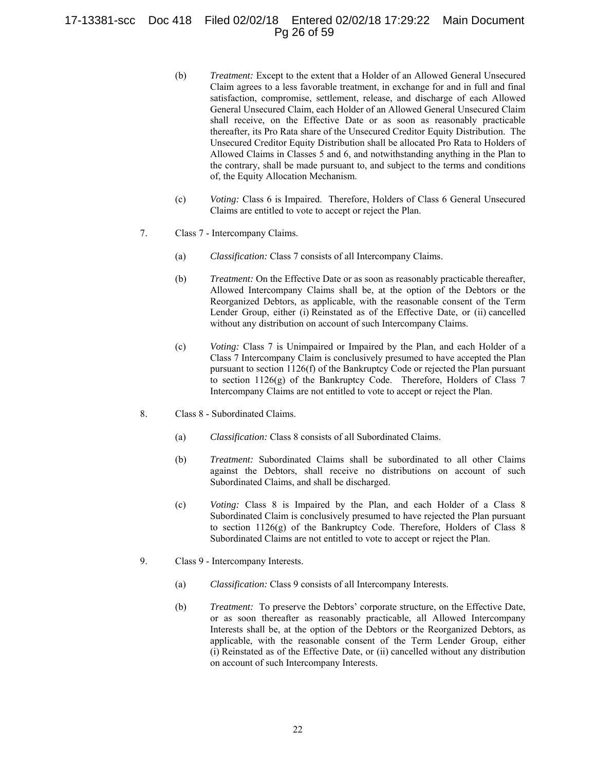(b) *Treatment:* Except to the extent that a Holder of an Allowed General Unsecured Claim agrees to a less favorable treatment, in exchange for and in full and final satisfaction, compromise, settlement, release, and discharge of each Allowed General Unsecured Claim, each Holder of an Allowed General Unsecured Claim shall receive, on the Effective Date or as soon as reasonably practicable thereafter, its Pro Rata share of the Unsecured Creditor Equity Distribution. The Unsecured Creditor Equity Distribution shall be allocated Pro Rata to Holders of Allowed Claims in Classes 5 and 6, and notwithstanding anything in the Plan to the contrary, shall be made pursuant to, and subject to the terms and conditions of, the Equity Allocation Mechanism.

(c) *Voting:* Class 6 is Impaired. Therefore, Holders of Class 6 General Unsecured Claims are entitled to vote to accept or reject the Plan.

7. Class 7 - Intercompany Claims.

(a) *Classification:* Class 7 consists of all Intercompany Claims.

(b) *Treatment:* On the Effective Date or as soon as reasonably practicable thereafter, Allowed Intercompany Claims shall be, at the option of the Debtors or the Reorganized Debtors, as applicable, with the reasonable consent of the Term Lender Group, either (i) Reinstated as of the Effective Date, or (ii) cancelled without any distribution on account of such Intercompany Claims.

(c) *Voting:* Class 7 is Unimpaired or Impaired by the Plan, and each Holder of a Class 7 Intercompany Claim is conclusively presumed to have accepted the Plan pursuant to section 1126(f) of the Bankruptcy Code or rejected the Plan pursuant to section 1126(g) of the Bankruptcy Code. Therefore, Holders of Class 7 Intercompany Claims are not entitled to vote to accept or reject the Plan.

8. Class 8 - Subordinated Claims.

(a) *Classification:* Class 8 consists of all Subordinated Claims.

(b) *Treatment:* Subordinated Claims shall be subordinated to all other Claims against the Debtors, shall receive no distributions on account of such Subordinated Claims, and shall be discharged.

(c) *Voting:* Class 8 is Impaired by the Plan, and each Holder of a Class 8 Subordinated Claim is conclusively presumed to have rejected the Plan pursuant to section 1126(g) of the Bankruptcy Code. Therefore, Holders of Class 8 Subordinated Claims are not entitled to vote to accept or reject the Plan.

9. Class 9 - Intercompany Interests.

(a) *Classification:* Class 9 consists of all Intercompany Interests.

(b) *Treatment:* To preserve the Debtors' corporate structure, on the Effective Date, or as soon thereafter as reasonably practicable, all Allowed Intercompany Interests shall be, at the option of the Debtors or the Reorganized Debtors, as applicable, with the reasonable consent of the Term Lender Group, either (i) Reinstated as of the Effective Date, or (ii) cancelled without any distribution on account of such Intercompany Interests.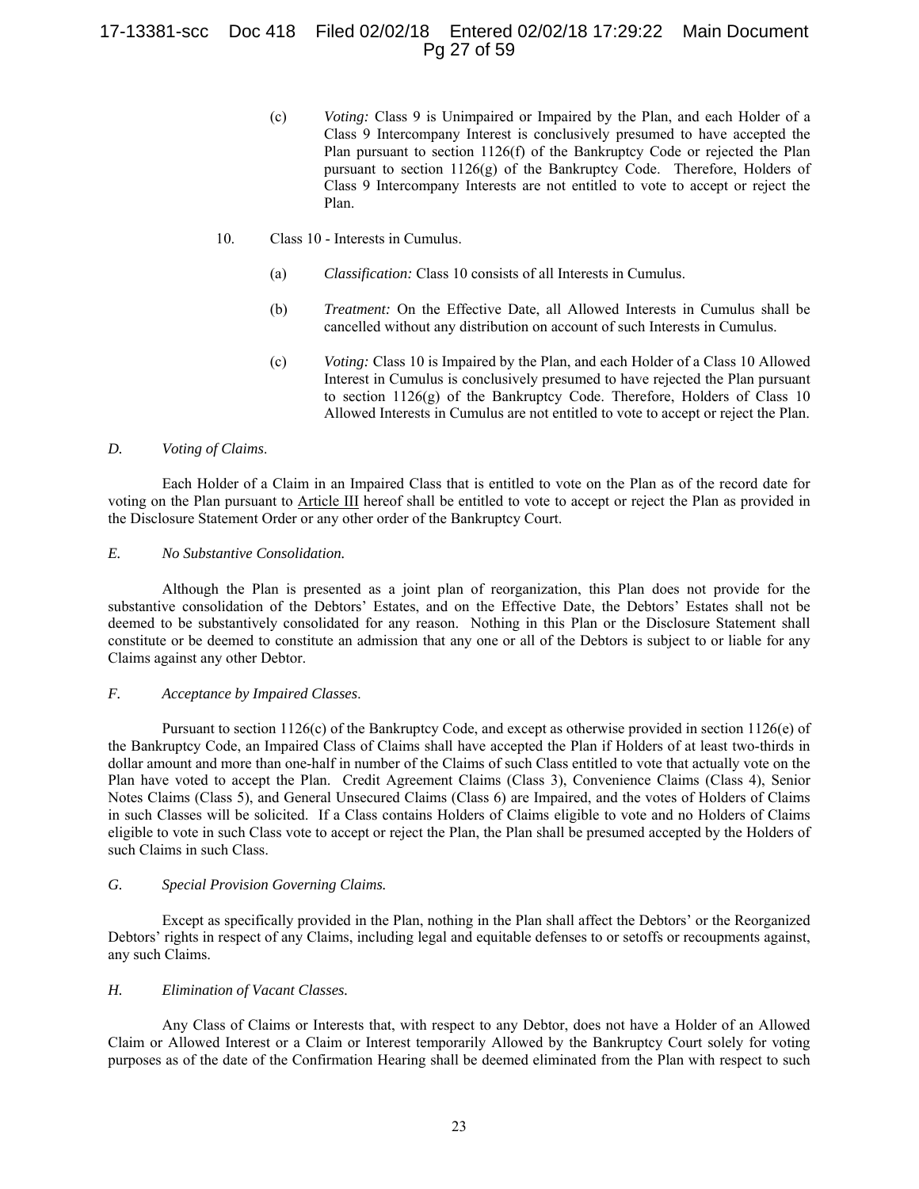(c) *Voting:* Class 9 is Unimpaired or Impaired by the Plan, and each Holder of a Class 9 Intercompany Interest is conclusively presumed to have accepted the Plan pursuant to section 1126(f) of the Bankruptcy Code or rejected the Plan pursuant to section 1126(g) of the Bankruptcy Code. Therefore, Holders of Class 9 Intercompany Interests are not entitled to vote to accept or reject the Plan.

10. Class 10 - Interests in Cumulus.

(a) *Classification:* Class 10 consists of all Interests in Cumulus.

(b) *Treatment:* On the Effective Date, all Allowed Interests in Cumulus shall be cancelled without any distribution on account of such Interests in Cumulus.

(c) *Voting:* Class 10 is Impaired by the Plan, and each Holder of a Class 10 Allowed Interest in Cumulus is conclusively presumed to have rejected the Plan pursuant to section 1126(g) of the Bankruptcy Code. Therefore, Holders of Class 10 Allowed Interests in Cumulus are not entitled to vote to accept or reject the Plan.

### *D. Voting of Claims.*

Each Holder of a Claim in an Impaired Class that is entitled to vote on the Plan as of the record date for voting on the Plan pursuant to Article III hereof shall be entitled to vote to accept or reject the Plan as provided in the Disclosure Statement Order or any other order of the Bankruptcy Court.

### *E. No Substantive Consolidation.*

Although the Plan is presented as a joint plan of reorganization, this Plan does not provide for the substantive consolidation of the Debtors' Estates, and on the Effective Date, the Debtors' Estates shall not be deemed to be substantively consolidated for any reason. Nothing in this Plan or the Disclosure Statement shall constitute or be deemed to constitute an admission that any one or all of the Debtors is subject to or liable for any Claims against any other Debtor.

### *F. Acceptance by Impaired Classes.*

Pursuant to section 1126(c) of the Bankruptcy Code, and except as otherwise provided in section 1126(e) of the Bankruptcy Code, an Impaired Class of Claims shall have accepted the Plan if Holders of at least two-thirds in dollar amount and more than one-half in number of the Claims of such Class entitled to vote that actually vote on the Plan have voted to accept the Plan. Credit Agreement Claims (Class 3), Convenience Claims (Class 4), Senior Notes Claims (Class 5), and General Unsecured Claims (Class 6) are Impaired, and the votes of Holders of Claims in such Classes will be solicited. If a Class contains Holders of Claims eligible to vote and no Holders of Claims eligible to vote in such Class vote to accept or reject the Plan, the Plan shall be presumed accepted by the Holders of such Claims in such Class.

### *G. Special Provision Governing Claims.*

Except as specifically provided in the Plan, nothing in the Plan shall affect the Debtors' or the Reorganized Debtors' rights in respect of any Claims, including legal and equitable defenses to or setoffs or recoupments against, any such Claims.

### *H. Elimination of Vacant Classes.*

Any Class of Claims or Interests that, with respect to any Debtor, does not have a Holder of an Allowed Claim or Allowed Interest or a Claim or Interest temporarily Allowed by the Bankruptcy Court solely for voting purposes as of the date of the Confirmation Hearing shall be deemed eliminated from the Plan with respect to such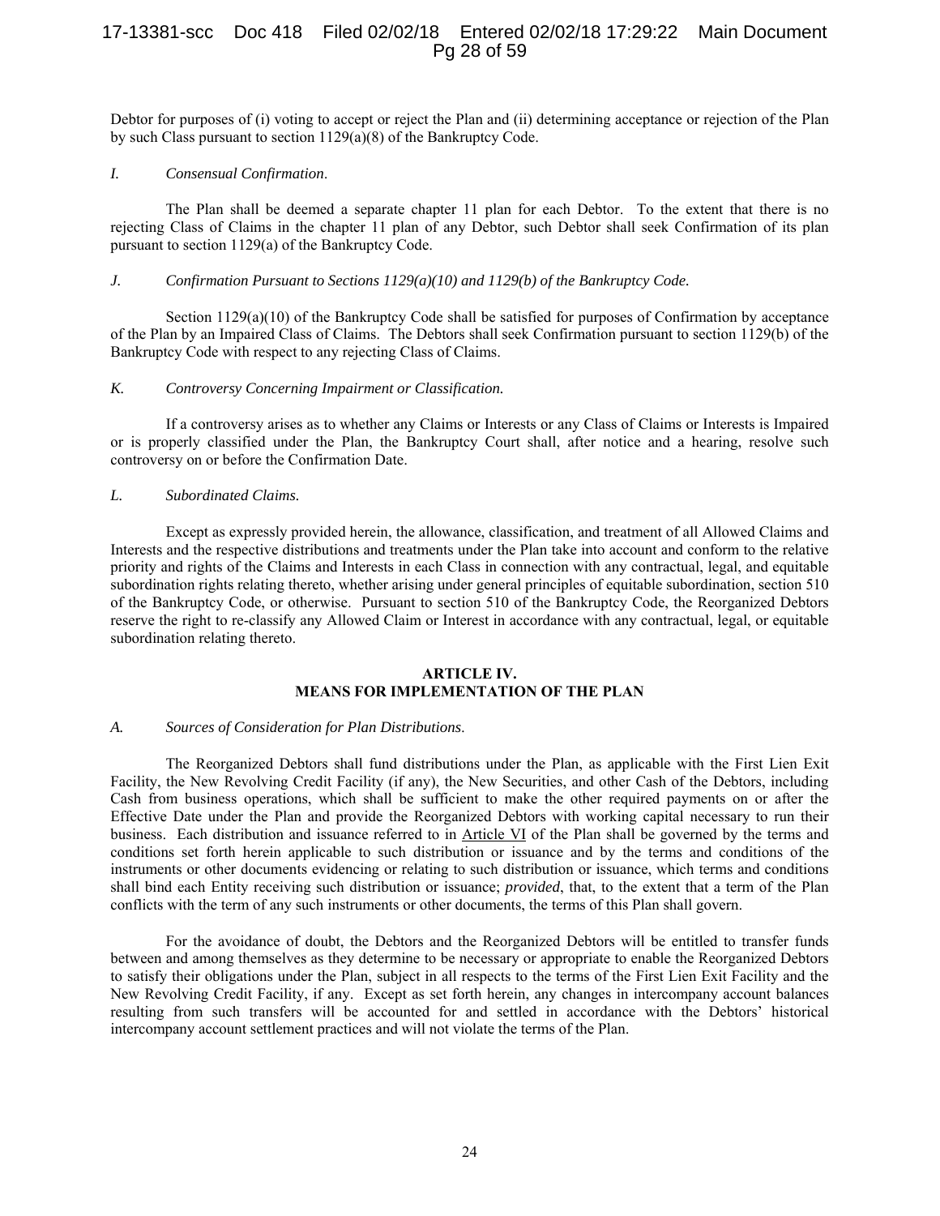Debtor for purposes of (i) voting to accept or reject the Plan and (ii) determining acceptance or rejection of the Plan by such Class pursuant to section 1129(a)(8) of the Bankruptcy Code.

*I. Consensual Confirmation.*

The Plan shall be deemed a separate chapter 11 plan for each Debtor. To the extent that there is no rejecting Class of Claims in the chapter 11 plan of any Debtor, such Debtor shall seek Confirmation of its plan pursuant to section 1129(a) of the Bankruptcy Code.

*J. Confirmation Pursuant to Sections 1129(a)(10) and 1129(b) of the Bankruptcy Code.*

Section 1129(a)(10) of the Bankruptcy Code shall be satisfied for purposes of Confirmation by acceptance of the Plan by an Impaired Class of Claims. The Debtors shall seek Confirmation pursuant to section 1129(b) of the Bankruptcy Code with respect to any rejecting Class of Claims.

*K. Controversy Concerning Impairment or Classification.*

If a controversy arises as to whether any Claims or Interests or any Class of Claims or Interests is Impaired or is properly classified under the Plan, the Bankruptcy Court shall, after notice and a hearing, resolve such controversy on or before the Confirmation Date.

*L. Subordinated Claims.*

Except as expressly provided herein, the allowance, classification, and treatment of all Allowed Claims and Interests and the respective distributions and treatments under the Plan take into account and conform to the relative priority and rights of the Claims and Interests in each Class in connection with any contractual, legal, and equitable subordination rights relating thereto, whether arising under general principles of equitable subordination, section 510 of the Bankruptcy Code, or otherwise. Pursuant to section 510 of the Bankruptcy Code, the Reorganized Debtors reserve the right to re-classify any Allowed Claim or Interest in accordance with any contractual, legal, or equitable subordination relating thereto.

## ARTICLE IV.
## MEANS FOR IMPLEMENTATION OF THE PLAN

*A. Sources of Consideration for Plan Distributions.*

The Reorganized Debtors shall fund distributions under the Plan, as applicable with the First Lien Exit Facility, the New Revolving Credit Facility (if any), the New Securities, and other Cash of the Debtors, including Cash from business operations, which shall be sufficient to make the other required payments on or after the Effective Date under the Plan and provide the Reorganized Debtors with working capital necessary to run their business. Each distribution and issuance referred to in Article VI of the Plan shall be governed by the terms and conditions set forth herein applicable to such distribution or issuance and by the terms and conditions of the instruments or other documents evidencing or relating to such distribution or issuance, which terms and conditions shall bind each Entity receiving such distribution or issuance; *provided*, that, to the extent that a term of the Plan conflicts with the term of any such instruments or other documents, the terms of this Plan shall govern.

For the avoidance of doubt, the Debtors and the Reorganized Debtors will be entitled to transfer funds between and among themselves as they determine to be necessary or appropriate to enable the Reorganized Debtors to satisfy their obligations under the Plan, subject in all respects to the terms of the First Lien Exit Facility and the New Revolving Credit Facility, if any. Except as set forth herein, any changes in intercompany account balances resulting from such transfers will be accounted for and settled in accordance with the Debtors' historical intercompany account settlement practices and will not violate the terms of the Plan.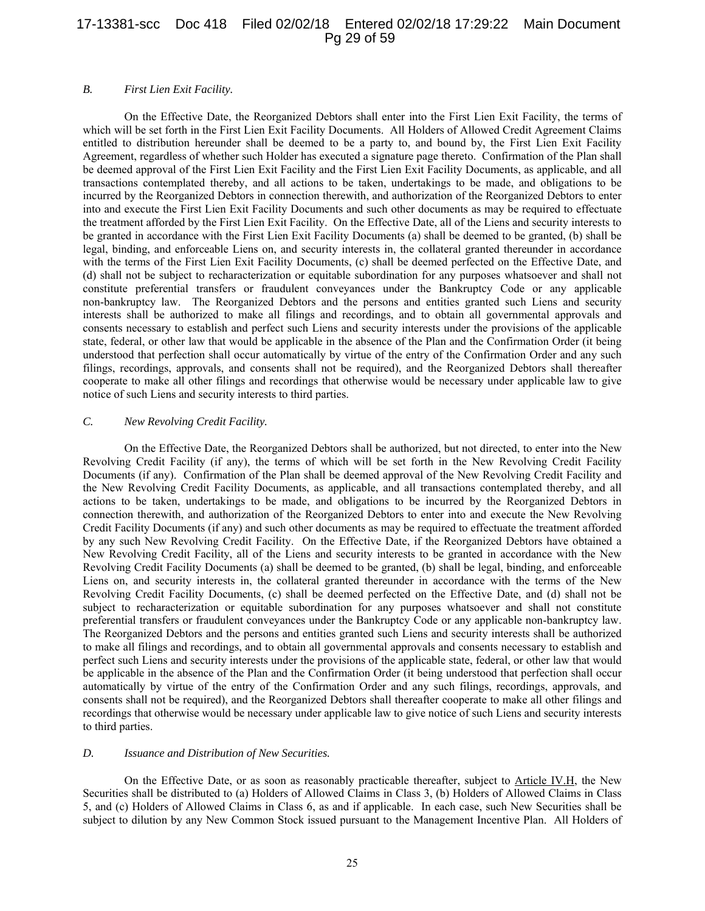### *B. First Lien Exit Facility.*

On the Effective Date, the Reorganized Debtors shall enter into the First Lien Exit Facility, the terms of which will be set forth in the First Lien Exit Facility Documents. All Holders of Allowed Credit Agreement Claims entitled to distribution hereunder shall be deemed to be a party to, and bound by, the First Lien Exit Facility Agreement, regardless of whether such Holder has executed a signature page thereto. Confirmation of the Plan shall be deemed approval of the First Lien Exit Facility and the First Lien Exit Facility Documents, as applicable, and all transactions contemplated thereby, and all actions to be taken, undertakings to be made, and obligations to be incurred by the Reorganized Debtors in connection therewith, and authorization of the Reorganized Debtors to enter into and execute the First Lien Exit Facility Documents and such other documents as may be required to effectuate the treatment afforded by the First Lien Exit Facility. On the Effective Date, all of the Liens and security interests to be granted in accordance with the First Lien Exit Facility Documents (a) shall be deemed to be granted, (b) shall be legal, binding, and enforceable Liens on, and security interests in, the collateral granted thereunder in accordance with the terms of the First Lien Exit Facility Documents, (c) shall be deemed perfected on the Effective Date, and (d) shall not be subject to recharacterization or equitable subordination for any purposes whatsoever and shall not constitute preferential transfers or fraudulent conveyances under the Bankruptcy Code or any applicable non-bankruptcy law. The Reorganized Debtors and the persons and entities granted such Liens and security interests shall be authorized to make all filings and recordings, and to obtain all governmental approvals and consents necessary to establish and perfect such Liens and security interests under the provisions of the applicable state, federal, or other law that would be applicable in the absence of the Plan and the Confirmation Order (it being understood that perfection shall occur automatically by virtue of the entry of the Confirmation Order and any such filings, recordings, approvals, and consents shall not be required), and the Reorganized Debtors shall thereafter cooperate to make all other filings and recordings that otherwise would be necessary under applicable law to give notice of such Liens and security interests to third parties.

### *C. New Revolving Credit Facility.*

On the Effective Date, the Reorganized Debtors shall be authorized, but not directed, to enter into the New Revolving Credit Facility (if any), the terms of which will be set forth in the New Revolving Credit Facility Documents (if any). Confirmation of the Plan shall be deemed approval of the New Revolving Credit Facility and the New Revolving Credit Facility Documents, as applicable, and all transactions contemplated thereby, and all actions to be taken, undertakings to be made, and obligations to be incurred by the Reorganized Debtors in connection therewith, and authorization of the Reorganized Debtors to enter into and execute the New Revolving Credit Facility Documents (if any) and such other documents as may be required to effectuate the treatment afforded by any such New Revolving Credit Facility. On the Effective Date, if the Reorganized Debtors have obtained a New Revolving Credit Facility, all of the Liens and security interests to be granted in accordance with the New Revolving Credit Facility Documents (a) shall be deemed to be granted, (b) shall be legal, binding, and enforceable Liens on, and security interests in, the collateral granted thereunder in accordance with the terms of the New Revolving Credit Facility Documents, (c) shall be deemed perfected on the Effective Date, and (d) shall not be subject to recharacterization or equitable subordination for any purposes whatsoever and shall not constitute preferential transfers or fraudulent conveyances under the Bankruptcy Code or any applicable non-bankruptcy law. The Reorganized Debtors and the persons and entities granted such Liens and security interests shall be authorized to make all filings and recordings, and to obtain all governmental approvals and consents necessary to establish and perfect such Liens and security interests under the provisions of the applicable state, federal, or other law that would be applicable in the absence of the Plan and the Confirmation Order (it being understood that perfection shall occur automatically by virtue of the entry of the Confirmation Order and any such filings, recordings, approvals, and consents shall not be required), and the Reorganized Debtors shall thereafter cooperate to make all other filings and recordings that otherwise would be necessary under applicable law to give notice of such Liens and security interests to third parties.

### *D. Issuance and Distribution of New Securities.*

On the Effective Date, or as soon as reasonably practicable thereafter, subject to Article IV.H, the New Securities shall be distributed to (a) Holders of Allowed Claims in Class 3, (b) Holders of Allowed Claims in Class 5, and (c) Holders of Allowed Claims in Class 6, as and if applicable. In each case, such New Securities shall be subject to dilution by any New Common Stock issued pursuant to the Management Incentive Plan. All Holders of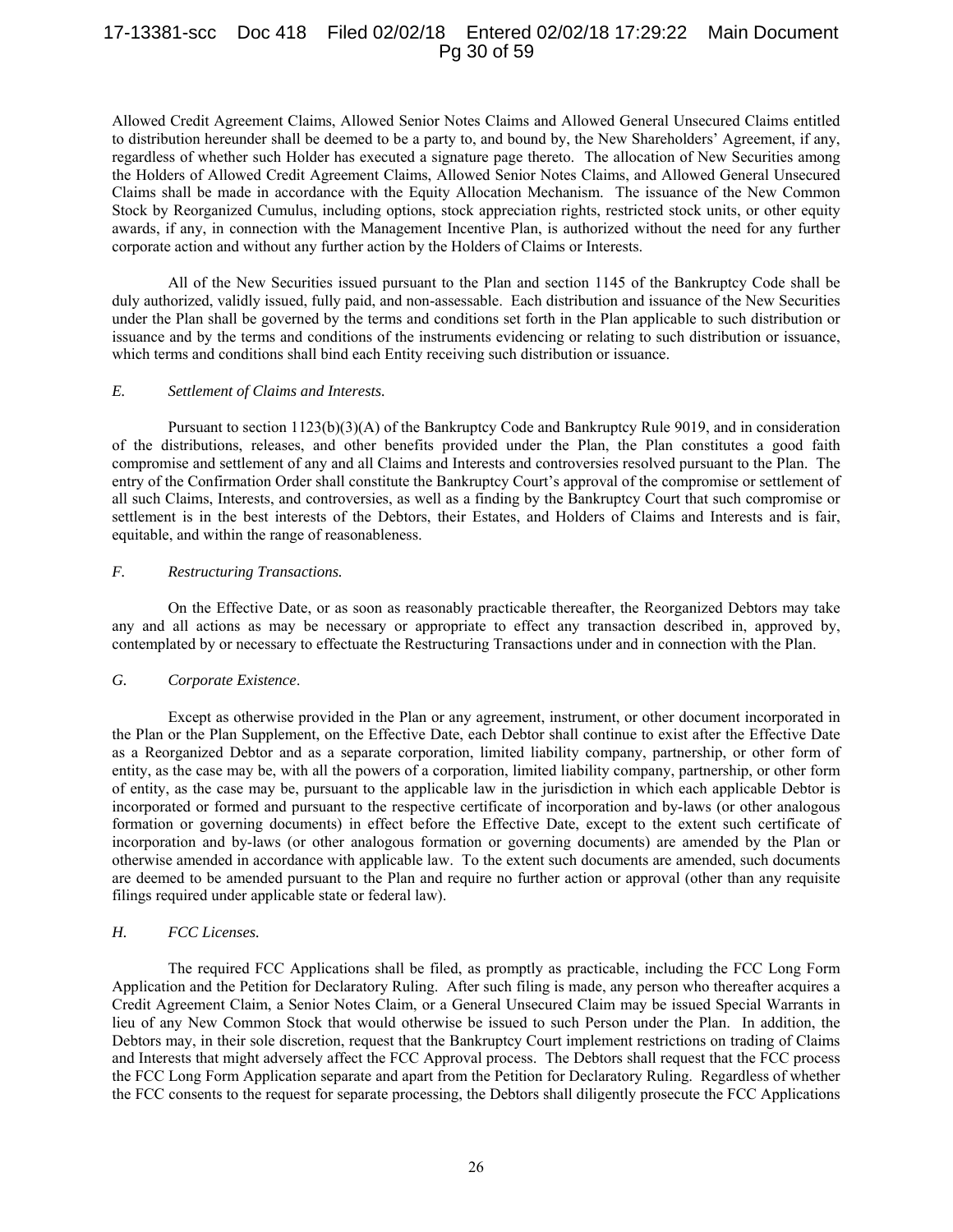Allowed Credit Agreement Claims, Allowed Senior Notes Claims and Allowed General Unsecured Claims entitled to distribution hereunder shall be deemed to be a party to, and bound by, the New Shareholders' Agreement, if any, regardless of whether such Holder has executed a signature page thereto. The allocation of New Securities among the Holders of Allowed Credit Agreement Claims, Allowed Senior Notes Claims, and Allowed General Unsecured Claims shall be made in accordance with the Equity Allocation Mechanism. The issuance of the New Common Stock by Reorganized Cumulus, including options, stock appreciation rights, restricted stock units, or other equity awards, if any, in connection with the Management Incentive Plan, is authorized without the need for any further corporate action and without any further action by the Holders of Claims or Interests.

All of the New Securities issued pursuant to the Plan and section 1145 of the Bankruptcy Code shall be duly authorized, validly issued, fully paid, and non-assessable. Each distribution and issuance of the New Securities under the Plan shall be governed by the terms and conditions set forth in the Plan applicable to such distribution or issuance and by the terms and conditions of the instruments evidencing or relating to such distribution or issuance, which terms and conditions shall bind each Entity receiving such distribution or issuance.

*E. Settlement of Claims and Interests.*

Pursuant to section 1123(b)(3)(A) of the Bankruptcy Code and Bankruptcy Rule 9019, and in consideration of the distributions, releases, and other benefits provided under the Plan, the Plan constitutes a good faith compromise and settlement of any and all Claims and Interests and controversies resolved pursuant to the Plan. The entry of the Confirmation Order shall constitute the Bankruptcy Court's approval of the compromise or settlement of all such Claims, Interests, and controversies, as well as a finding by the Bankruptcy Court that such compromise or settlement is in the best interests of the Debtors, their Estates, and Holders of Claims and Interests and is fair, equitable, and within the range of reasonableness.

*F. Restructuring Transactions.*

On the Effective Date, or as soon as reasonably practicable thereafter, the Reorganized Debtors may take any and all actions as may be necessary or appropriate to effect any transaction described in, approved by, contemplated by or necessary to effectuate the Restructuring Transactions under and in connection with the Plan.

*G. Corporate Existence.*

Except as otherwise provided in the Plan or any agreement, instrument, or other document incorporated in the Plan or the Plan Supplement, on the Effective Date, each Debtor shall continue to exist after the Effective Date as a Reorganized Debtor and as a separate corporation, limited liability company, partnership, or other form of entity, as the case may be, with all the powers of a corporation, limited liability company, partnership, or other form of entity, as the case may be, pursuant to the applicable law in the jurisdiction in which each applicable Debtor is incorporated or formed and pursuant to the respective certificate of incorporation and by-laws (or other analogous formation or governing documents) in effect before the Effective Date, except to the extent such certificate of incorporation and by-laws (or other analogous formation or governing documents) are amended by the Plan or otherwise amended in accordance with applicable law. To the extent such documents are amended, such documents are deemed to be amended pursuant to the Plan and require no further action or approval (other than any requisite filings required under applicable state or federal law).

*H. FCC Licenses.*

The required FCC Applications shall be filed, as promptly as practicable, including the FCC Long Form Application and the Petition for Declaratory Ruling. After such filing is made, any person who thereafter acquires a Credit Agreement Claim, a Senior Notes Claim, or a General Unsecured Claim may be issued Special Warrants in lieu of any New Common Stock that would otherwise be issued to such Person under the Plan. In addition, the Debtors may, in their sole discretion, request that the Bankruptcy Court implement restrictions on trading of Claims and Interests that might adversely affect the FCC Approval process. The Debtors shall request that the FCC process the FCC Long Form Application separate and apart from the Petition for Declaratory Ruling. Regardless of whether the FCC consents to the request for separate processing, the Debtors shall diligently prosecute the FCC Applications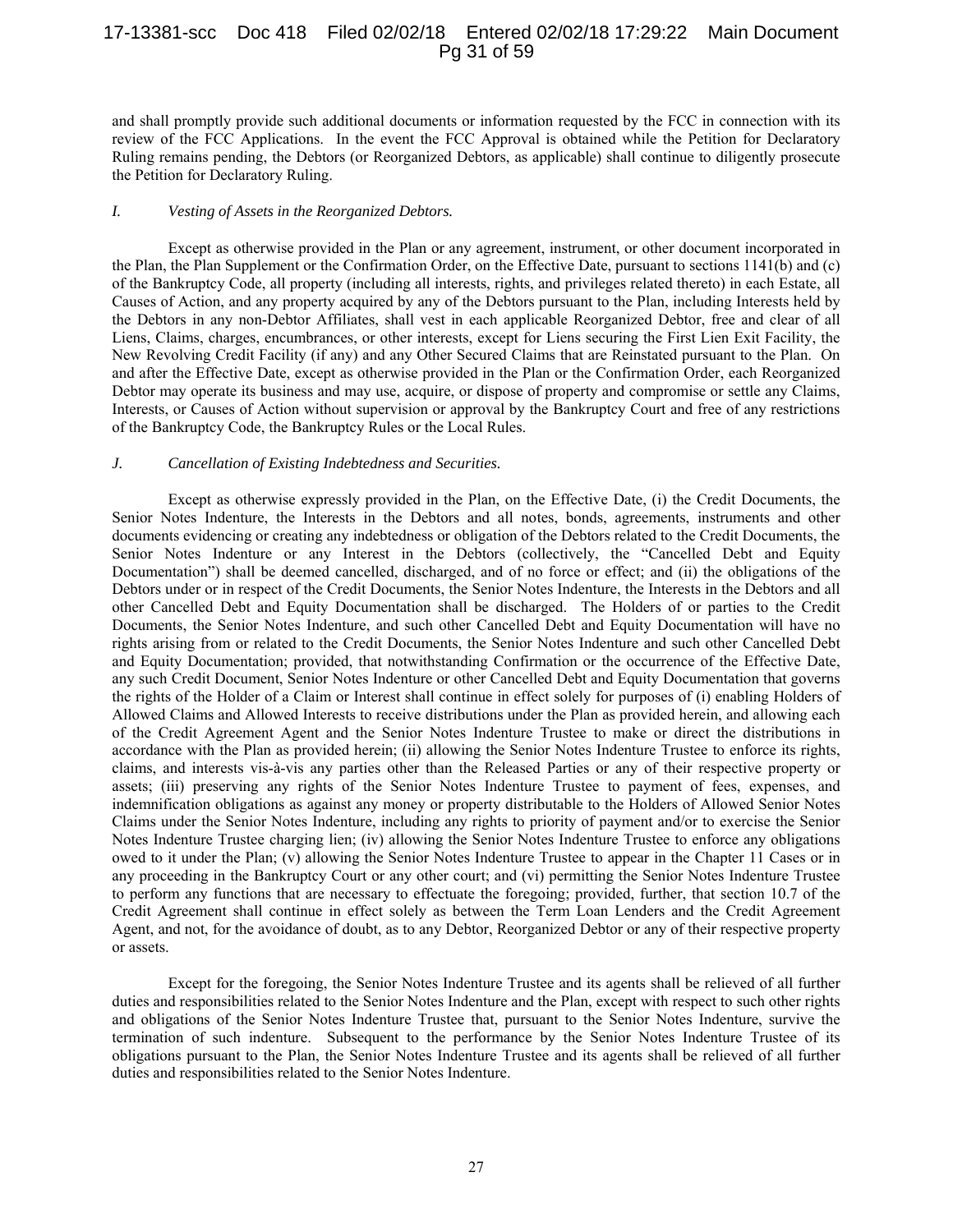and shall promptly provide such additional documents or information requested by the FCC in connection with its review of the FCC Applications. In the event the FCC Approval is obtained while the Petition for Declaratory Ruling remains pending, the Debtors (or Reorganized Debtors, as applicable) shall continue to diligently prosecute the Petition for Declaratory Ruling.

### *I. Vesting of Assets in the Reorganized Debtors.*

Except as otherwise provided in the Plan or any agreement, instrument, or other document incorporated in the Plan, the Plan Supplement or the Confirmation Order, on the Effective Date, pursuant to sections 1141(b) and (c) of the Bankruptcy Code, all property (including all interests, rights, and privileges related thereto) in each Estate, all Causes of Action, and any property acquired by any of the Debtors pursuant to the Plan, including Interests held by the Debtors in any non-Debtor Affiliates, shall vest in each applicable Reorganized Debtor, free and clear of all Liens, Claims, charges, encumbrances, or other interests, except for Liens securing the First Lien Exit Facility, the New Revolving Credit Facility (if any) and any Other Secured Claims that are Reinstated pursuant to the Plan. On and after the Effective Date, except as otherwise provided in the Plan or the Confirmation Order, each Reorganized Debtor may operate its business and may use, acquire, or dispose of property and compromise or settle any Claims, Interests, or Causes of Action without supervision or approval by the Bankruptcy Court and free of any restrictions of the Bankruptcy Code, the Bankruptcy Rules or the Local Rules.

### *J. Cancellation of Existing Indebtedness and Securities.*

Except as otherwise expressly provided in the Plan, on the Effective Date, (i) the Credit Documents, the Senior Notes Indenture, the Interests in the Debtors and all notes, bonds, agreements, instruments and other documents evidencing or creating any indebtedness or obligation of the Debtors related to the Credit Documents, the Senior Notes Indenture or any Interest in the Debtors (collectively, the "Cancelled Debt and Equity Documentation") shall be deemed cancelled, discharged, and of no force or effect; and (ii) the obligations of the Debtors under or in respect of the Credit Documents, the Senior Notes Indenture, the Interests in the Debtors and all other Cancelled Debt and Equity Documentation shall be discharged. The Holders of or parties to the Credit Documents, the Senior Notes Indenture, and such other Cancelled Debt and Equity Documentation will have no rights arising from or related to the Credit Documents, the Senior Notes Indenture and such other Cancelled Debt and Equity Documentation; provided, that notwithstanding Confirmation or the occurrence of the Effective Date, any such Credit Document, Senior Notes Indenture or other Cancelled Debt and Equity Documentation that governs the rights of the Holder of a Claim or Interest shall continue in effect solely for purposes of (i) enabling Holders of Allowed Claims and Allowed Interests to receive distributions under the Plan as provided herein, and allowing each of the Credit Agreement Agent and the Senior Notes Indenture Trustee to make or direct the distributions in accordance with the Plan as provided herein; (ii) allowing the Senior Notes Indenture Trustee to enforce its rights, claims, and interests vis-à-vis any parties other than the Released Parties or any of their respective property or assets; (iii) preserving any rights of the Senior Notes Indenture Trustee to payment of fees, expenses, and indemnification obligations as against any money or property distributable to the Holders of Allowed Senior Notes Claims under the Senior Notes Indenture, including any rights to priority of payment and/or to exercise the Senior Notes Indenture Trustee charging lien; (iv) allowing the Senior Notes Indenture Trustee to enforce any obligations owed to it under the Plan; (v) allowing the Senior Notes Indenture Trustee to appear in the Chapter 11 Cases or in any proceeding in the Bankruptcy Court or any other court; and (vi) permitting the Senior Notes Indenture Trustee to perform any functions that are necessary to effectuate the foregoing; provided, further, that section 10.7 of the Credit Agreement shall continue in effect solely as between the Term Loan Lenders and the Credit Agreement Agent, and not, for the avoidance of doubt, as to any Debtor, Reorganized Debtor or any of their respective property or assets.

Except for the foregoing, the Senior Notes Indenture Trustee and its agents shall be relieved of all further duties and responsibilities related to the Senior Notes Indenture and the Plan, except with respect to such other rights and obligations of the Senior Notes Indenture Trustee that, pursuant to the Senior Notes Indenture, survive the termination of such indenture. Subsequent to the performance by the Senior Notes Indenture Trustee of its obligations pursuant to the Plan, the Senior Notes Indenture Trustee and its agents shall be relieved of all further duties and responsibilities related to the Senior Notes Indenture.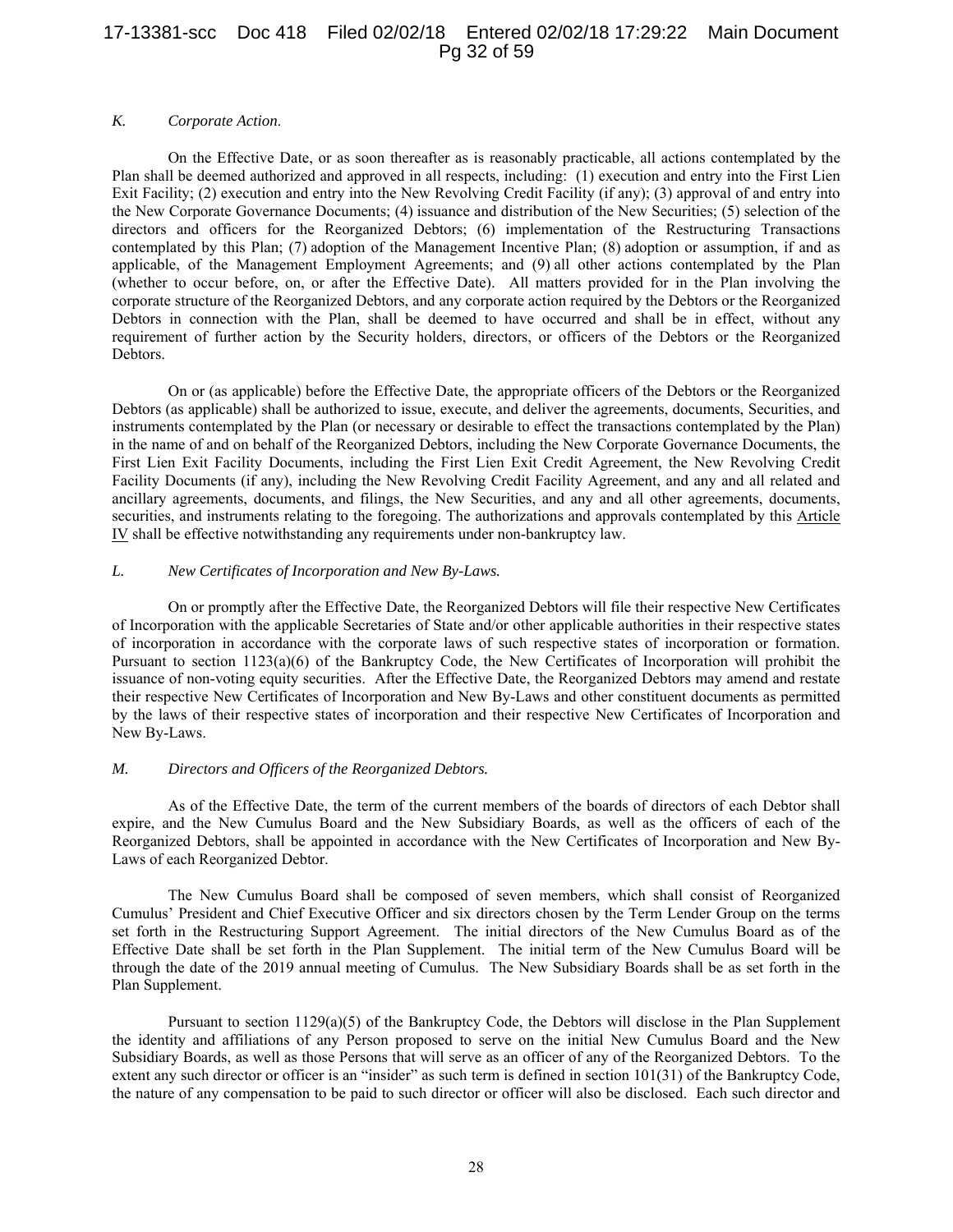### *K. Corporate Action.*

On the Effective Date, or as soon thereafter as is reasonably practicable, all actions contemplated by the Plan shall be deemed authorized and approved in all respects, including: (1) execution and entry into the First Lien Exit Facility; (2) execution and entry into the New Revolving Credit Facility (if any); (3) approval of and entry into the New Corporate Governance Documents; (4) issuance and distribution of the New Securities; (5) selection of the directors and officers for the Reorganized Debtors; (6) implementation of the Restructuring Transactions contemplated by this Plan; (7) adoption of the Management Incentive Plan; (8) adoption or assumption, if and as applicable, of the Management Employment Agreements; and (9) all other actions contemplated by the Plan (whether to occur before, on, or after the Effective Date). All matters provided for in the Plan involving the corporate structure of the Reorganized Debtors, and any corporate action required by the Debtors or the Reorganized Debtors in connection with the Plan, shall be deemed to have occurred and shall be in effect, without any requirement of further action by the Security holders, directors, or officers of the Debtors or the Reorganized Debtors.

On or (as applicable) before the Effective Date, the appropriate officers of the Debtors or the Reorganized Debtors (as applicable) shall be authorized to issue, execute, and deliver the agreements, documents, Securities, and instruments contemplated by the Plan (or necessary or desirable to effect the transactions contemplated by the Plan) in the name of and on behalf of the Reorganized Debtors, including the New Corporate Governance Documents, the First Lien Exit Facility Documents, including the First Lien Exit Credit Agreement, the New Revolving Credit Facility Documents (if any), including the New Revolving Credit Facility Agreement, and any and all related and ancillary agreements, documents, and filings, the New Securities, and any and all other agreements, documents, securities, and instruments relating to the foregoing. The authorizations and approvals contemplated by this Article IV shall be effective notwithstanding any requirements under non-bankruptcy law.

### *L. New Certificates of Incorporation and New By-Laws.*

On or promptly after the Effective Date, the Reorganized Debtors will file their respective New Certificates of Incorporation with the applicable Secretaries of State and/or other applicable authorities in their respective states of incorporation in accordance with the corporate laws of such respective states of incorporation or formation. Pursuant to section 1123(a)(6) of the Bankruptcy Code, the New Certificates of Incorporation will prohibit the issuance of non-voting equity securities. After the Effective Date, the Reorganized Debtors may amend and restate their respective New Certificates of Incorporation and New By-Laws and other constituent documents as permitted by the laws of their respective states of incorporation and their respective New Certificates of Incorporation and New By-Laws.

### *M. Directors and Officers of the Reorganized Debtors.*

As of the Effective Date, the term of the current members of the boards of directors of each Debtor shall expire, and the New Cumulus Board and the New Subsidiary Boards, as well as the officers of each of the Reorganized Debtors, shall be appointed in accordance with the New Certificates of Incorporation and New By-Laws of each Reorganized Debtor.

The New Cumulus Board shall be composed of seven members, which shall consist of Reorganized Cumulus' President and Chief Executive Officer and six directors chosen by the Term Lender Group on the terms set forth in the Restructuring Support Agreement. The initial directors of the New Cumulus Board as of the Effective Date shall be set forth in the Plan Supplement. The initial term of the New Cumulus Board will be through the date of the 2019 annual meeting of Cumulus. The New Subsidiary Boards shall be as set forth in the Plan Supplement.

Pursuant to section 1129(a)(5) of the Bankruptcy Code, the Debtors will disclose in the Plan Supplement the identity and affiliations of any Person proposed to serve on the initial New Cumulus Board and the New Subsidiary Boards, as well as those Persons that will serve as an officer of any of the Reorganized Debtors. To the extent any such director or officer is an "insider" as such term is defined in section 101(31) of the Bankruptcy Code, the nature of any compensation to be paid to such director or officer will also be disclosed. Each such director and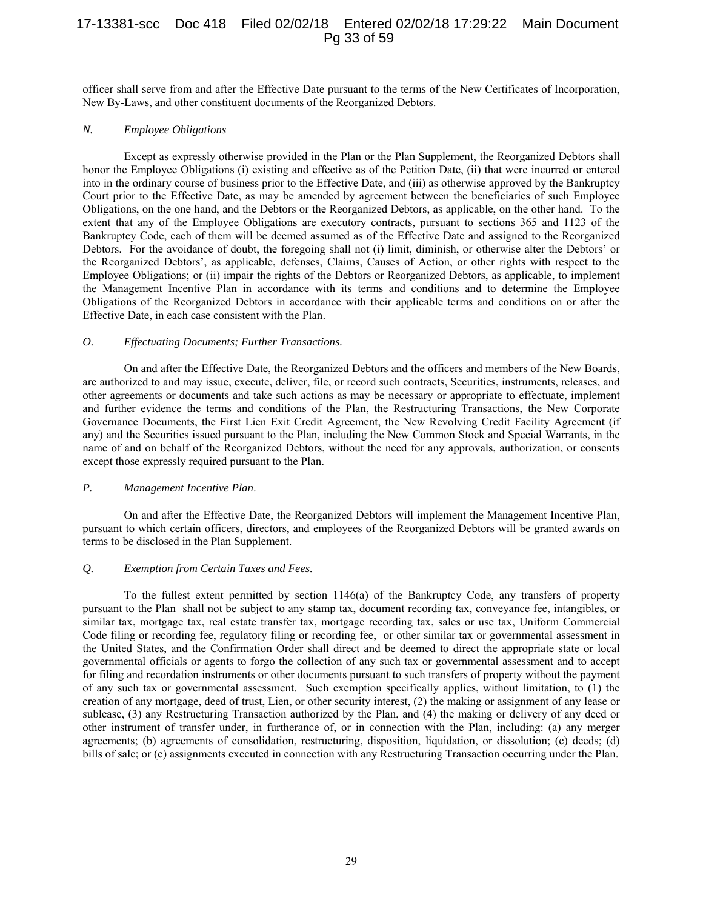officer shall serve from and after the Effective Date pursuant to the terms of the New Certificates of Incorporation, New By-Laws, and other constituent documents of the Reorganized Debtors.

### *N. Employee Obligations*

Except as expressly otherwise provided in the Plan or the Plan Supplement, the Reorganized Debtors shall honor the Employee Obligations (i) existing and effective as of the Petition Date, (ii) that were incurred or entered into in the ordinary course of business prior to the Effective Date, and (iii) as otherwise approved by the Bankruptcy Court prior to the Effective Date, as may be amended by agreement between the beneficiaries of such Employee Obligations, on the one hand, and the Debtors or the Reorganized Debtors, as applicable, on the other hand. To the extent that any of the Employee Obligations are executory contracts, pursuant to sections 365 and 1123 of the Bankruptcy Code, each of them will be deemed assumed as of the Effective Date and assigned to the Reorganized Debtors. For the avoidance of doubt, the foregoing shall not (i) limit, diminish, or otherwise alter the Debtors' or the Reorganized Debtors', as applicable, defenses, Claims, Causes of Action, or other rights with respect to the Employee Obligations; or (ii) impair the rights of the Debtors or Reorganized Debtors, as applicable, to implement the Management Incentive Plan in accordance with its terms and conditions and to determine the Employee Obligations of the Reorganized Debtors in accordance with their applicable terms and conditions on or after the Effective Date, in each case consistent with the Plan.

### *O. Effectuating Documents; Further Transactions.*

On and after the Effective Date, the Reorganized Debtors and the officers and members of the New Boards, are authorized to and may issue, execute, deliver, file, or record such contracts, Securities, instruments, releases, and other agreements or documents and take such actions as may be necessary or appropriate to effectuate, implement and further evidence the terms and conditions of the Plan, the Restructuring Transactions, the New Corporate Governance Documents, the First Lien Exit Credit Agreement, the New Revolving Credit Facility Agreement (if any) and the Securities issued pursuant to the Plan, including the New Common Stock and Special Warrants, in the name of and on behalf of the Reorganized Debtors, without the need for any approvals, authorization, or consents except those expressly required pursuant to the Plan.

### *P. Management Incentive Plan.*

On and after the Effective Date, the Reorganized Debtors will implement the Management Incentive Plan, pursuant to which certain officers, directors, and employees of the Reorganized Debtors will be granted awards on terms to be disclosed in the Plan Supplement.

### *Q. Exemption from Certain Taxes and Fees.*

To the fullest extent permitted by section 1146(a) of the Bankruptcy Code, any transfers of property pursuant to the Plan shall not be subject to any stamp tax, document recording tax, conveyance fee, intangibles, or similar tax, mortgage tax, real estate transfer tax, mortgage recording tax, sales or use tax, Uniform Commercial Code filing or recording fee, regulatory filing or recording fee, or other similar tax or governmental assessment in the United States, and the Confirmation Order shall direct and be deemed to direct the appropriate state or local governmental officials or agents to forgo the collection of any such tax or governmental assessment and to accept for filing and recordation instruments or other documents pursuant to such transfers of property without the payment of any such tax or governmental assessment. Such exemption specifically applies, without limitation, to (1) the creation of any mortgage, deed of trust, Lien, or other security interest, (2) the making or assignment of any lease or sublease, (3) any Restructuring Transaction authorized by the Plan, and (4) the making or delivery of any deed or other instrument of transfer under, in furtherance of, or in connection with the Plan, including: (a) any merger agreements; (b) agreements of consolidation, restructuring, disposition, liquidation, or dissolution; (c) deeds; (d) bills of sale; or (e) assignments executed in connection with any Restructuring Transaction occurring under the Plan.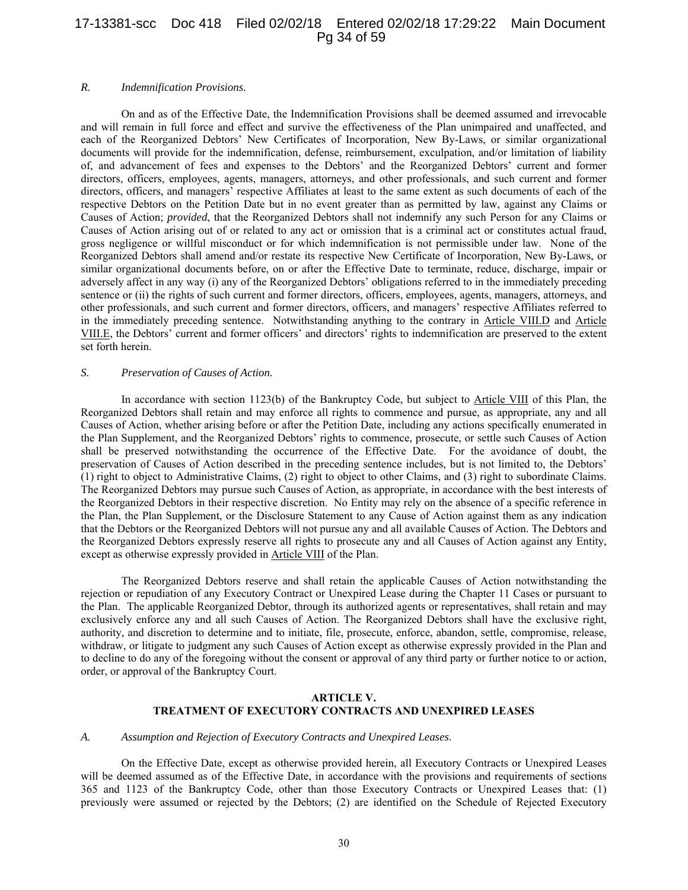*R. Indemnification Provisions.*

On and as of the Effective Date, the Indemnification Provisions shall be deemed assumed and irrevocable and will remain in full force and effect and survive the effectiveness of the Plan unimpaired and unaffected, and each of the Reorganized Debtors' New Certificates of Incorporation, New By-Laws, or similar organizational documents will provide for the indemnification, defense, reimbursement, exculpation, and/or limitation of liability of, and advancement of fees and expenses to the Debtors' and the Reorganized Debtors' current and former directors, officers, employees, agents, managers, attorneys, and other professionals, and such current and former directors, officers, and managers' respective Affiliates at least to the same extent as such documents of each of the respective Debtors on the Petition Date but in no event greater than as permitted by law, against any Claims or Causes of Action; *provided*, that the Reorganized Debtors shall not indemnify any such Person for any Claims or Causes of Action arising out of or related to any act or omission that is a criminal act or constitutes actual fraud, gross negligence or willful misconduct or for which indemnification is not permissible under law. None of the Reorganized Debtors shall amend and/or restate its respective New Certificate of Incorporation, New By-Laws, or similar organizational documents before, on or after the Effective Date to terminate, reduce, discharge, impair or adversely affect in any way (i) any of the Reorganized Debtors' obligations referred to in the immediately preceding sentence or (ii) the rights of such current and former directors, officers, employees, agents, managers, attorneys, and other professionals, and such current and former directors, officers, and managers' respective Affiliates referred to in the immediately preceding sentence. Notwithstanding anything to the contrary in Article VIII.D and Article VIII.E, the Debtors' current and former officers' and directors' rights to indemnification are preserved to the extent set forth herein.

*S. Preservation of Causes of Action.*

In accordance with section 1123(b) of the Bankruptcy Code, but subject to Article VIII of this Plan, the Reorganized Debtors shall retain and may enforce all rights to commence and pursue, as appropriate, any and all Causes of Action, whether arising before or after the Petition Date, including any actions specifically enumerated in the Plan Supplement, and the Reorganized Debtors' rights to commence, prosecute, or settle such Causes of Action shall be preserved notwithstanding the occurrence of the Effective Date. For the avoidance of doubt, the preservation of Causes of Action described in the preceding sentence includes, but is not limited to, the Debtors' (1) right to object to Administrative Claims, (2) right to object to other Claims, and (3) right to subordinate Claims. The Reorganized Debtors may pursue such Causes of Action, as appropriate, in accordance with the best interests of the Reorganized Debtors in their respective discretion. No Entity may rely on the absence of a specific reference in the Plan, the Plan Supplement, or the Disclosure Statement to any Cause of Action against them as any indication that the Debtors or the Reorganized Debtors will not pursue any and all available Causes of Action. The Debtors and the Reorganized Debtors expressly reserve all rights to prosecute any and all Causes of Action against any Entity, except as otherwise expressly provided in Article VIII of the Plan.

The Reorganized Debtors reserve and shall retain the applicable Causes of Action notwithstanding the rejection or repudiation of any Executory Contract or Unexpired Lease during the Chapter 11 Cases or pursuant to the Plan. The applicable Reorganized Debtor, through its authorized agents or representatives, shall retain and may exclusively enforce any and all such Causes of Action. The Reorganized Debtors shall have the exclusive right, authority, and discretion to determine and to initiate, file, prosecute, enforce, abandon, settle, compromise, release, withdraw, or litigate to judgment any such Causes of Action except as otherwise expressly provided in the Plan and to decline to do any of the foregoing without the consent or approval of any third party or further notice to or action, order, or approval of the Bankruptcy Court.

## ARTICLE V.
## TREATMENT OF EXECUTORY CONTRACTS AND UNEXPIRED LEASES

*A. Assumption and Rejection of Executory Contracts and Unexpired Leases.*

On the Effective Date, except as otherwise provided herein, all Executory Contracts or Unexpired Leases will be deemed assumed as of the Effective Date, in accordance with the provisions and requirements of sections 365 and 1123 of the Bankruptcy Code, other than those Executory Contracts or Unexpired Leases that: (1) previously were assumed or rejected by the Debtors; (2) are identified on the Schedule of Rejected Executory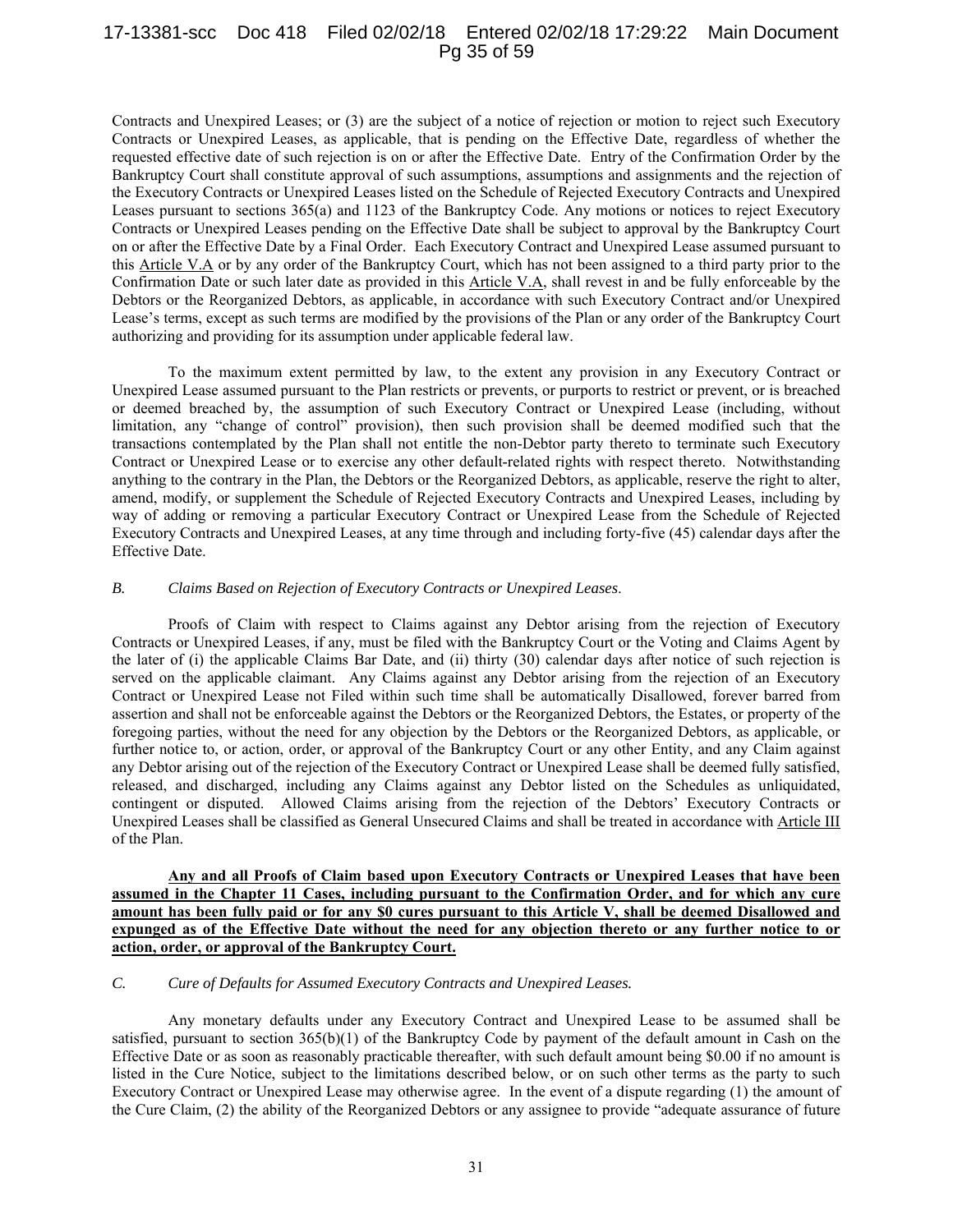Contracts and Unexpired Leases; or (3) are the subject of a notice of rejection or motion to reject such Executory Contracts or Unexpired Leases, as applicable, that is pending on the Effective Date, regardless of whether the requested effective date of such rejection is on or after the Effective Date. Entry of the Confirmation Order by the Bankruptcy Court shall constitute approval of such assumptions, assumptions and assignments and the rejection of the Executory Contracts or Unexpired Leases listed on the Schedule of Rejected Executory Contracts and Unexpired Leases pursuant to sections 365(a) and 1123 of the Bankruptcy Code. Any motions or notices to reject Executory Contracts or Unexpired Leases pending on the Effective Date shall be subject to approval by the Bankruptcy Court on or after the Effective Date by a Final Order. Each Executory Contract and Unexpired Lease assumed pursuant to this Article V.A or by any order of the Bankruptcy Court, which has not been assigned to a third party prior to the Confirmation Date or such later date as provided in this Article V.A, shall revest in and be fully enforceable by the Debtors or the Reorganized Debtors, as applicable, in accordance with such Executory Contract and/or Unexpired Lease's terms, except as such terms are modified by the provisions of the Plan or any order of the Bankruptcy Court authorizing and providing for its assumption under applicable federal law.

To the maximum extent permitted by law, to the extent any provision in any Executory Contract or Unexpired Lease assumed pursuant to the Plan restricts or prevents, or purports to restrict or prevent, or is breached or deemed breached by, the assumption of such Executory Contract or Unexpired Lease (including, without limitation, any "change of control" provision), then such provision shall be deemed modified such that the transactions contemplated by the Plan shall not entitle the non-Debtor party thereto to terminate such Executory Contract or Unexpired Lease or to exercise any other default-related rights with respect thereto. Notwithstanding anything to the contrary in the Plan, the Debtors or the Reorganized Debtors, as applicable, reserve the right to alter, amend, modify, or supplement the Schedule of Rejected Executory Contracts and Unexpired Leases, including by way of adding or removing a particular Executory Contract or Unexpired Lease from the Schedule of Rejected Executory Contracts and Unexpired Leases, at any time through and including forty-five (45) calendar days after the Effective Date.

*B. Claims Based on Rejection of Executory Contracts or Unexpired Leases.*

Proofs of Claim with respect to Claims against any Debtor arising from the rejection of Executory Contracts or Unexpired Leases, if any, must be filed with the Bankruptcy Court or the Voting and Claims Agent by the later of (i) the applicable Claims Bar Date, and (ii) thirty (30) calendar days after notice of such rejection is served on the applicable claimant. Any Claims against any Debtor arising from the rejection of an Executory Contract or Unexpired Lease not Filed within such time shall be automatically Disallowed, forever barred from assertion and shall not be enforceable against the Debtors or the Reorganized Debtors, the Estates, or property of the foregoing parties, without the need for any objection by the Debtors or the Reorganized Debtors, as applicable, or further notice to, or action, order, or approval of the Bankruptcy Court or any other Entity, and any Claim against any Debtor arising out of the rejection of the Executory Contract or Unexpired Lease shall be deemed fully satisfied, released, and discharged, including any Claims against any Debtor listed on the Schedules as unliquidated, contingent or disputed. Allowed Claims arising from the rejection of the Debtors' Executory Contracts or Unexpired Leases shall be classified as General Unsecured Claims and shall be treated in accordance with Article III of the Plan.

**Any and all Proofs of Claim based upon Executory Contracts or Unexpired Leases that have been assumed in the Chapter 11 Cases, including pursuant to the Confirmation Order, and for which any cure amount has been fully paid or for any $0 cures pursuant to this Article V, shall be deemed Disallowed and expunged as of the Effective Date without the need for any objection thereto or any further notice to or action, order, or approval of the Bankruptcy Court.**

*C. Cure of Defaults for Assumed Executory Contracts and Unexpired Leases.*

Any monetary defaults under any Executory Contract and Unexpired Lease to be assumed shall be satisfied, pursuant to section 365(b)(1) of the Bankruptcy Code by payment of the default amount in Cash on the Effective Date or as soon as reasonably practicable thereafter, with such default amount being $0.00 if no amount is listed in the Cure Notice, subject to the limitations described below, or on such other terms as the party to such Executory Contract or Unexpired Lease may otherwise agree. In the event of a dispute regarding (1) the amount of the Cure Claim, (2) the ability of the Reorganized Debtors or any assignee to provide "adequate assurance of future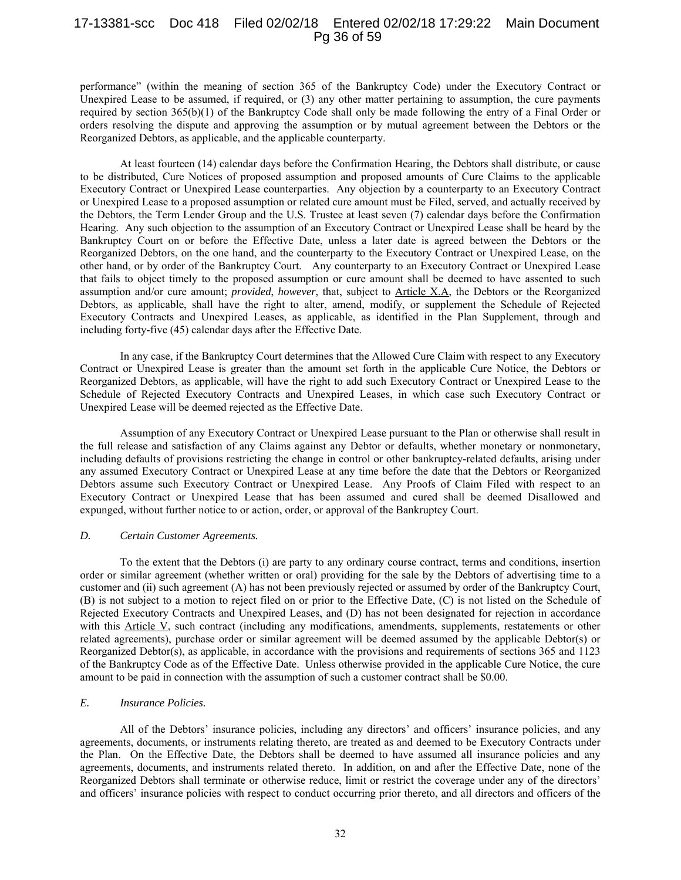performance" (within the meaning of section 365 of the Bankruptcy Code) under the Executory Contract or Unexpired Lease to be assumed, if required, or (3) any other matter pertaining to assumption, the cure payments required by section 365(b)(1) of the Bankruptcy Code shall only be made following the entry of a Final Order or orders resolving the dispute and approving the assumption or by mutual agreement between the Debtors or the Reorganized Debtors, as applicable, and the applicable counterparty.

At least fourteen (14) calendar days before the Confirmation Hearing, the Debtors shall distribute, or cause to be distributed, Cure Notices of proposed assumption and proposed amounts of Cure Claims to the applicable Executory Contract or Unexpired Lease counterparties. Any objection by a counterparty to an Executory Contract or Unexpired Lease to a proposed assumption or related cure amount must be Filed, served, and actually received by the Debtors, the Term Lender Group and the U.S. Trustee at least seven (7) calendar days before the Confirmation Hearing. Any such objection to the assumption of an Executory Contract or Unexpired Lease shall be heard by the Bankruptcy Court on or before the Effective Date, unless a later date is agreed between the Debtors or the Reorganized Debtors, on the one hand, and the counterparty to the Executory Contract or Unexpired Lease, on the other hand, or by order of the Bankruptcy Court. Any counterparty to an Executory Contract or Unexpired Lease that fails to object timely to the proposed assumption or cure amount shall be deemed to have assented to such assumption and/or cure amount; *provided*, *however*, that, subject to Article X.A, the Debtors or the Reorganized Debtors, as applicable, shall have the right to alter, amend, modify, or supplement the Schedule of Rejected Executory Contracts and Unexpired Leases, as applicable, as identified in the Plan Supplement, through and including forty-five (45) calendar days after the Effective Date.

In any case, if the Bankruptcy Court determines that the Allowed Cure Claim with respect to any Executory Contract or Unexpired Lease is greater than the amount set forth in the applicable Cure Notice, the Debtors or Reorganized Debtors, as applicable, will have the right to add such Executory Contract or Unexpired Lease to the Schedule of Rejected Executory Contracts and Unexpired Leases, in which case such Executory Contract or Unexpired Lease will be deemed rejected as the Effective Date.

Assumption of any Executory Contract or Unexpired Lease pursuant to the Plan or otherwise shall result in the full release and satisfaction of any Claims against any Debtor or defaults, whether monetary or nonmonetary, including defaults of provisions restricting the change in control or other bankruptcy-related defaults, arising under any assumed Executory Contract or Unexpired Lease at any time before the date that the Debtors or Reorganized Debtors assume such Executory Contract or Unexpired Lease. Any Proofs of Claim Filed with respect to an Executory Contract or Unexpired Lease that has been assumed and cured shall be deemed Disallowed and expunged, without further notice to or action, order, or approval of the Bankruptcy Court.

### *D. Certain Customer Agreements.*

To the extent that the Debtors (i) are party to any ordinary course contract, terms and conditions, insertion order or similar agreement (whether written or oral) providing for the sale by the Debtors of advertising time to a customer and (ii) such agreement (A) has not been previously rejected or assumed by order of the Bankruptcy Court, (B) is not subject to a motion to reject filed on or prior to the Effective Date, (C) is not listed on the Schedule of Rejected Executory Contracts and Unexpired Leases, and (D) has not been designated for rejection in accordance with this Article V, such contract (including any modifications, amendments, supplements, restatements or other related agreements), purchase order or similar agreement will be deemed assumed by the applicable Debtor(s) or Reorganized Debtor(s), as applicable, in accordance with the provisions and requirements of sections 365 and 1123 of the Bankruptcy Code as of the Effective Date. Unless otherwise provided in the applicable Cure Notice, the cure amount to be paid in connection with the assumption of such a customer contract shall be $0.00.

### *E. Insurance Policies.*

All of the Debtors' insurance policies, including any directors' and officers' insurance policies, and any agreements, documents, or instruments relating thereto, are treated as and deemed to be Executory Contracts under the Plan. On the Effective Date, the Debtors shall be deemed to have assumed all insurance policies and any agreements, documents, and instruments related thereto. In addition, on and after the Effective Date, none of the Reorganized Debtors shall terminate or otherwise reduce, limit or restrict the coverage under any of the directors' and officers' insurance policies with respect to conduct occurring prior thereto, and all directors and officers of the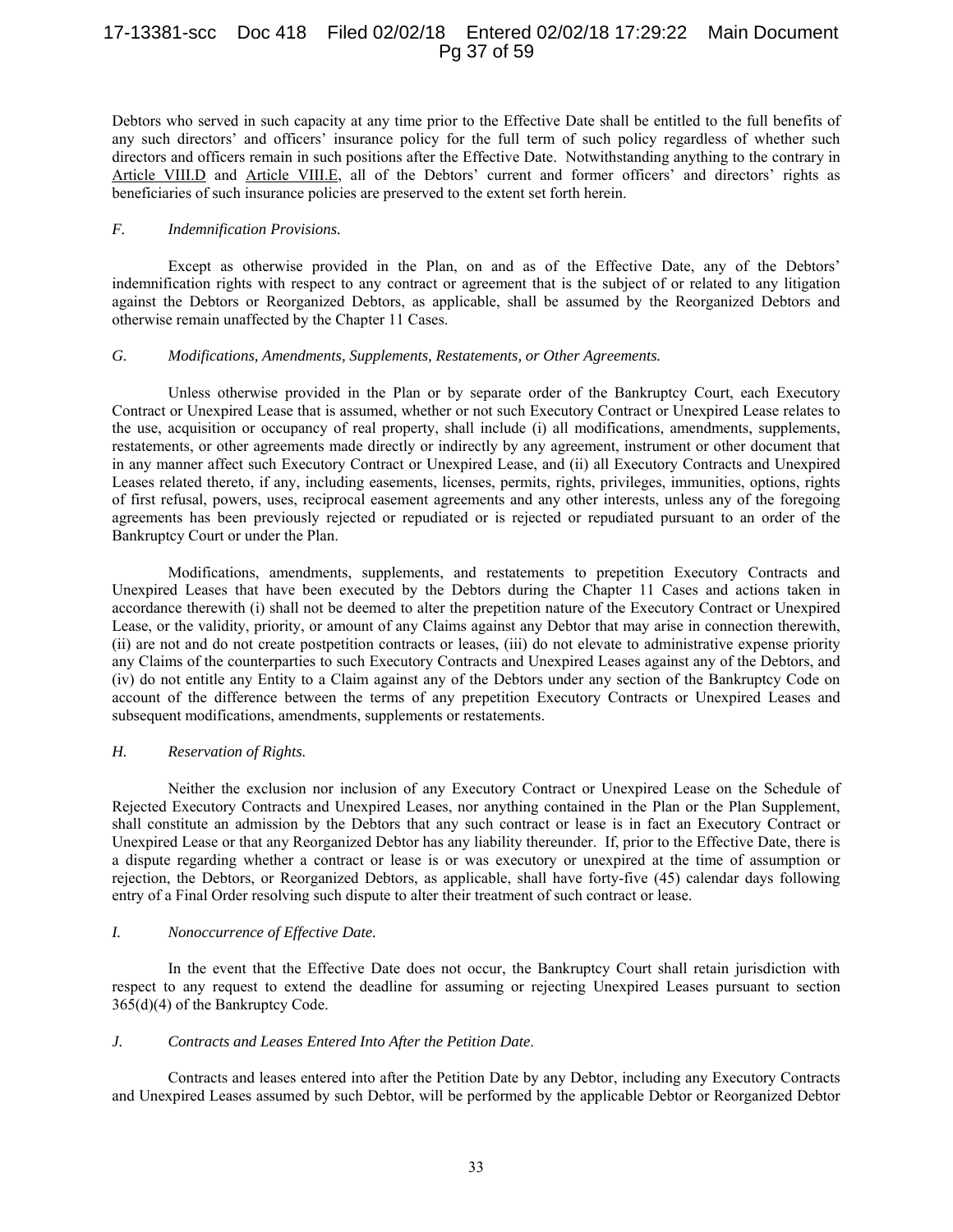Debtors who served in such capacity at any time prior to the Effective Date shall be entitled to the full benefits of any such directors' and officers' insurance policy for the full term of such policy regardless of whether such directors and officers remain in such positions after the Effective Date. Notwithstanding anything to the contrary in Article VIII.D and Article VIII.E, all of the Debtors' current and former officers' and directors' rights as beneficiaries of such insurance policies are preserved to the extent set forth herein.

### *F. Indemnification Provisions.*

Except as otherwise provided in the Plan, on and as of the Effective Date, any of the Debtors' indemnification rights with respect to any contract or agreement that is the subject of or related to any litigation against the Debtors or Reorganized Debtors, as applicable, shall be assumed by the Reorganized Debtors and otherwise remain unaffected by the Chapter 11 Cases.

### *G. Modifications, Amendments, Supplements, Restatements, or Other Agreements.*

Unless otherwise provided in the Plan or by separate order of the Bankruptcy Court, each Executory Contract or Unexpired Lease that is assumed, whether or not such Executory Contract or Unexpired Lease relates to the use, acquisition or occupancy of real property, shall include (i) all modifications, amendments, supplements, restatements, or other agreements made directly or indirectly by any agreement, instrument or other document that in any manner affect such Executory Contract or Unexpired Lease, and (ii) all Executory Contracts and Unexpired Leases related thereto, if any, including easements, licenses, permits, rights, privileges, immunities, options, rights of first refusal, powers, uses, reciprocal easement agreements and any other interests, unless any of the foregoing agreements has been previously rejected or repudiated or is rejected or repudiated pursuant to an order of the Bankruptcy Court or under the Plan.

Modifications, amendments, supplements, and restatements to prepetition Executory Contracts and Unexpired Leases that have been executed by the Debtors during the Chapter 11 Cases and actions taken in accordance therewith (i) shall not be deemed to alter the prepetition nature of the Executory Contract or Unexpired Lease, or the validity, priority, or amount of any Claims against any Debtor that may arise in connection therewith, (ii) are not and do not create postpetition contracts or leases, (iii) do not elevate to administrative expense priority any Claims of the counterparties to such Executory Contracts and Unexpired Leases against any of the Debtors, and (iv) do not entitle any Entity to a Claim against any of the Debtors under any section of the Bankruptcy Code on account of the difference between the terms of any prepetition Executory Contracts or Unexpired Leases and subsequent modifications, amendments, supplements or restatements.

### *H. Reservation of Rights.*

Neither the exclusion nor inclusion of any Executory Contract or Unexpired Lease on the Schedule of Rejected Executory Contracts and Unexpired Leases, nor anything contained in the Plan or the Plan Supplement, shall constitute an admission by the Debtors that any such contract or lease is in fact an Executory Contract or Unexpired Lease or that any Reorganized Debtor has any liability thereunder. If, prior to the Effective Date, there is a dispute regarding whether a contract or lease is or was executory or unexpired at the time of assumption or rejection, the Debtors, or Reorganized Debtors, as applicable, shall have forty-five (45) calendar days following entry of a Final Order resolving such dispute to alter their treatment of such contract or lease.

### *I. Nonoccurrence of Effective Date.*

In the event that the Effective Date does not occur, the Bankruptcy Court shall retain jurisdiction with respect to any request to extend the deadline for assuming or rejecting Unexpired Leases pursuant to section 365(d)(4) of the Bankruptcy Code.

### *J. Contracts and Leases Entered Into After the Petition Date.*

Contracts and leases entered into after the Petition Date by any Debtor, including any Executory Contracts and Unexpired Leases assumed by such Debtor, will be performed by the applicable Debtor or Reorganized Debtor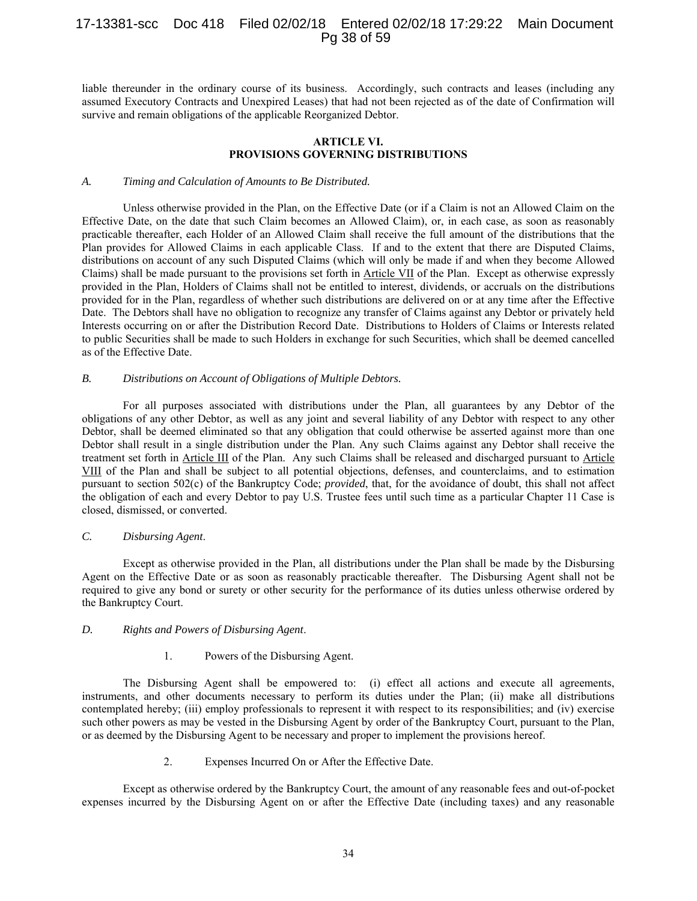liable thereunder in the ordinary course of its business. Accordingly, such contracts and leases (including any assumed Executory Contracts and Unexpired Leases) that had not been rejected as of the date of Confirmation will survive and remain obligations of the applicable Reorganized Debtor.

## ARTICLE VI.
## PROVISIONS GOVERNING DISTRIBUTIONS

### *A. Timing and Calculation of Amounts to Be Distributed.*

Unless otherwise provided in the Plan, on the Effective Date (or if a Claim is not an Allowed Claim on the Effective Date, on the date that such Claim becomes an Allowed Claim), or, in each case, as soon as reasonably practicable thereafter, each Holder of an Allowed Claim shall receive the full amount of the distributions that the Plan provides for Allowed Claims in each applicable Class. If and to the extent that there are Disputed Claims, distributions on account of any such Disputed Claims (which will only be made if and when they become Allowed Claims) shall be made pursuant to the provisions set forth in Article VII of the Plan. Except as otherwise expressly provided in the Plan, Holders of Claims shall not be entitled to interest, dividends, or accruals on the distributions provided for in the Plan, regardless of whether such distributions are delivered on or at any time after the Effective Date. The Debtors shall have no obligation to recognize any transfer of Claims against any Debtor or privately held Interests occurring on or after the Distribution Record Date. Distributions to Holders of Claims or Interests related to public Securities shall be made to such Holders in exchange for such Securities, which shall be deemed cancelled as of the Effective Date.

### *B. Distributions on Account of Obligations of Multiple Debtors.*

For all purposes associated with distributions under the Plan, all guarantees by any Debtor of the obligations of any other Debtor, as well as any joint and several liability of any Debtor with respect to any other Debtor, shall be deemed eliminated so that any obligation that could otherwise be asserted against more than one Debtor shall result in a single distribution under the Plan. Any such Claims against any Debtor shall receive the treatment set forth in Article III of the Plan. Any such Claims shall be released and discharged pursuant to Article VIII of the Plan and shall be subject to all potential objections, defenses, and counterclaims, and to estimation pursuant to section 502(c) of the Bankruptcy Code; *provided*, that, for the avoidance of doubt, this shall not affect the obligation of each and every Debtor to pay U.S. Trustee fees until such time as a particular Chapter 11 Case is closed, dismissed, or converted.

### *C. Disbursing Agent.*

Except as otherwise provided in the Plan, all distributions under the Plan shall be made by the Disbursing Agent on the Effective Date or as soon as reasonably practicable thereafter. The Disbursing Agent shall not be required to give any bond or surety or other security for the performance of its duties unless otherwise ordered by the Bankruptcy Court.

### *D. Rights and Powers of Disbursing Agent.*

#### 1. Powers of the Disbursing Agent.

The Disbursing Agent shall be empowered to: (i) effect all actions and execute all agreements, instruments, and other documents necessary to perform its duties under the Plan; (ii) make all distributions contemplated hereby; (iii) employ professionals to represent it with respect to its responsibilities; and (iv) exercise such other powers as may be vested in the Disbursing Agent by order of the Bankruptcy Court, pursuant to the Plan, or as deemed by the Disbursing Agent to be necessary and proper to implement the provisions hereof.

#### 2. Expenses Incurred On or After the Effective Date.

Except as otherwise ordered by the Bankruptcy Court, the amount of any reasonable fees and out-of-pocket expenses incurred by the Disbursing Agent on or after the Effective Date (including taxes) and any reasonable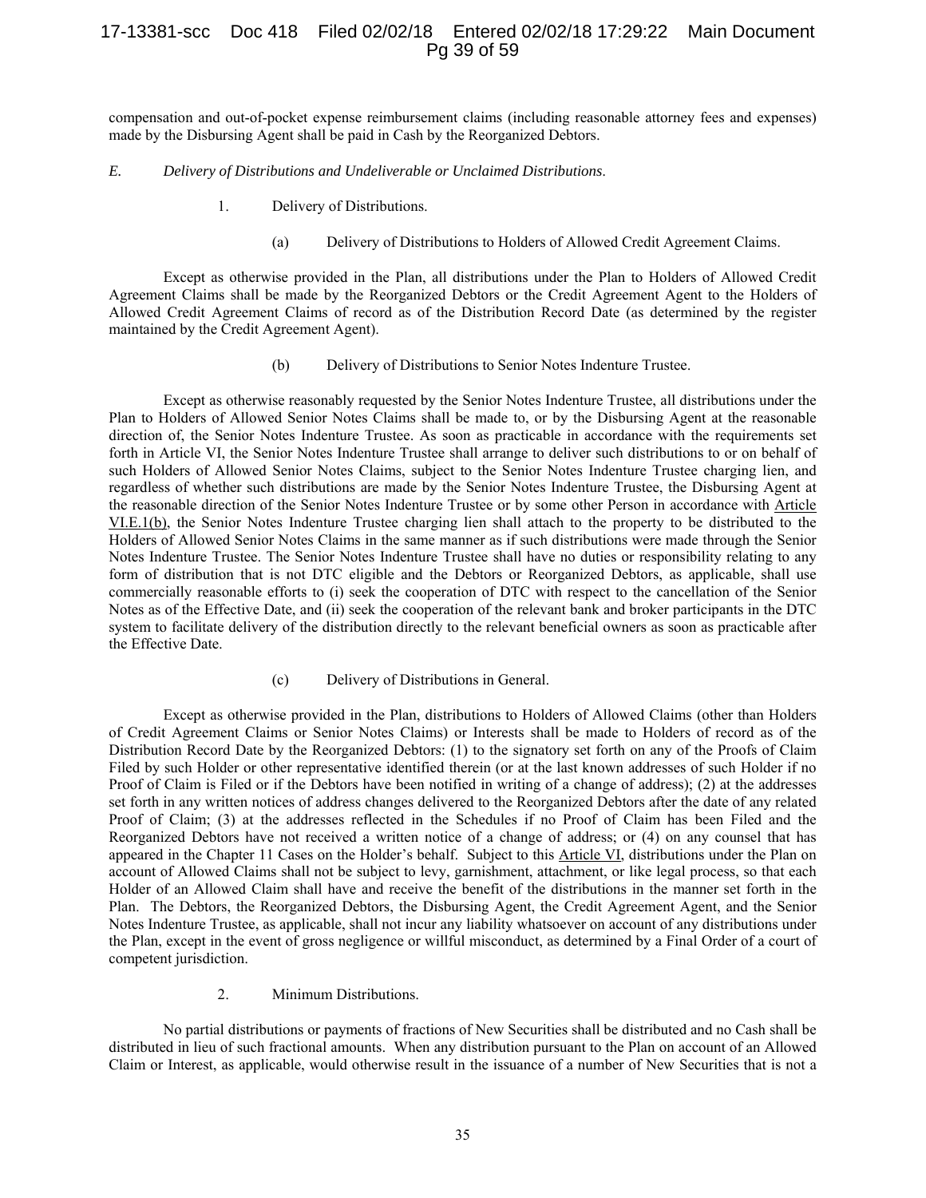compensation and out-of-pocket expense reimbursement claims (including reasonable attorney fees and expenses) made by the Disbursing Agent shall be paid in Cash by the Reorganized Debtors.

*E. Delivery of Distributions and Undeliverable or Unclaimed Distributions.*

1. Delivery of Distributions.

(a) Delivery of Distributions to Holders of Allowed Credit Agreement Claims.

Except as otherwise provided in the Plan, all distributions under the Plan to Holders of Allowed Credit Agreement Claims shall be made by the Reorganized Debtors or the Credit Agreement Agent to the Holders of Allowed Credit Agreement Claims of record as of the Distribution Record Date (as determined by the register maintained by the Credit Agreement Agent).

(b) Delivery of Distributions to Senior Notes Indenture Trustee.

Except as otherwise reasonably requested by the Senior Notes Indenture Trustee, all distributions under the Plan to Holders of Allowed Senior Notes Claims shall be made to, or by the Disbursing Agent at the reasonable direction of, the Senior Notes Indenture Trustee. As soon as practicable in accordance with the requirements set forth in Article VI, the Senior Notes Indenture Trustee shall arrange to deliver such distributions to or on behalf of such Holders of Allowed Senior Notes Claims, subject to the Senior Notes Indenture Trustee charging lien, and regardless of whether such distributions are made by the Senior Notes Indenture Trustee, the Disbursing Agent at the reasonable direction of the Senior Notes Indenture Trustee or by some other Person in accordance with Article VI.E.1(b), the Senior Notes Indenture Trustee charging lien shall attach to the property to be distributed to the Holders of Allowed Senior Notes Claims in the same manner as if such distributions were made through the Senior Notes Indenture Trustee. The Senior Notes Indenture Trustee shall have no duties or responsibility relating to any form of distribution that is not DTC eligible and the Debtors or Reorganized Debtors, as applicable, shall use commercially reasonable efforts to (i) seek the cooperation of DTC with respect to the cancellation of the Senior Notes as of the Effective Date, and (ii) seek the cooperation of the relevant bank and broker participants in the DTC system to facilitate delivery of the distribution directly to the relevant beneficial owners as soon as practicable after the Effective Date.

(c) Delivery of Distributions in General.

Except as otherwise provided in the Plan, distributions to Holders of Allowed Claims (other than Holders of Credit Agreement Claims or Senior Notes Claims) or Interests shall be made to Holders of record as of the Distribution Record Date by the Reorganized Debtors: (1) to the signatory set forth on any of the Proofs of Claim Filed by such Holder or other representative identified therein (or at the last known addresses of such Holder if no Proof of Claim is Filed or if the Debtors have been notified in writing of a change of address); (2) at the addresses set forth in any written notices of address changes delivered to the Reorganized Debtors after the date of any related Proof of Claim; (3) at the addresses reflected in the Schedules if no Proof of Claim has been Filed and the Reorganized Debtors have not received a written notice of a change of address; or (4) on any counsel that has appeared in the Chapter 11 Cases on the Holder's behalf. Subject to this Article VI, distributions under the Plan on account of Allowed Claims shall not be subject to levy, garnishment, attachment, or like legal process, so that each Holder of an Allowed Claim shall have and receive the benefit of the distributions in the manner set forth in the Plan. The Debtors, the Reorganized Debtors, the Disbursing Agent, the Credit Agreement Agent, and the Senior Notes Indenture Trustee, as applicable, shall not incur any liability whatsoever on account of any distributions under the Plan, except in the event of gross negligence or willful misconduct, as determined by a Final Order of a court of competent jurisdiction.

2. Minimum Distributions.

No partial distributions or payments of fractions of New Securities shall be distributed and no Cash shall be distributed in lieu of such fractional amounts. When any distribution pursuant to the Plan on account of an Allowed Claim or Interest, as applicable, would otherwise result in the issuance of a number of New Securities that is not a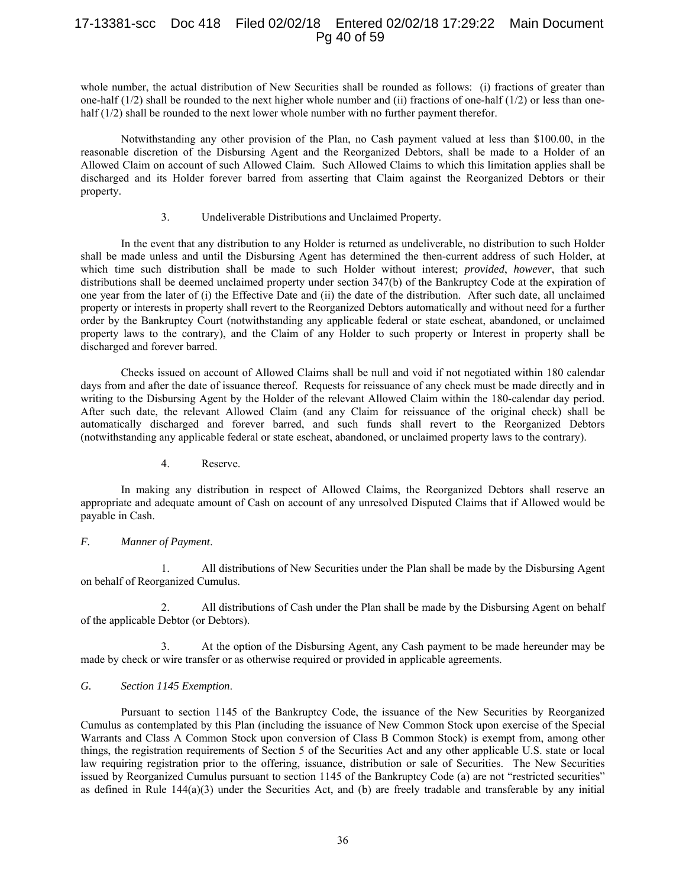whole number, the actual distribution of New Securities shall be rounded as follows: (i) fractions of greater than one-half (1/2) shall be rounded to the next higher whole number and (ii) fractions of one-half (1/2) or less than one-half (1/2) shall be rounded to the next lower whole number with no further payment therefor.

Notwithstanding any other provision of the Plan, no Cash payment valued at less than $100.00, in the reasonable discretion of the Disbursing Agent and the Reorganized Debtors, shall be made to a Holder of an Allowed Claim on account of such Allowed Claim. Such Allowed Claims to which this limitation applies shall be discharged and its Holder forever barred from asserting that Claim against the Reorganized Debtors or their property.

3. Undeliverable Distributions and Unclaimed Property.

In the event that any distribution to any Holder is returned as undeliverable, no distribution to such Holder shall be made unless and until the Disbursing Agent has determined the then-current address of such Holder, at which time such distribution shall be made to such Holder without interest; *provided*, *however*, that such distributions shall be deemed unclaimed property under section 347(b) of the Bankruptcy Code at the expiration of one year from the later of (i) the Effective Date and (ii) the date of the distribution. After such date, all unclaimed property or interests in property shall revert to the Reorganized Debtors automatically and without need for a further order by the Bankruptcy Court (notwithstanding any applicable federal or state escheat, abandoned, or unclaimed property laws to the contrary), and the Claim of any Holder to such property or Interest in property shall be discharged and forever barred.

Checks issued on account of Allowed Claims shall be null and void if not negotiated within 180 calendar days from and after the date of issuance thereof. Requests for reissuance of any check must be made directly and in writing to the Disbursing Agent by the Holder of the relevant Allowed Claim within the 180-calendar day period. After such date, the relevant Allowed Claim (and any Claim for reissuance of the original check) shall be automatically discharged and forever barred, and such funds shall revert to the Reorganized Debtors (notwithstanding any applicable federal or state escheat, abandoned, or unclaimed property laws to the contrary).

4. Reserve.

In making any distribution in respect of Allowed Claims, the Reorganized Debtors shall reserve an appropriate and adequate amount of Cash on account of any unresolved Disputed Claims that if Allowed would be payable in Cash.

*F. Manner of Payment*.

1. All distributions of New Securities under the Plan shall be made by the Disbursing Agent on behalf of Reorganized Cumulus.

2. All distributions of Cash under the Plan shall be made by the Disbursing Agent on behalf of the applicable Debtor (or Debtors).

3. At the option of the Disbursing Agent, any Cash payment to be made hereunder may be made by check or wire transfer or as otherwise required or provided in applicable agreements.

*G. Section 1145 Exemption*.

Pursuant to section 1145 of the Bankruptcy Code, the issuance of the New Securities by Reorganized Cumulus as contemplated by this Plan (including the issuance of New Common Stock upon exercise of the Special Warrants and Class A Common Stock upon conversion of Class B Common Stock) is exempt from, among other things, the registration requirements of Section 5 of the Securities Act and any other applicable U.S. state or local law requiring registration prior to the offering, issuance, distribution or sale of Securities. The New Securities issued by Reorganized Cumulus pursuant to section 1145 of the Bankruptcy Code (a) are not "restricted securities" as defined in Rule 144(a)(3) under the Securities Act, and (b) are freely tradable and transferable by any initial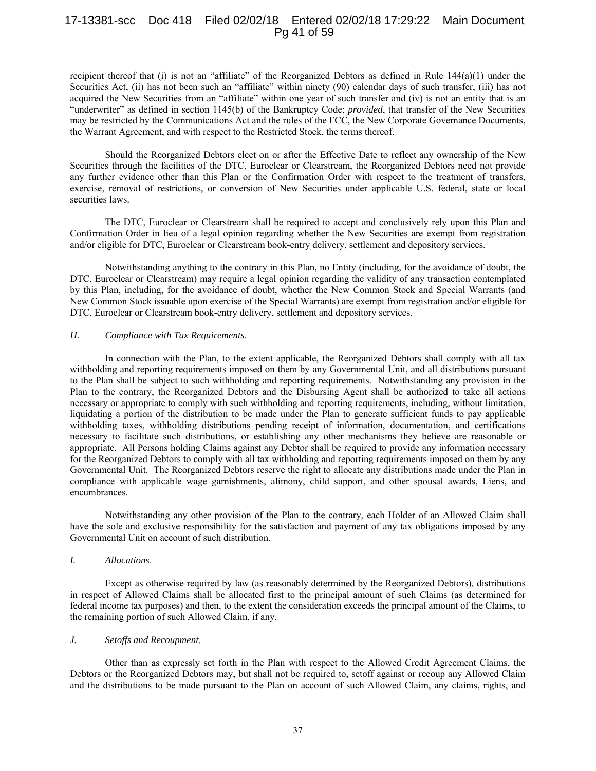recipient thereof that (i) is not an "affiliate" of the Reorganized Debtors as defined in Rule 144(a)(1) under the Securities Act, (ii) has not been such an "affiliate" within ninety (90) calendar days of such transfer, (iii) has not acquired the New Securities from an "affiliate" within one year of such transfer and (iv) is not an entity that is an "underwriter" as defined in section 1145(b) of the Bankruptcy Code; *provided*, that transfer of the New Securities may be restricted by the Communications Act and the rules of the FCC, the New Corporate Governance Documents, the Warrant Agreement, and with respect to the Restricted Stock, the terms thereof.

Should the Reorganized Debtors elect on or after the Effective Date to reflect any ownership of the New Securities through the facilities of the DTC, Euroclear or Clearstream, the Reorganized Debtors need not provide any further evidence other than this Plan or the Confirmation Order with respect to the treatment of transfers, exercise, removal of restrictions, or conversion of New Securities under applicable U.S. federal, state or local securities laws.

The DTC, Euroclear or Clearstream shall be required to accept and conclusively rely upon this Plan and Confirmation Order in lieu of a legal opinion regarding whether the New Securities are exempt from registration and/or eligible for DTC, Euroclear or Clearstream book-entry delivery, settlement and depository services.

Notwithstanding anything to the contrary in this Plan, no Entity (including, for the avoidance of doubt, the DTC, Euroclear or Clearstream) may require a legal opinion regarding the validity of any transaction contemplated by this Plan, including, for the avoidance of doubt, whether the New Common Stock and Special Warrants (and New Common Stock issuable upon exercise of the Special Warrants) are exempt from registration and/or eligible for DTC, Euroclear or Clearstream book-entry delivery, settlement and depository services.

### *H. Compliance with Tax Requirements.*

In connection with the Plan, to the extent applicable, the Reorganized Debtors shall comply with all tax withholding and reporting requirements imposed on them by any Governmental Unit, and all distributions pursuant to the Plan shall be subject to such withholding and reporting requirements. Notwithstanding any provision in the Plan to the contrary, the Reorganized Debtors and the Disbursing Agent shall be authorized to take all actions necessary or appropriate to comply with such withholding and reporting requirements, including, without limitation, liquidating a portion of the distribution to be made under the Plan to generate sufficient funds to pay applicable withholding taxes, withholding distributions pending receipt of information, documentation, and certifications necessary to facilitate such distributions, or establishing any other mechanisms they believe are reasonable or appropriate. All Persons holding Claims against any Debtor shall be required to provide any information necessary for the Reorganized Debtors to comply with all tax withholding and reporting requirements imposed on them by any Governmental Unit. The Reorganized Debtors reserve the right to allocate any distributions made under the Plan in compliance with applicable wage garnishments, alimony, child support, and other spousal awards, Liens, and encumbrances.

Notwithstanding any other provision of the Plan to the contrary, each Holder of an Allowed Claim shall have the sole and exclusive responsibility for the satisfaction and payment of any tax obligations imposed by any Governmental Unit on account of such distribution.

### *I. Allocations.*

Except as otherwise required by law (as reasonably determined by the Reorganized Debtors), distributions in respect of Allowed Claims shall be allocated first to the principal amount of such Claims (as determined for federal income tax purposes) and then, to the extent the consideration exceeds the principal amount of the Claims, to the remaining portion of such Allowed Claim, if any.

### *J. Setoffs and Recoupment.*

Other than as expressly set forth in the Plan with respect to the Allowed Credit Agreement Claims, the Debtors or the Reorganized Debtors may, but shall not be required to, setoff against or recoup any Allowed Claim and the distributions to be made pursuant to the Plan on account of such Allowed Claim, any claims, rights, and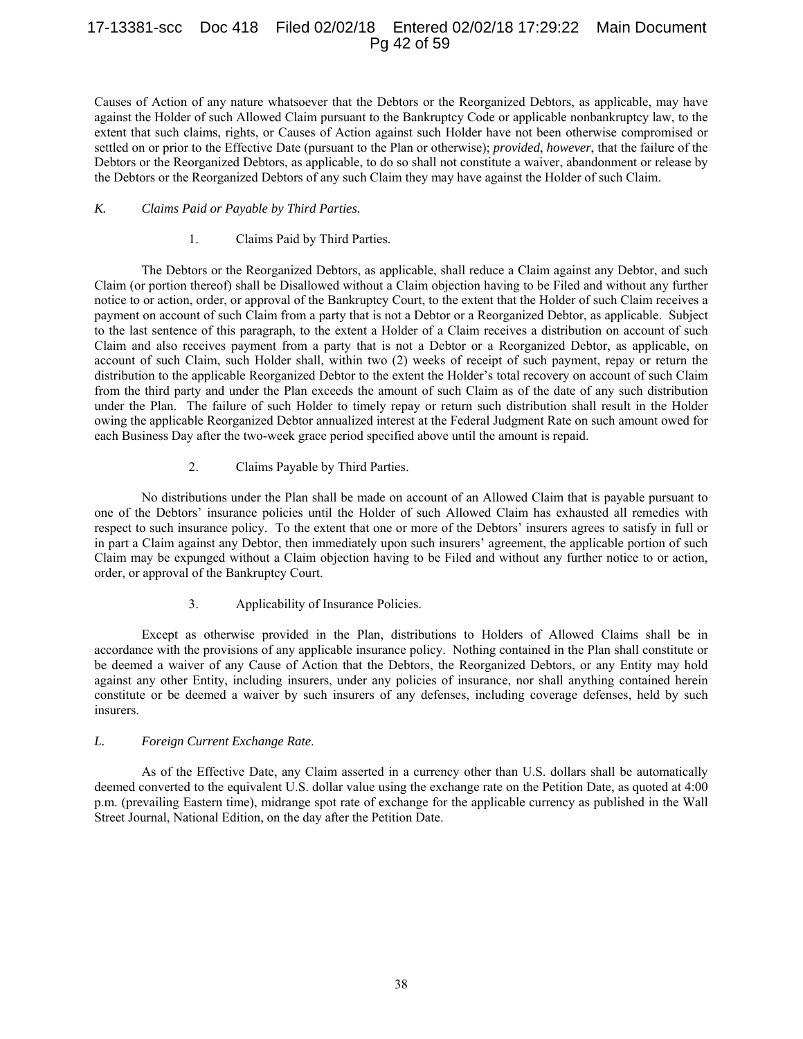Causes of Action of any nature whatsoever that the Debtors or the Reorganized Debtors, as applicable, may have against the Holder of such Allowed Claim pursuant to the Bankruptcy Code or applicable nonbankruptcy law, to the extent that such claims, rights, or Causes of Action against such Holder have not been otherwise compromised or settled on or prior to the Effective Date (pursuant to the Plan or otherwise); *provided*, *however*, that the failure of the Debtors or the Reorganized Debtors, as applicable, to do so shall not constitute a waiver, abandonment or release by the Debtors or the Reorganized Debtors of any such Claim they may have against the Holder of such Claim.

### *K. Claims Paid or Payable by Third Parties.*

#### 1. Claims Paid by Third Parties.

The Debtors or the Reorganized Debtors, as applicable, shall reduce a Claim against any Debtor, and such Claim (or portion thereof) shall be Disallowed without a Claim objection having to be Filed and without any further notice to or action, order, or approval of the Bankruptcy Court, to the extent that the Holder of such Claim receives a payment on account of such Claim from a party that is not a Debtor or a Reorganized Debtor, as applicable. Subject to the last sentence of this paragraph, to the extent a Holder of a Claim receives a distribution on account of such Claim and also receives payment from a party that is not a Debtor or a Reorganized Debtor, as applicable, on account of such Claim, such Holder shall, within two (2) weeks of receipt of such payment, repay or return the distribution to the applicable Reorganized Debtor to the extent the Holder's total recovery on account of such Claim from the third party and under the Plan exceeds the amount of such Claim as of the date of any such distribution under the Plan. The failure of such Holder to timely repay or return such distribution shall result in the Holder owing the applicable Reorganized Debtor annualized interest at the Federal Judgment Rate on such amount owed for each Business Day after the two-week grace period specified above until the amount is repaid.

#### 2. Claims Payable by Third Parties.

No distributions under the Plan shall be made on account of an Allowed Claim that is payable pursuant to one of the Debtors' insurance policies until the Holder of such Allowed Claim has exhausted all remedies with respect to such insurance policy. To the extent that one or more of the Debtors' insurers agrees to satisfy in full or in part a Claim against any Debtor, then immediately upon such insurers' agreement, the applicable portion of such Claim may be expunged without a Claim objection having to be Filed and without any further notice to or action, order, or approval of the Bankruptcy Court.

#### 3. Applicability of Insurance Policies.

Except as otherwise provided in the Plan, distributions to Holders of Allowed Claims shall be in accordance with the provisions of any applicable insurance policy. Nothing contained in the Plan shall constitute or be deemed a waiver of any Cause of Action that the Debtors, the Reorganized Debtors, or any Entity may hold against any other Entity, including insurers, under any policies of insurance, nor shall anything contained herein constitute or be deemed a waiver by such insurers of any defenses, including coverage defenses, held by such insurers.

### *L. Foreign Current Exchange Rate.*

As of the Effective Date, any Claim asserted in a currency other than U.S. dollars shall be automatically deemed converted to the equivalent U.S. dollar value using the exchange rate on the Petition Date, as quoted at 4:00 p.m. (prevailing Eastern time), midrange spot rate of exchange for the applicable currency as published in the Wall Street Journal, National Edition, on the day after the Petition Date.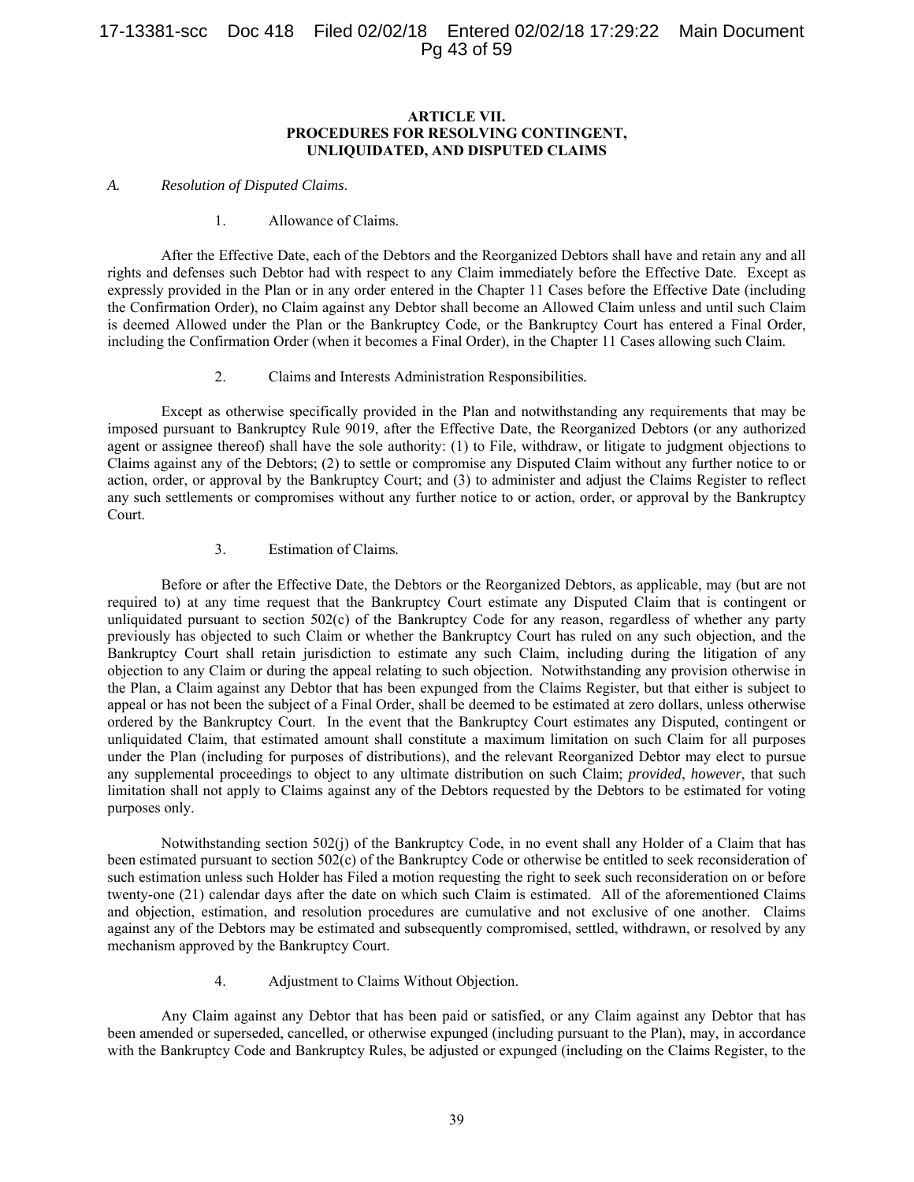# ARTICLE VII.
# PROCEDURES FOR RESOLVING CONTINGENT, UNLIQUIDATED, AND DISPUTED CLAIMS

## A. *Resolution of Disputed Claims*.

### 1. Allowance of Claims.

After the Effective Date, each of the Debtors and the Reorganized Debtors shall have and retain any and all rights and defenses such Debtor had with respect to any Claim immediately before the Effective Date. Except as expressly provided in the Plan or in any order entered in the Chapter 11 Cases before the Effective Date (including the Confirmation Order), no Claim against any Debtor shall become an Allowed Claim unless and until such Claim is deemed Allowed under the Plan or the Bankruptcy Code, or the Bankruptcy Court has entered a Final Order, including the Confirmation Order (when it becomes a Final Order), in the Chapter 11 Cases allowing such Claim.

### 2. Claims and Interests Administration Responsibilities.

Except as otherwise specifically provided in the Plan and notwithstanding any requirements that may be imposed pursuant to Bankruptcy Rule 9019, after the Effective Date, the Reorganized Debtors (or any authorized agent or assignee thereof) shall have the sole authority: (1) to File, withdraw, or litigate to judgment objections to Claims against any of the Debtors; (2) to settle or compromise any Disputed Claim without any further notice to or action, order, or approval by the Bankruptcy Court; and (3) to administer and adjust the Claims Register to reflect any such settlements or compromises without any further notice to or action, order, or approval by the Bankruptcy Court.

### 3. Estimation of Claims.

Before or after the Effective Date, the Debtors or the Reorganized Debtors, as applicable, may (but are not required to) at any time request that the Bankruptcy Court estimate any Disputed Claim that is contingent or unliquidated pursuant to section 502(c) of the Bankruptcy Code for any reason, regardless of whether any party previously has objected to such Claim or whether the Bankruptcy Court has ruled on any such objection, and the Bankruptcy Court shall retain jurisdiction to estimate any such Claim, including during the litigation of any objection to any Claim or during the appeal relating to such objection. Notwithstanding any provision otherwise in the Plan, a Claim against any Debtor that has been expunged from the Claims Register, but that either is subject to appeal or has not been the subject of a Final Order, shall be deemed to be estimated at zero dollars, unless otherwise ordered by the Bankruptcy Court. In the event that the Bankruptcy Court estimates any Disputed, contingent or unliquidated Claim, that estimated amount shall constitute a maximum limitation on such Claim for all purposes under the Plan (including for purposes of distributions), and the relevant Reorganized Debtor may elect to pursue any supplemental proceedings to object to any ultimate distribution on such Claim; *provided*, *however*, that such limitation shall not apply to Claims against any of the Debtors requested by the Debtors to be estimated for voting purposes only.

Notwithstanding section 502(j) of the Bankruptcy Code, in no event shall any Holder of a Claim that has been estimated pursuant to section 502(c) of the Bankruptcy Code or otherwise be entitled to seek reconsideration of such estimation unless such Holder has Filed a motion requesting the right to seek such reconsideration on or before twenty-one (21) calendar days after the date on which such Claim is estimated. All of the aforementioned Claims and objection, estimation, and resolution procedures are cumulative and not exclusive of one another. Claims against any of the Debtors may be estimated and subsequently compromised, settled, withdrawn, or resolved by any mechanism approved by the Bankruptcy Court.

### 4. Adjustment to Claims Without Objection.

Any Claim against any Debtor that has been paid or satisfied, or any Claim against any Debtor that has been amended or superseded, cancelled, or otherwise expunged (including pursuant to the Plan), may, in accordance with the Bankruptcy Code and Bankruptcy Rules, be adjusted or expunged (including on the Claims Register, to the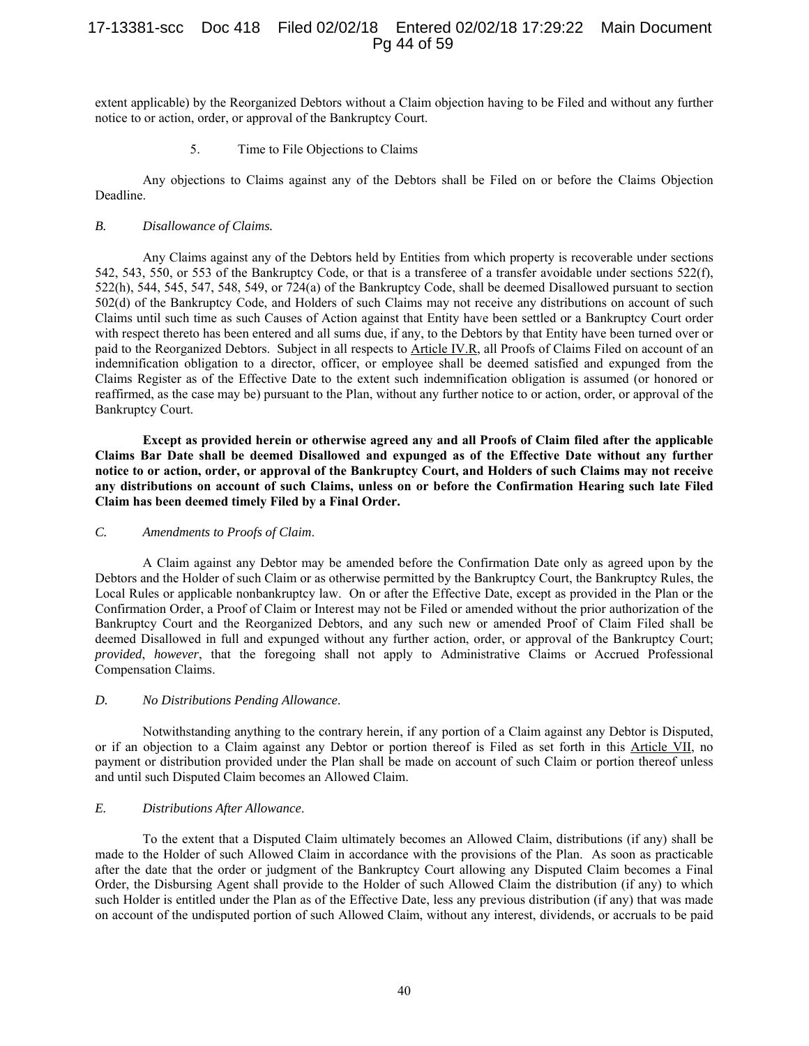extent applicable) by the Reorganized Debtors without a Claim objection having to be Filed and without any further notice to or action, order, or approval of the Bankruptcy Court.

5. Time to File Objections to Claims

Any objections to Claims against any of the Debtors shall be Filed on or before the Claims Objection Deadline.

### *B. Disallowance of Claims.*

Any Claims against any of the Debtors held by Entities from which property is recoverable under sections 542, 543, 550, or 553 of the Bankruptcy Code, or that is a transferee of a transfer avoidable under sections 522(f), 522(h), 544, 545, 547, 548, 549, or 724(a) of the Bankruptcy Code, shall be deemed Disallowed pursuant to section 502(d) of the Bankruptcy Code, and Holders of such Claims may not receive any distributions on account of such Claims until such time as such Causes of Action against that Entity have been settled or a Bankruptcy Court order with respect thereto has been entered and all sums due, if any, to the Debtors by that Entity have been turned over or paid to the Reorganized Debtors. Subject in all respects to Article IV.R, all Proofs of Claims Filed on account of an indemnification obligation to a director, officer, or employee shall be deemed satisfied and expunged from the Claims Register as of the Effective Date to the extent such indemnification obligation is assumed (or honored or reaffirmed, as the case may be) pursuant to the Plan, without any further notice to or action, order, or approval of the Bankruptcy Court.

**Except as provided herein or otherwise agreed any and all Proofs of Claim filed after the applicable Claims Bar Date shall be deemed Disallowed and expunged as of the Effective Date without any further notice to or action, order, or approval of the Bankruptcy Court, and Holders of such Claims may not receive any distributions on account of such Claims, unless on or before the Confirmation Hearing such late Filed Claim has been deemed timely Filed by a Final Order.**

### *C. Amendments to Proofs of Claim*.

A Claim against any Debtor may be amended before the Confirmation Date only as agreed upon by the Debtors and the Holder of such Claim or as otherwise permitted by the Bankruptcy Court, the Bankruptcy Rules, the Local Rules or applicable nonbankruptcy law. On or after the Effective Date, except as provided in the Plan or the Confirmation Order, a Proof of Claim or Interest may not be Filed or amended without the prior authorization of the Bankruptcy Court and the Reorganized Debtors, and any such new or amended Proof of Claim Filed shall be deemed Disallowed in full and expunged without any further action, order, or approval of the Bankruptcy Court; *provided*, *however*, that the foregoing shall not apply to Administrative Claims or Accrued Professional Compensation Claims.

### *D. No Distributions Pending Allowance*.

Notwithstanding anything to the contrary herein, if any portion of a Claim against any Debtor is Disputed, or if an objection to a Claim against any Debtor or portion thereof is Filed as set forth in this Article VII, no payment or distribution provided under the Plan shall be made on account of such Claim or portion thereof unless and until such Disputed Claim becomes an Allowed Claim.

### *E. Distributions After Allowance*.

To the extent that a Disputed Claim ultimately becomes an Allowed Claim, distributions (if any) shall be made to the Holder of such Allowed Claim in accordance with the provisions of the Plan. As soon as practicable after the date that the order or judgment of the Bankruptcy Court allowing any Disputed Claim becomes a Final Order, the Disbursing Agent shall provide to the Holder of such Allowed Claim the distribution (if any) to which such Holder is entitled under the Plan as of the Effective Date, less any previous distribution (if any) that was made on account of the undisputed portion of such Allowed Claim, without any interest, dividends, or accruals to be paid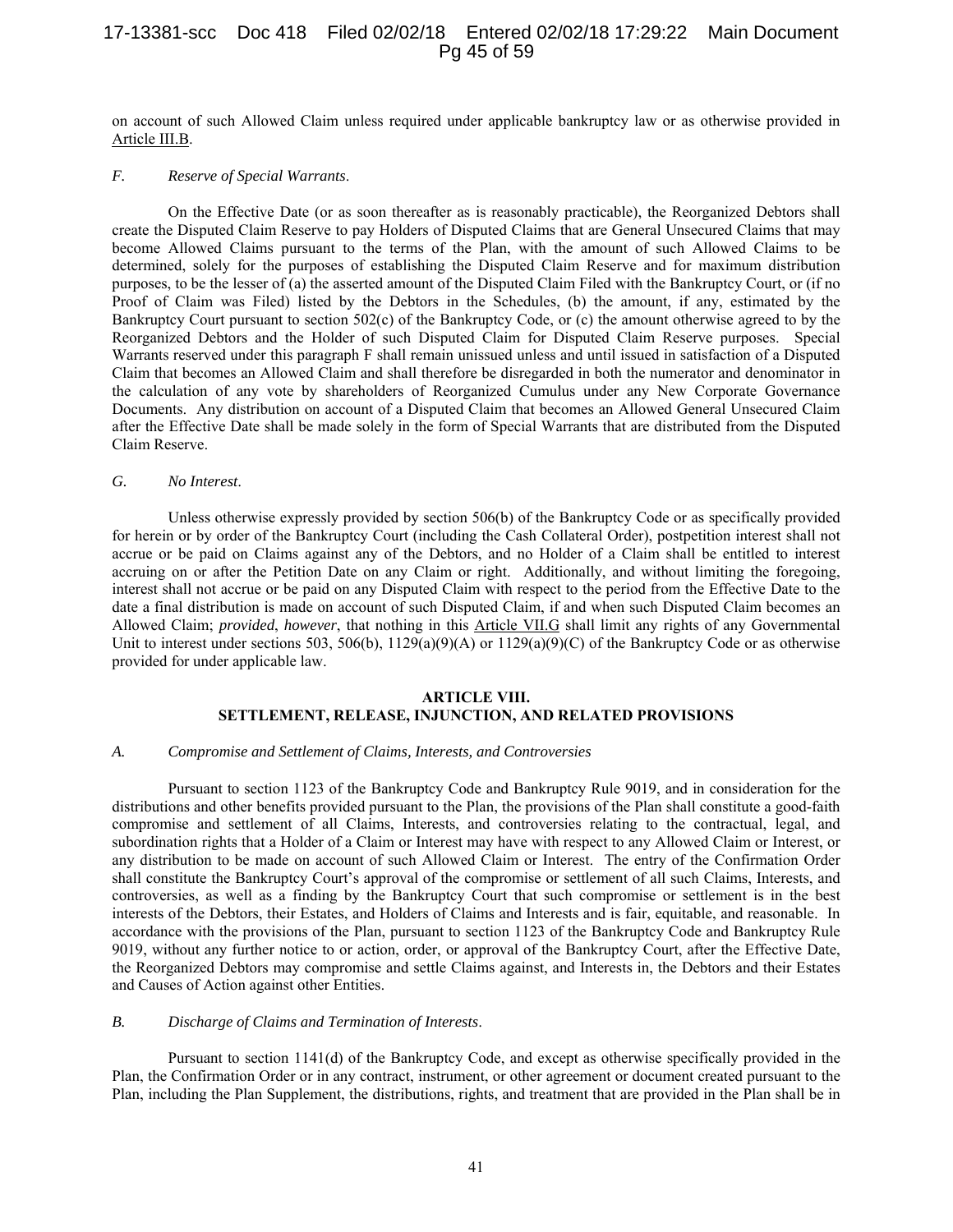on account of such Allowed Claim unless required under applicable bankruptcy law or as otherwise provided in Article III.B.

*F. Reserve of Special Warrants.*

On the Effective Date (or as soon thereafter as is reasonably practicable), the Reorganized Debtors shall create the Disputed Claim Reserve to pay Holders of Disputed Claims that are General Unsecured Claims that may become Allowed Claims pursuant to the terms of the Plan, with the amount of such Allowed Claims to be determined, solely for the purposes of establishing the Disputed Claim Reserve and for maximum distribution purposes, to be the lesser of (a) the asserted amount of the Disputed Claim Filed with the Bankruptcy Court, or (if no Proof of Claim was Filed) listed by the Debtors in the Schedules, (b) the amount, if any, estimated by the Bankruptcy Court pursuant to section 502(c) of the Bankruptcy Code, or (c) the amount otherwise agreed to by the Reorganized Debtors and the Holder of such Disputed Claim for Disputed Claim Reserve purposes. Special Warrants reserved under this paragraph F shall remain unissued unless and until issued in satisfaction of a Disputed Claim that becomes an Allowed Claim and shall therefore be disregarded in both the numerator and denominator in the calculation of any vote by shareholders of Reorganized Cumulus under any New Corporate Governance Documents. Any distribution on account of a Disputed Claim that becomes an Allowed General Unsecured Claim after the Effective Date shall be made solely in the form of Special Warrants that are distributed from the Disputed Claim Reserve.

*G. No Interest.*

Unless otherwise expressly provided by section 506(b) of the Bankruptcy Code or as specifically provided for herein or by order of the Bankruptcy Court (including the Cash Collateral Order), postpetition interest shall not accrue or be paid on Claims against any of the Debtors, and no Holder of a Claim shall be entitled to interest accruing on or after the Petition Date on any Claim or right. Additionally, and without limiting the foregoing, interest shall not accrue or be paid on any Disputed Claim with respect to the period from the Effective Date to the date a final distribution is made on account of such Disputed Claim, if and when such Disputed Claim becomes an Allowed Claim; *provided*, *however*, that nothing in this Article VII.G shall limit any rights of any Governmental Unit to interest under sections 503, 506(b), 1129(a)(9)(A) or 1129(a)(9)(C) of the Bankruptcy Code or as otherwise provided for under applicable law.

## ARTICLE VIII. SETTLEMENT, RELEASE, INJUNCTION, AND RELATED PROVISIONS

*A. Compromise and Settlement of Claims, Interests, and Controversies*

Pursuant to section 1123 of the Bankruptcy Code and Bankruptcy Rule 9019, and in consideration for the distributions and other benefits provided pursuant to the Plan, the provisions of the Plan shall constitute a good-faith compromise and settlement of all Claims, Interests, and controversies relating to the contractual, legal, and subordination rights that a Holder of a Claim or Interest may have with respect to any Allowed Claim or Interest, or any distribution to be made on account of such Allowed Claim or Interest. The entry of the Confirmation Order shall constitute the Bankruptcy Court's approval of the compromise or settlement of all such Claims, Interests, and controversies, as well as a finding by the Bankruptcy Court that such compromise or settlement is in the best interests of the Debtors, their Estates, and Holders of Claims and Interests and is fair, equitable, and reasonable. In accordance with the provisions of the Plan, pursuant to section 1123 of the Bankruptcy Code and Bankruptcy Rule 9019, without any further notice to or action, order, or approval of the Bankruptcy Court, after the Effective Date, the Reorganized Debtors may compromise and settle Claims against, and Interests in, the Debtors and their Estates and Causes of Action against other Entities.

*B. Discharge of Claims and Termination of Interests.*

Pursuant to section 1141(d) of the Bankruptcy Code, and except as otherwise specifically provided in the Plan, the Confirmation Order or in any contract, instrument, or other agreement or document created pursuant to the Plan, including the Plan Supplement, the distributions, rights, and treatment that are provided in the Plan shall be in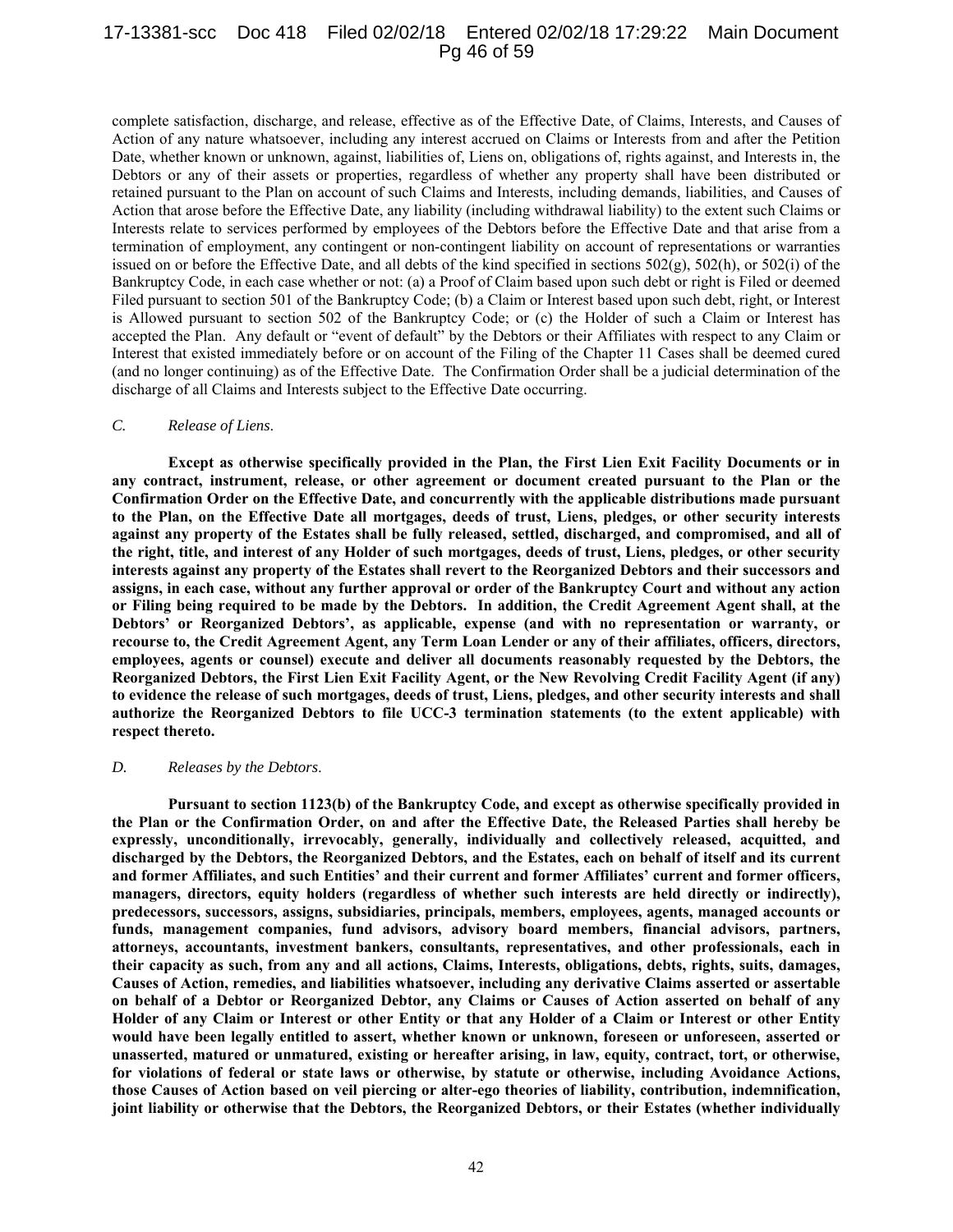complete satisfaction, discharge, and release, effective as of the Effective Date, of Claims, Interests, and Causes of Action of any nature whatsoever, including any interest accrued on Claims or Interests from and after the Petition Date, whether known or unknown, against, liabilities of, Liens on, obligations of, rights against, and Interests in, the Debtors or any of their assets or properties, regardless of whether any property shall have been distributed or retained pursuant to the Plan on account of such Claims and Interests, including demands, liabilities, and Causes of Action that arose before the Effective Date, any liability (including withdrawal liability) to the extent such Claims or Interests relate to services performed by employees of the Debtors before the Effective Date and that arise from a termination of employment, any contingent or non-contingent liability on account of representations or warranties issued on or before the Effective Date, and all debts of the kind specified in sections 502(g), 502(h), or 502(i) of the Bankruptcy Code, in each case whether or not: (a) a Proof of Claim based upon such debt or right is Filed or deemed Filed pursuant to section 501 of the Bankruptcy Code; (b) a Claim or Interest based upon such debt, right, or Interest is Allowed pursuant to section 502 of the Bankruptcy Code; or (c) the Holder of such a Claim or Interest has accepted the Plan. Any default or "event of default" by the Debtors or their Affiliates with respect to any Claim or Interest that existed immediately before or on account of the Filing of the Chapter 11 Cases shall be deemed cured (and no longer continuing) as of the Effective Date. The Confirmation Order shall be a judicial determination of the discharge of all Claims and Interests subject to the Effective Date occurring.

### *C. Release of Liens.*

**Except as otherwise specifically provided in the Plan, the First Lien Exit Facility Documents or in any contract, instrument, release, or other agreement or document created pursuant to the Plan or the Confirmation Order on the Effective Date, and concurrently with the applicable distributions made pursuant to the Plan, on the Effective Date all mortgages, deeds of trust, Liens, pledges, or other security interests against any property of the Estates shall be fully released, settled, discharged, and compromised, and all of the right, title, and interest of any Holder of such mortgages, deeds of trust, Liens, pledges, or other security interests against any property of the Estates shall revert to the Reorganized Debtors and their successors and assigns, in each case, without any further approval or order of the Bankruptcy Court and without any action or Filing being required to be made by the Debtors. In addition, the Credit Agreement Agent shall, at the Debtors' or Reorganized Debtors', as applicable, expense (and with no representation or warranty, or recourse to, the Credit Agreement Agent, any Term Loan Lender or any of their affiliates, officers, directors, employees, agents or counsel) execute and deliver all documents reasonably requested by the Debtors, the Reorganized Debtors, the First Lien Exit Facility Agent, or the New Revolving Credit Facility Agent (if any) to evidence the release of such mortgages, deeds of trust, Liens, pledges, and other security interests and shall authorize the Reorganized Debtors to file UCC-3 termination statements (to the extent applicable) with respect thereto.**

### *D. Releases by the Debtors.*

**Pursuant to section 1123(b) of the Bankruptcy Code, and except as otherwise specifically provided in the Plan or the Confirmation Order, on and after the Effective Date, the Released Parties shall hereby be expressly, unconditionally, irrevocably, generally, individually and collectively released, acquitted, and discharged by the Debtors, the Reorganized Debtors, and the Estates, each on behalf of itself and its current and former Affiliates, and such Entities' and their current and former Affiliates' current and former officers, managers, directors, equity holders (regardless of whether such interests are held directly or indirectly), predecessors, successors, assigns, subsidiaries, principals, members, employees, agents, managed accounts or funds, management companies, fund advisors, advisory board members, financial advisors, partners, attorneys, accountants, investment bankers, consultants, representatives, and other professionals, each in their capacity as such, from any and all actions, Claims, Interests, obligations, debts, rights, suits, damages, Causes of Action, remedies, and liabilities whatsoever, including any derivative Claims asserted or assertable on behalf of a Debtor or Reorganized Debtor, any Claims or Causes of Action asserted on behalf of any Holder of any Claim or Interest or other Entity or that any Holder of a Claim or Interest or other Entity would have been legally entitled to assert, whether known or unknown, foreseen or unforeseen, asserted or unasserted, matured or unmatured, existing or hereafter arising, in law, equity, contract, tort, or otherwise, for violations of federal or state laws or otherwise, by statute or otherwise, including Avoidance Actions, those Causes of Action based on veil piercing or alter-ego theories of liability, contribution, indemnification, joint liability or otherwise that the Debtors, the Reorganized Debtors, or their Estates (whether individually**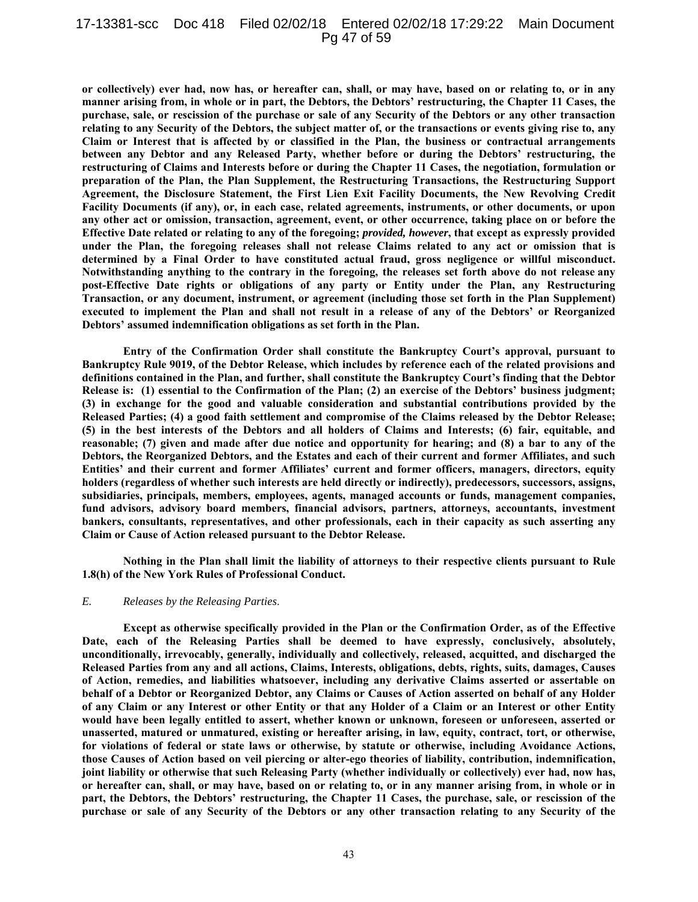**or collectively) ever had, now has, or hereafter can, shall, or may have, based on or relating to, or in any manner arising from, in whole or in part, the Debtors, the Debtors' restructuring, the Chapter 11 Cases, the purchase, sale, or rescission of the purchase or sale of any Security of the Debtors or any other transaction relating to any Security of the Debtors, the subject matter of, or the transactions or events giving rise to, any Claim or Interest that is affected by or classified in the Plan, the business or contractual arrangements between any Debtor and any Released Party, whether before or during the Debtors' restructuring, the restructuring of Claims and Interests before or during the Chapter 11 Cases, the negotiation, formulation or preparation of the Plan, the Plan Supplement, the Restructuring Transactions, the Restructuring Support Agreement, the Disclosure Statement, the First Lien Exit Facility Documents, the New Revolving Credit Facility Documents (if any), or, in each case, related agreements, instruments, or other documents, or upon any other act or omission, transaction, agreement, event, or other occurrence, taking place on or before the Effective Date related or relating to any of the foregoing; *provided, however*, that except as expressly provided under the Plan, the foregoing releases shall not release Claims related to any act or omission that is determined by a Final Order to have constituted actual fraud, gross negligence or willful misconduct. Notwithstanding anything to the contrary in the foregoing, the releases set forth above do not release any post-Effective Date rights or obligations of any party or Entity under the Plan, any Restructuring Transaction, or any document, instrument, or agreement (including those set forth in the Plan Supplement) executed to implement the Plan and shall not result in a release of any of the Debtors' or Reorganized Debtors' assumed indemnification obligations as set forth in the Plan.**

**Entry of the Confirmation Order shall constitute the Bankruptcy Court's approval, pursuant to Bankruptcy Rule 9019, of the Debtor Release, which includes by reference each of the related provisions and definitions contained in the Plan, and further, shall constitute the Bankruptcy Court's finding that the Debtor Release is: (1) essential to the Confirmation of the Plan; (2) an exercise of the Debtors' business judgment; (3) in exchange for the good and valuable consideration and substantial contributions provided by the Released Parties; (4) a good faith settlement and compromise of the Claims released by the Debtor Release; (5) in the best interests of the Debtors and all holders of Claims and Interests; (6) fair, equitable, and reasonable; (7) given and made after due notice and opportunity for hearing; and (8) a bar to any of the Debtors, the Reorganized Debtors, and the Estates and each of their current and former Affiliates, and such Entities' and their current and former Affiliates' current and former officers, managers, directors, equity holders (regardless of whether such interests are held directly or indirectly), predecessors, successors, assigns, subsidiaries, principals, members, employees, agents, managed accounts or funds, management companies, fund advisors, advisory board members, financial advisors, partners, attorneys, accountants, investment bankers, consultants, representatives, and other professionals, each in their capacity as such asserting any Claim or Cause of Action released pursuant to the Debtor Release.**

**Nothing in the Plan shall limit the liability of attorneys to their respective clients pursuant to Rule 1.8(h) of the New York Rules of Professional Conduct.**

*E. Releases by the Releasing Parties.*

**Except as otherwise specifically provided in the Plan or the Confirmation Order, as of the Effective Date, each of the Releasing Parties shall be deemed to have expressly, conclusively, absolutely, unconditionally, irrevocably, generally, individually and collectively, released, acquitted, and discharged the Released Parties from any and all actions, Claims, Interests, obligations, debts, rights, suits, damages, Causes of Action, remedies, and liabilities whatsoever, including any derivative Claims asserted or assertable on behalf of a Debtor or Reorganized Debtor, any Claims or Causes of Action asserted on behalf of any Holder of any Claim or any Interest or other Entity or that any Holder of a Claim or an Interest or other Entity would have been legally entitled to assert, whether known or unknown, foreseen or unforeseen, asserted or unasserted, matured or unmatured, existing or hereafter arising, in law, equity, contract, tort, or otherwise, for violations of federal or state laws or otherwise, by statute or otherwise, including Avoidance Actions, those Causes of Action based on veil piercing or alter-ego theories of liability, contribution, indemnification, joint liability or otherwise that such Releasing Party (whether individually or collectively) ever had, now has, or hereafter can, shall, or may have, based on or relating to, or in any manner arising from, in whole or in part, the Debtors, the Debtors' restructuring, the Chapter 11 Cases, the purchase, sale, or rescission of the purchase or sale of any Security of the Debtors or any other transaction relating to any Security of the**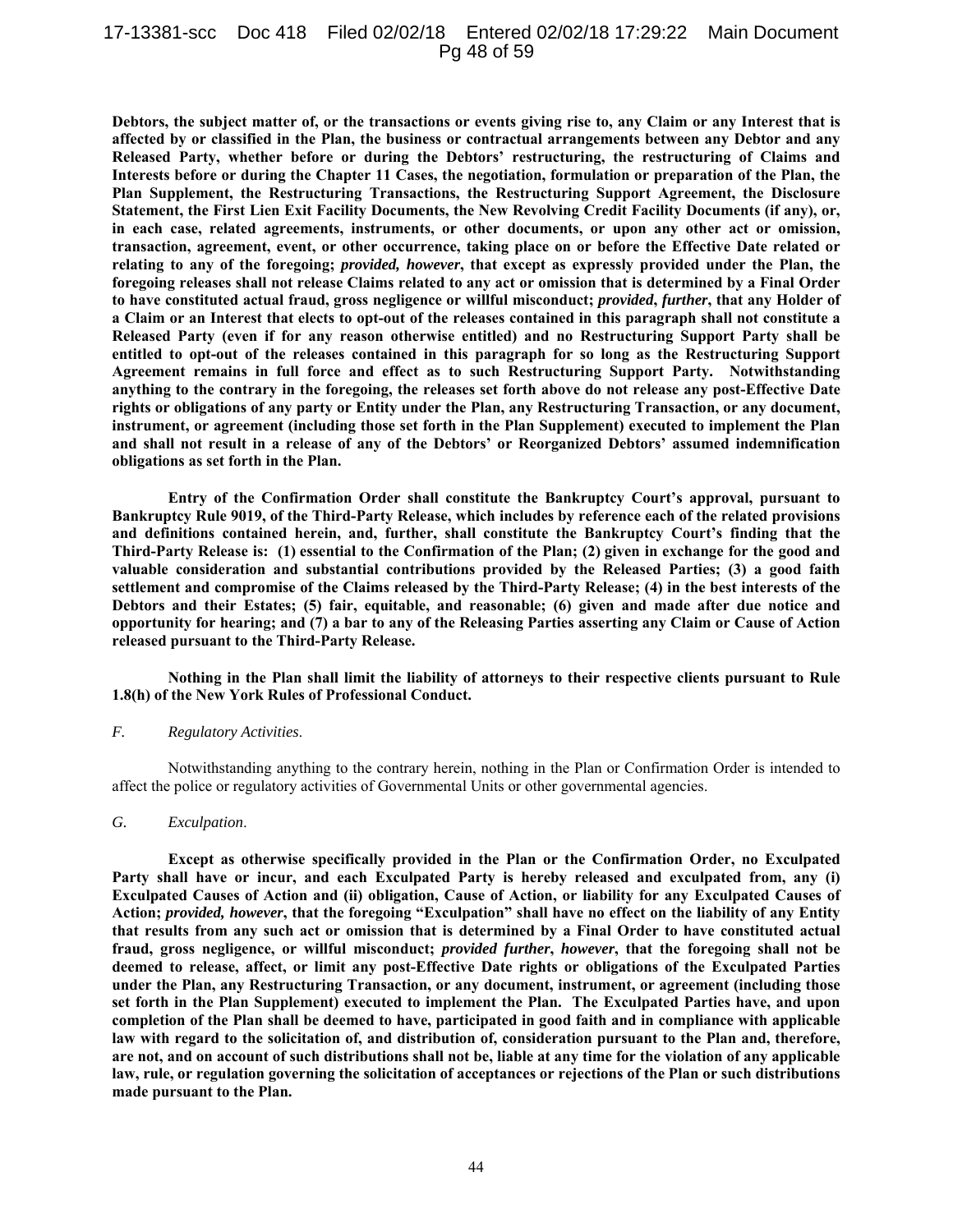**Debtors, the subject matter of, or the transactions or events giving rise to, any Claim or any Interest that is affected by or classified in the Plan, the business or contractual arrangements between any Debtor and any Released Party, whether before or during the Debtors' restructuring, the restructuring of Claims and Interests before or during the Chapter 11 Cases, the negotiation, formulation or preparation of the Plan, the Plan Supplement, the Restructuring Transactions, the Restructuring Support Agreement, the Disclosure Statement, the First Lien Exit Facility Documents, the New Revolving Credit Facility Documents (if any), or, in each case, related agreements, instruments, or other documents, or upon any other act or omission, transaction, agreement, event, or other occurrence, taking place on or before the Effective Date related or relating to any of the foregoing; *provided, however*, that except as expressly provided under the Plan, the foregoing releases shall not release Claims related to any act or omission that is determined by a Final Order to have constituted actual fraud, gross negligence or willful misconduct; *provided*, *further*, that any Holder of a Claim or an Interest that elects to opt-out of the releases contained in this paragraph shall not constitute a Released Party (even if for any reason otherwise entitled) and no Restructuring Support Party shall be entitled to opt-out of the releases contained in this paragraph for so long as the Restructuring Support Agreement remains in full force and effect as to such Restructuring Support Party. Notwithstanding anything to the contrary in the foregoing, the releases set forth above do not release any post-Effective Date rights or obligations of any party or Entity under the Plan, any Restructuring Transaction, or any document, instrument, or agreement (including those set forth in the Plan Supplement) executed to implement the Plan and shall not result in a release of any of the Debtors' or Reorganized Debtors' assumed indemnification obligations as set forth in the Plan.**

**Entry of the Confirmation Order shall constitute the Bankruptcy Court's approval, pursuant to Bankruptcy Rule 9019, of the Third-Party Release, which includes by reference each of the related provisions and definitions contained herein, and, further, shall constitute the Bankruptcy Court's finding that the Third-Party Release is: (1) essential to the Confirmation of the Plan; (2) given in exchange for the good and valuable consideration and substantial contributions provided by the Released Parties; (3) a good faith settlement and compromise of the Claims released by the Third-Party Release; (4) in the best interests of the Debtors and their Estates; (5) fair, equitable, and reasonable; (6) given and made after due notice and opportunity for hearing; and (7) a bar to any of the Releasing Parties asserting any Claim or Cause of Action released pursuant to the Third-Party Release.**

**Nothing in the Plan shall limit the liability of attorneys to their respective clients pursuant to Rule 1.8(h) of the New York Rules of Professional Conduct.**

*F. Regulatory Activities.*

Notwithstanding anything to the contrary herein, nothing in the Plan or Confirmation Order is intended to affect the police or regulatory activities of Governmental Units or other governmental agencies.

*G. Exculpation.*

**Except as otherwise specifically provided in the Plan or the Confirmation Order, no Exculpated Party shall have or incur, and each Exculpated Party is hereby released and exculpated from, any (i) Exculpated Causes of Action and (ii) obligation, Cause of Action, or liability for any Exculpated Causes of Action; *provided, however*, that the foregoing "Exculpation" shall have no effect on the liability of any Entity that results from any such act or omission that is determined by a Final Order to have constituted actual fraud, gross negligence, or willful misconduct; *provided further*, *however*, that the foregoing shall not be deemed to release, affect, or limit any post-Effective Date rights or obligations of the Exculpated Parties under the Plan, any Restructuring Transaction, or any document, instrument, or agreement (including those set forth in the Plan Supplement) executed to implement the Plan. The Exculpated Parties have, and upon completion of the Plan shall be deemed to have, participated in good faith and in compliance with applicable law with regard to the solicitation of, and distribution of, consideration pursuant to the Plan and, therefore, are not, and on account of such distributions shall not be, liable at any time for the violation of any applicable law, rule, or regulation governing the solicitation of acceptances or rejections of the Plan or such distributions made pursuant to the Plan.**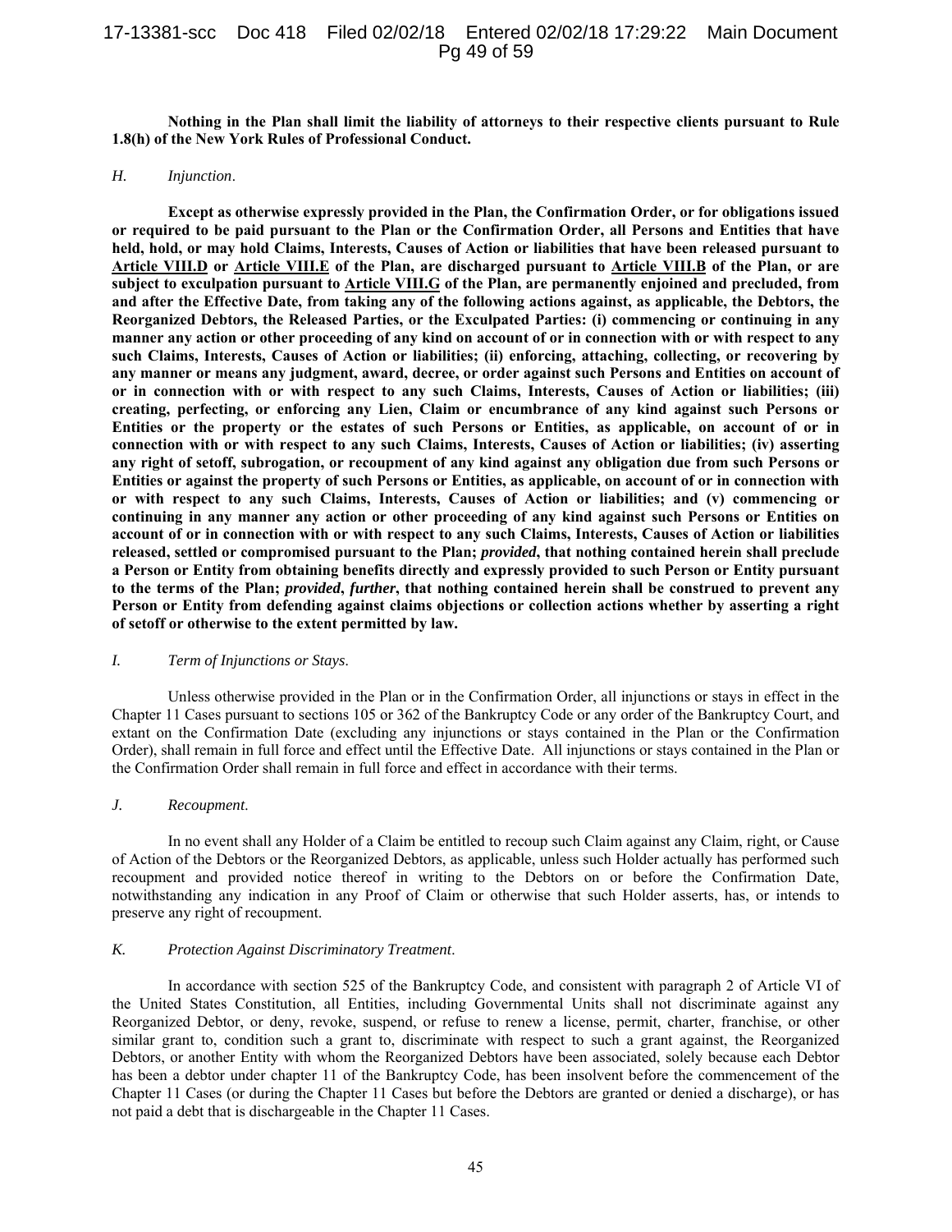**Nothing in the Plan shall limit the liability of attorneys to their respective clients pursuant to Rule 1.8(h) of the New York Rules of Professional Conduct.**

*H. Injunction.*

**Except as otherwise expressly provided in the Plan, the Confirmation Order, or for obligations issued or required to be paid pursuant to the Plan or the Confirmation Order, all Persons and Entities that have held, hold, or may hold Claims, Interests, Causes of Action or liabilities that have been released pursuant to <u>Article VIII.D</u> or <u>Article VIII.E</u> of the Plan, are discharged pursuant to <u>Article VIII.B</u> of the Plan, or are subject to exculpation pursuant to <u>Article VIII.G</u> of the Plan, are permanently enjoined and precluded, from and after the Effective Date, from taking any of the following actions against, as applicable, the Debtors, the Reorganized Debtors, the Released Parties, or the Exculpated Parties: (i) commencing or continuing in any manner any action or other proceeding of any kind on account of or in connection with or with respect to any such Claims, Interests, Causes of Action or liabilities; (ii) enforcing, attaching, collecting, or recovering by any manner or means any judgment, award, decree, or order against such Persons and Entities on account of or in connection with or with respect to any such Claims, Interests, Causes of Action or liabilities; (iii) creating, perfecting, or enforcing any Lien, Claim or encumbrance of any kind against such Persons or Entities or the property or the estates of such Persons or Entities, as applicable, on account of or in connection with or with respect to any such Claims, Interests, Causes of Action or liabilities; (iv) asserting any right of setoff, subrogation, or recoupment of any kind against any obligation due from such Persons or Entities or against the property of such Persons or Entities, as applicable, on account of or in connection with or with respect to any such Claims, Interests, Causes of Action or liabilities; and (v) commencing or continuing in any manner any action or other proceeding of any kind against such Persons or Entities on account of or in connection with or with respect to any such Claims, Interests, Causes of Action or liabilities released, settled or compromised pursuant to the Plan; *provided*, that nothing contained herein shall preclude a Person or Entity from obtaining benefits directly and expressly provided to such Person or Entity pursuant to the terms of the Plan; *provided*, *further*, that nothing contained herein shall be construed to prevent any Person or Entity from defending against claims objections or collection actions whether by asserting a right of setoff or otherwise to the extent permitted by law.**

*I. Term of Injunctions or Stays.*

Unless otherwise provided in the Plan or in the Confirmation Order, all injunctions or stays in effect in the Chapter 11 Cases pursuant to sections 105 or 362 of the Bankruptcy Code or any order of the Bankruptcy Court, and extant on the Confirmation Date (excluding any injunctions or stays contained in the Plan or the Confirmation Order), shall remain in full force and effect until the Effective Date. All injunctions or stays contained in the Plan or the Confirmation Order shall remain in full force and effect in accordance with their terms.

*J. Recoupment.*

In no event shall any Holder of a Claim be entitled to recoup such Claim against any Claim, right, or Cause of Action of the Debtors or the Reorganized Debtors, as applicable, unless such Holder actually has performed such recoupment and provided notice thereof in writing to the Debtors on or before the Confirmation Date, notwithstanding any indication in any Proof of Claim or otherwise that such Holder asserts, has, or intends to preserve any right of recoupment.

*K. Protection Against Discriminatory Treatment.*

In accordance with section 525 of the Bankruptcy Code, and consistent with paragraph 2 of Article VI of the United States Constitution, all Entities, including Governmental Units shall not discriminate against any Reorganized Debtor, or deny, revoke, suspend, or refuse to renew a license, permit, charter, franchise, or other similar grant to, condition such a grant to, discriminate with respect to such a grant against, the Reorganized Debtors, or another Entity with whom the Reorganized Debtors have been associated, solely because each Debtor has been a debtor under chapter 11 of the Bankruptcy Code, has been insolvent before the commencement of the Chapter 11 Cases (or during the Chapter 11 Cases but before the Debtors are granted or denied a discharge), or has not paid a debt that is dischargeable in the Chapter 11 Cases.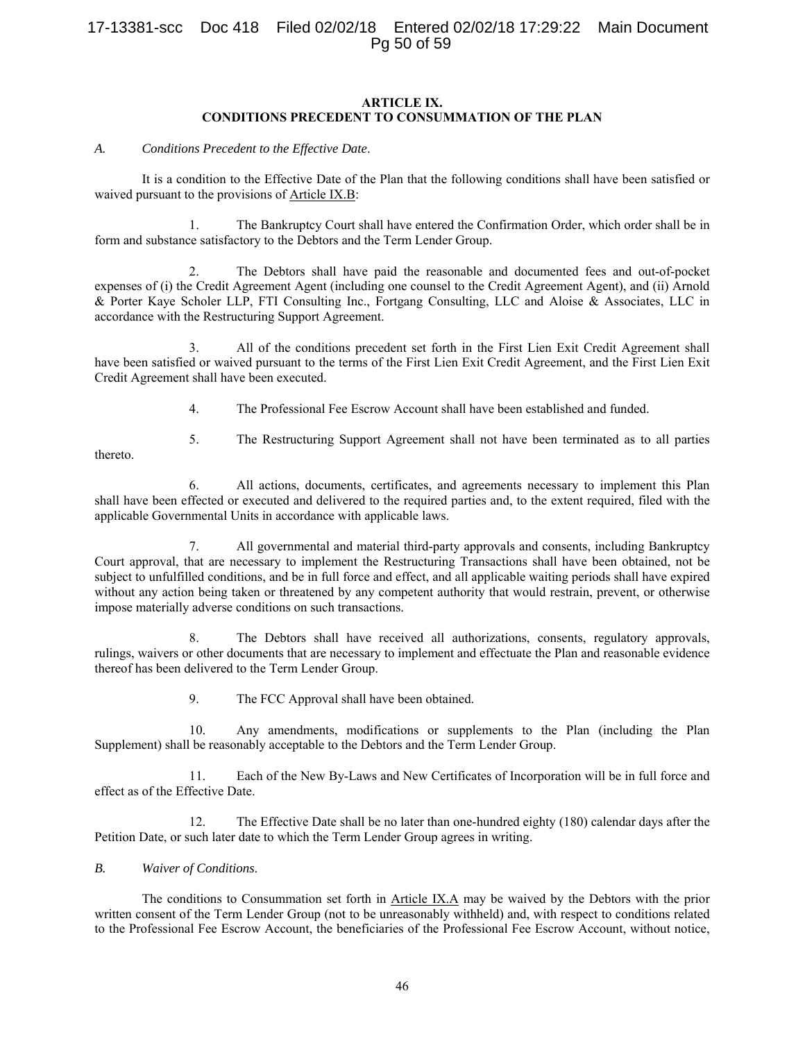## ARTICLE IX.
## CONDITIONS PRECEDENT TO CONSUMMATION OF THE PLAN

*A. Conditions Precedent to the Effective Date.*

It is a condition to the Effective Date of the Plan that the following conditions shall have been satisfied or waived pursuant to the provisions of Article IX.B:

1. The Bankruptcy Court shall have entered the Confirmation Order, which order shall be in form and substance satisfactory to the Debtors and the Term Lender Group.

2. The Debtors shall have paid the reasonable and documented fees and out-of-pocket expenses of (i) the Credit Agreement Agent (including one counsel to the Credit Agreement Agent), and (ii) Arnold & Porter Kaye Scholer LLP, FTI Consulting Inc., Fortgang Consulting, LLC and Aloise & Associates, LLC in accordance with the Restructuring Support Agreement.

3. All of the conditions precedent set forth in the First Lien Exit Credit Agreement shall have been satisfied or waived pursuant to the terms of the First Lien Exit Credit Agreement, and the First Lien Exit Credit Agreement shall have been executed.

4. The Professional Fee Escrow Account shall have been established and funded.

5. The Restructuring Support Agreement shall not have been terminated as to all parties thereto.

6. All actions, documents, certificates, and agreements necessary to implement this Plan shall have been effected or executed and delivered to the required parties and, to the extent required, filed with the applicable Governmental Units in accordance with applicable laws.

7. All governmental and material third-party approvals and consents, including Bankruptcy Court approval, that are necessary to implement the Restructuring Transactions shall have been obtained, not be subject to unfulfilled conditions, and be in full force and effect, and all applicable waiting periods shall have expired without any action being taken or threatened by any competent authority that would restrain, prevent, or otherwise impose materially adverse conditions on such transactions.

8. The Debtors shall have received all authorizations, consents, regulatory approvals, rulings, waivers or other documents that are necessary to implement and effectuate the Plan and reasonable evidence thereof has been delivered to the Term Lender Group.

9. The FCC Approval shall have been obtained.

10. Any amendments, modifications or supplements to the Plan (including the Plan Supplement) shall be reasonably acceptable to the Debtors and the Term Lender Group.

11. Each of the New By-Laws and New Certificates of Incorporation will be in full force and effect as of the Effective Date.

12. The Effective Date shall be no later than one-hundred eighty (180) calendar days after the Petition Date, or such later date to which the Term Lender Group agrees in writing.

*B. Waiver of Conditions.*

The conditions to Consummation set forth in Article IX.A may be waived by the Debtors with the prior written consent of the Term Lender Group (not to be unreasonably withheld) and, with respect to conditions related to the Professional Fee Escrow Account, the beneficiaries of the Professional Fee Escrow Account, without notice,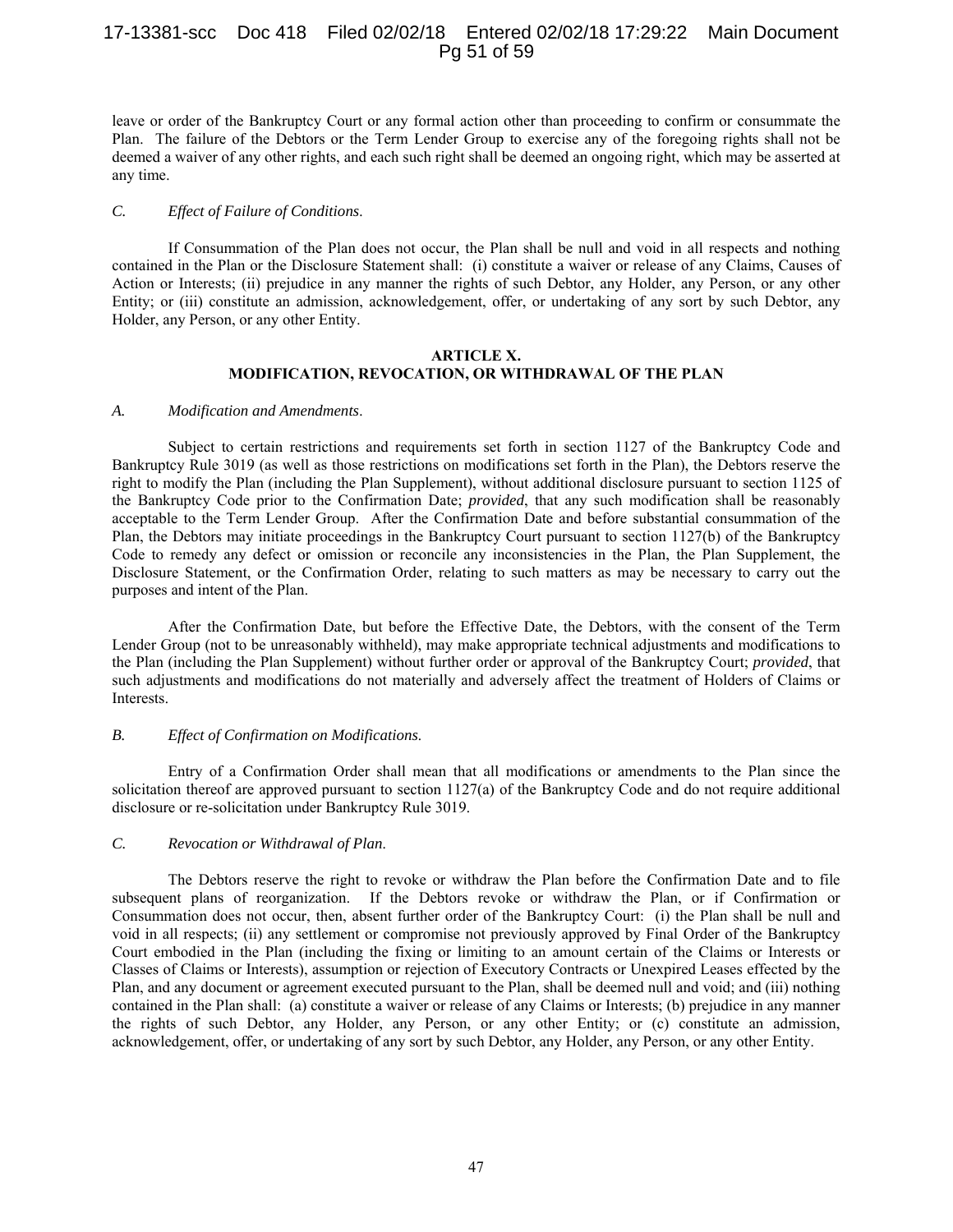leave or order of the Bankruptcy Court or any formal action other than proceeding to confirm or consummate the Plan. The failure of the Debtors or the Term Lender Group to exercise any of the foregoing rights shall not be deemed a waiver of any other rights, and each such right shall be deemed an ongoing right, which may be asserted at any time.

*C. Effect of Failure of Conditions.*

If Consummation of the Plan does not occur, the Plan shall be null and void in all respects and nothing contained in the Plan or the Disclosure Statement shall: (i) constitute a waiver or release of any Claims, Causes of Action or Interests; (ii) prejudice in any manner the rights of such Debtor, any Holder, any Person, or any other Entity; or (iii) constitute an admission, acknowledgement, offer, or undertaking of any sort by such Debtor, any Holder, any Person, or any other Entity.

## ARTICLE X.
## MODIFICATION, REVOCATION, OR WITHDRAWAL OF THE PLAN

*A. Modification and Amendments.*

Subject to certain restrictions and requirements set forth in section 1127 of the Bankruptcy Code and Bankruptcy Rule 3019 (as well as those restrictions on modifications set forth in the Plan), the Debtors reserve the right to modify the Plan (including the Plan Supplement), without additional disclosure pursuant to section 1125 of the Bankruptcy Code prior to the Confirmation Date; *provided*, that any such modification shall be reasonably acceptable to the Term Lender Group. After the Confirmation Date and before substantial consummation of the Plan, the Debtors may initiate proceedings in the Bankruptcy Court pursuant to section 1127(b) of the Bankruptcy Code to remedy any defect or omission or reconcile any inconsistencies in the Plan, the Plan Supplement, the Disclosure Statement, or the Confirmation Order, relating to such matters as may be necessary to carry out the purposes and intent of the Plan.

After the Confirmation Date, but before the Effective Date, the Debtors, with the consent of the Term Lender Group (not to be unreasonably withheld), may make appropriate technical adjustments and modifications to the Plan (including the Plan Supplement) without further order or approval of the Bankruptcy Court; *provided*, that such adjustments and modifications do not materially and adversely affect the treatment of Holders of Claims or Interests.

*B. Effect of Confirmation on Modifications.*

Entry of a Confirmation Order shall mean that all modifications or amendments to the Plan since the solicitation thereof are approved pursuant to section 1127(a) of the Bankruptcy Code and do not require additional disclosure or re-solicitation under Bankruptcy Rule 3019.

*C. Revocation or Withdrawal of Plan.*

The Debtors reserve the right to revoke or withdraw the Plan before the Confirmation Date and to file subsequent plans of reorganization. If the Debtors revoke or withdraw the Plan, or if Confirmation or Consummation does not occur, then, absent further order of the Bankruptcy Court: (i) the Plan shall be null and void in all respects; (ii) any settlement or compromise not previously approved by Final Order of the Bankruptcy Court embodied in the Plan (including the fixing or limiting to an amount certain of the Claims or Interests or Classes of Claims or Interests), assumption or rejection of Executory Contracts or Unexpired Leases effected by the Plan, and any document or agreement executed pursuant to the Plan, shall be deemed null and void; and (iii) nothing contained in the Plan shall: (a) constitute a waiver or release of any Claims or Interests; (b) prejudice in any manner the rights of such Debtor, any Holder, any Person, or any other Entity; or (c) constitute an admission, acknowledgement, offer, or undertaking of any sort by such Debtor, any Holder, any Person, or any other Entity.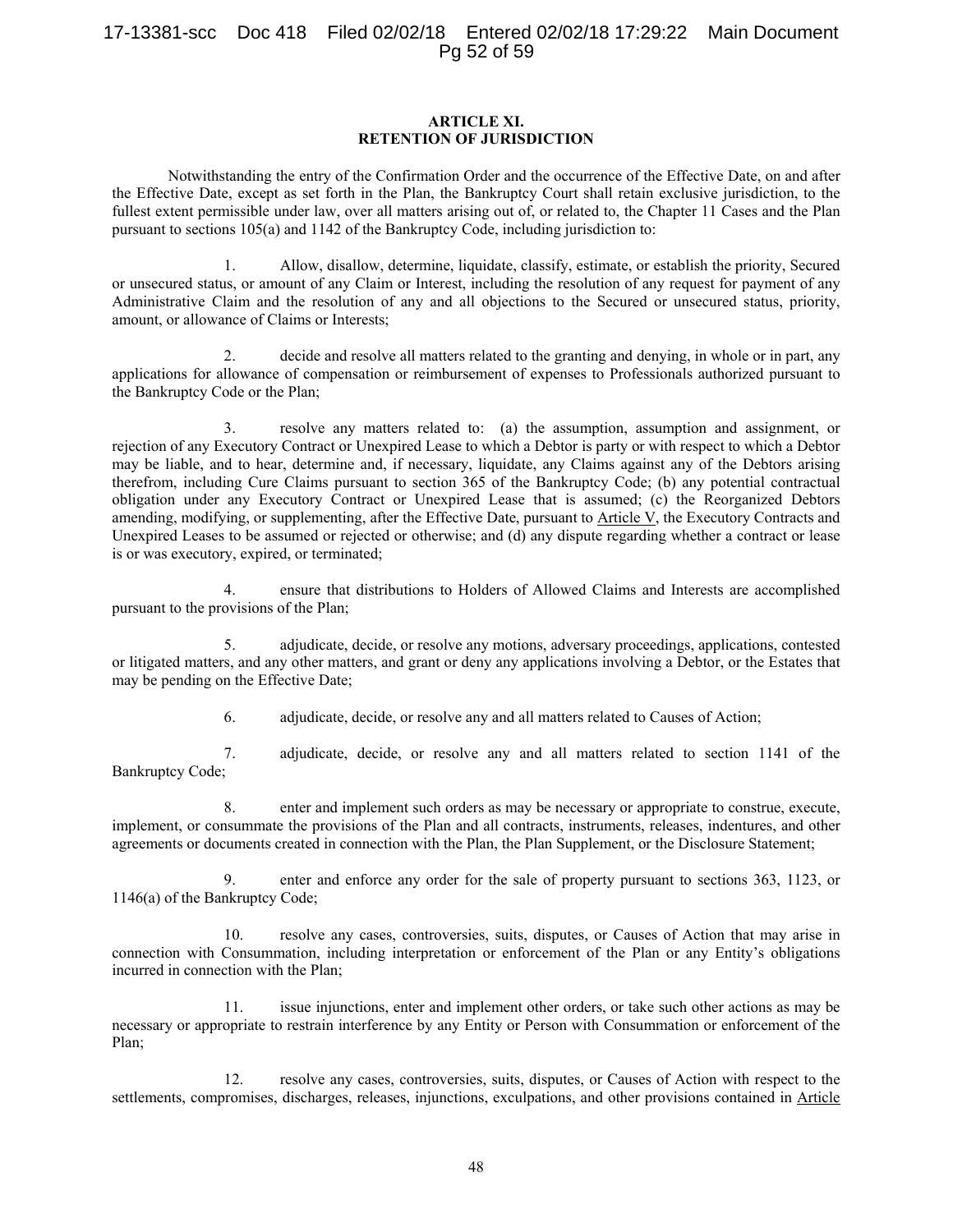## ARTICLE XI.
## RETENTION OF JURISDICTION

Notwithstanding the entry of the Confirmation Order and the occurrence of the Effective Date, on and after the Effective Date, except as set forth in the Plan, the Bankruptcy Court shall retain exclusive jurisdiction, to the fullest extent permissible under law, over all matters arising out of, or related to, the Chapter 11 Cases and the Plan pursuant to sections 105(a) and 1142 of the Bankruptcy Code, including jurisdiction to:

1. Allow, disallow, determine, liquidate, classify, estimate, or establish the priority, Secured or unsecured status, or amount of any Claim or Interest, including the resolution of any request for payment of any Administrative Claim and the resolution of any and all objections to the Secured or unsecured status, priority, amount, or allowance of Claims or Interests;

2. decide and resolve all matters related to the granting and denying, in whole or in part, any applications for allowance of compensation or reimbursement of expenses to Professionals authorized pursuant to the Bankruptcy Code or the Plan;

3. resolve any matters related to: (a) the assumption, assumption and assignment, or rejection of any Executory Contract or Unexpired Lease to which a Debtor is party or with respect to which a Debtor may be liable, and to hear, determine and, if necessary, liquidate, any Claims against any of the Debtors arising therefrom, including Cure Claims pursuant to section 365 of the Bankruptcy Code; (b) any potential contractual obligation under any Executory Contract or Unexpired Lease that is assumed; (c) the Reorganized Debtors amending, modifying, or supplementing, after the Effective Date, pursuant to Article V, the Executory Contracts and Unexpired Leases to be assumed or rejected or otherwise; and (d) any dispute regarding whether a contract or lease is or was executory, expired, or terminated;

4. ensure that distributions to Holders of Allowed Claims and Interests are accomplished pursuant to the provisions of the Plan;

5. adjudicate, decide, or resolve any motions, adversary proceedings, applications, contested or litigated matters, and any other matters, and grant or deny any applications involving a Debtor, or the Estates that may be pending on the Effective Date;

6. adjudicate, decide, or resolve any and all matters related to Causes of Action;

7. adjudicate, decide, or resolve any and all matters related to section 1141 of the Bankruptcy Code;

8. enter and implement such orders as may be necessary or appropriate to construe, execute, implement, or consummate the provisions of the Plan and all contracts, instruments, releases, indentures, and other agreements or documents created in connection with the Plan, the Plan Supplement, or the Disclosure Statement;

9. enter and enforce any order for the sale of property pursuant to sections 363, 1123, or 1146(a) of the Bankruptcy Code;

10. resolve any cases, controversies, suits, disputes, or Causes of Action that may arise in connection with Consummation, including interpretation or enforcement of the Plan or any Entity's obligations incurred in connection with the Plan;

11. issue injunctions, enter and implement other orders, or take such other actions as may be necessary or appropriate to restrain interference by any Entity or Person with Consummation or enforcement of the Plan;

12. resolve any cases, controversies, suits, disputes, or Causes of Action with respect to the settlements, compromises, discharges, releases, injunctions, exculpations, and other provisions contained in Article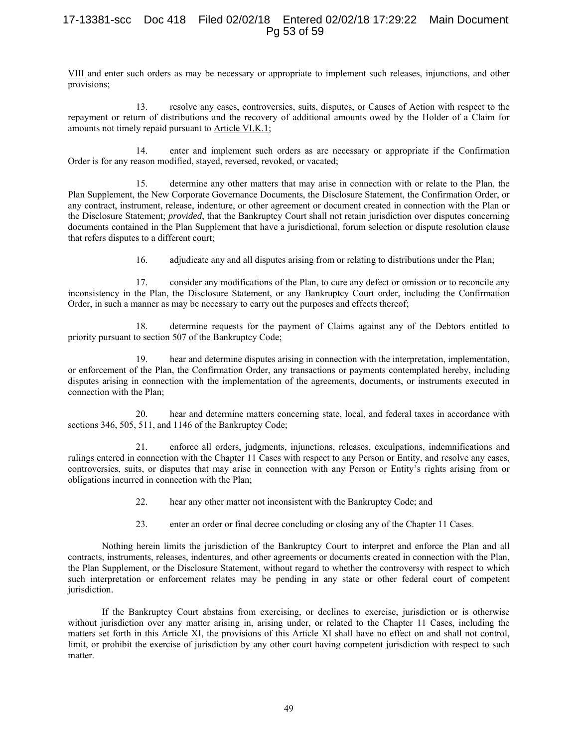VIII and enter such orders as may be necessary or appropriate to implement such releases, injunctions, and other provisions;

13. resolve any cases, controversies, suits, disputes, or Causes of Action with respect to the repayment or return of distributions and the recovery of additional amounts owed by the Holder of a Claim for amounts not timely repaid pursuant to Article VI.K.1;

14. enter and implement such orders as are necessary or appropriate if the Confirmation Order is for any reason modified, stayed, reversed, revoked, or vacated;

15. determine any other matters that may arise in connection with or relate to the Plan, the Plan Supplement, the New Corporate Governance Documents, the Disclosure Statement, the Confirmation Order, or any contract, instrument, release, indenture, or other agreement or document created in connection with the Plan or the Disclosure Statement; *provided*, that the Bankruptcy Court shall not retain jurisdiction over disputes concerning documents contained in the Plan Supplement that have a jurisdictional, forum selection or dispute resolution clause that refers disputes to a different court;

16. adjudicate any and all disputes arising from or relating to distributions under the Plan;

17. consider any modifications of the Plan, to cure any defect or omission or to reconcile any inconsistency in the Plan, the Disclosure Statement, or any Bankruptcy Court order, including the Confirmation Order, in such a manner as may be necessary to carry out the purposes and effects thereof;

18. determine requests for the payment of Claims against any of the Debtors entitled to priority pursuant to section 507 of the Bankruptcy Code;

19. hear and determine disputes arising in connection with the interpretation, implementation, or enforcement of the Plan, the Confirmation Order, any transactions or payments contemplated hereby, including disputes arising in connection with the implementation of the agreements, documents, or instruments executed in connection with the Plan;

20. hear and determine matters concerning state, local, and federal taxes in accordance with sections 346, 505, 511, and 1146 of the Bankruptcy Code;

21. enforce all orders, judgments, injunctions, releases, exculpations, indemnifications and rulings entered in connection with the Chapter 11 Cases with respect to any Person or Entity, and resolve any cases, controversies, suits, or disputes that may arise in connection with any Person or Entity's rights arising from or obligations incurred in connection with the Plan;

22. hear any other matter not inconsistent with the Bankruptcy Code; and

23. enter an order or final decree concluding or closing any of the Chapter 11 Cases.

Nothing herein limits the jurisdiction of the Bankruptcy Court to interpret and enforce the Plan and all contracts, instruments, releases, indentures, and other agreements or documents created in connection with the Plan, the Plan Supplement, or the Disclosure Statement, without regard to whether the controversy with respect to which such interpretation or enforcement relates may be pending in any state or other federal court of competent jurisdiction.

If the Bankruptcy Court abstains from exercising, or declines to exercise, jurisdiction or is otherwise without jurisdiction over any matter arising in, arising under, or related to the Chapter 11 Cases, including the matters set forth in this Article XI, the provisions of this Article XI shall have no effect on and shall not control, limit, or prohibit the exercise of jurisdiction by any other court having competent jurisdiction with respect to such matter.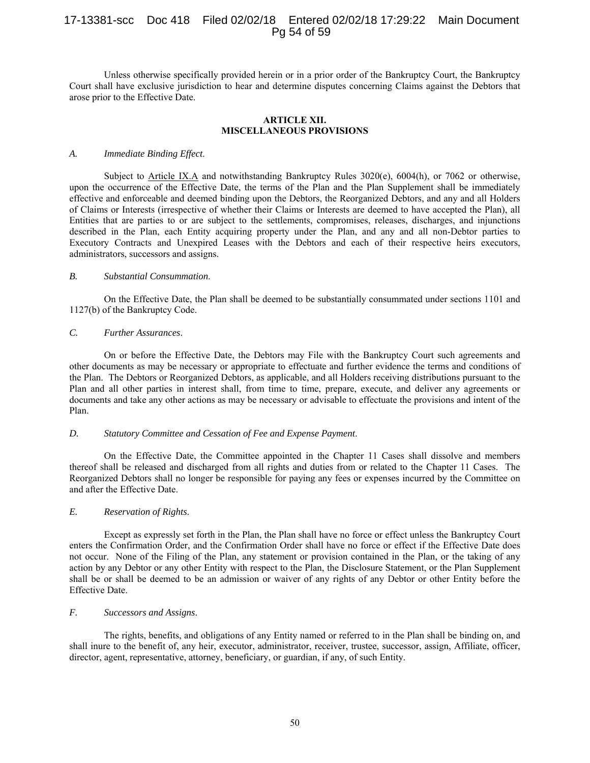Unless otherwise specifically provided herein or in a prior order of the Bankruptcy Court, the Bankruptcy Court shall have exclusive jurisdiction to hear and determine disputes concerning Claims against the Debtors that arose prior to the Effective Date.

## ARTICLE XII.
## MISCELLANEOUS PROVISIONS

### *A. Immediate Binding Effect.*

Subject to Article IX.A and notwithstanding Bankruptcy Rules 3020(e), 6004(h), or 7062 or otherwise, upon the occurrence of the Effective Date, the terms of the Plan and the Plan Supplement shall be immediately effective and enforceable and deemed binding upon the Debtors, the Reorganized Debtors, and any and all Holders of Claims or Interests (irrespective of whether their Claims or Interests are deemed to have accepted the Plan), all Entities that are parties to or are subject to the settlements, compromises, releases, discharges, and injunctions described in the Plan, each Entity acquiring property under the Plan, and any and all non-Debtor parties to Executory Contracts and Unexpired Leases with the Debtors and each of their respective heirs executors, administrators, successors and assigns.

### *B. Substantial Consummation.*

On the Effective Date, the Plan shall be deemed to be substantially consummated under sections 1101 and 1127(b) of the Bankruptcy Code.

### *C. Further Assurances.*

On or before the Effective Date, the Debtors may File with the Bankruptcy Court such agreements and other documents as may be necessary or appropriate to effectuate and further evidence the terms and conditions of the Plan. The Debtors or Reorganized Debtors, as applicable, and all Holders receiving distributions pursuant to the Plan and all other parties in interest shall, from time to time, prepare, execute, and deliver any agreements or documents and take any other actions as may be necessary or advisable to effectuate the provisions and intent of the Plan.

### *D. Statutory Committee and Cessation of Fee and Expense Payment.*

On the Effective Date, the Committee appointed in the Chapter 11 Cases shall dissolve and members thereof shall be released and discharged from all rights and duties from or related to the Chapter 11 Cases. The Reorganized Debtors shall no longer be responsible for paying any fees or expenses incurred by the Committee on and after the Effective Date.

### *E. Reservation of Rights.*

Except as expressly set forth in the Plan, the Plan shall have no force or effect unless the Bankruptcy Court enters the Confirmation Order, and the Confirmation Order shall have no force or effect if the Effective Date does not occur. None of the Filing of the Plan, any statement or provision contained in the Plan, or the taking of any action by any Debtor or any other Entity with respect to the Plan, the Disclosure Statement, or the Plan Supplement shall be or shall be deemed to be an admission or waiver of any rights of any Debtor or other Entity before the Effective Date.

### *F. Successors and Assigns.*

The rights, benefits, and obligations of any Entity named or referred to in the Plan shall be binding on, and shall inure to the benefit of, any heir, executor, administrator, receiver, trustee, successor, assign, Affiliate, officer, director, agent, representative, attorney, beneficiary, or guardian, if any, of such Entity.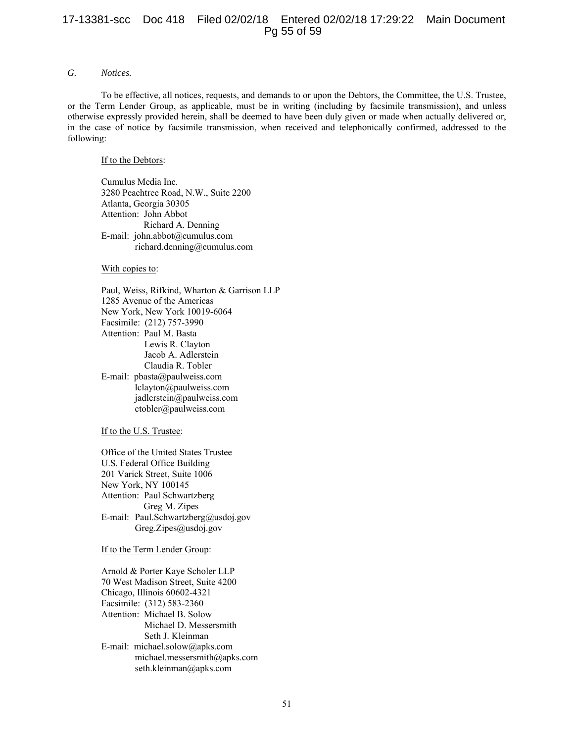*G. Notices.*

To be effective, all notices, requests, and demands to or upon the Debtors, the Committee, the U.S. Trustee, or the Term Lender Group, as applicable, must be in writing (including by facsimile transmission), and unless otherwise expressly provided herein, shall be deemed to have been duly given or made when actually delivered or, in the case of notice by facsimile transmission, when received and telephonically confirmed, addressed to the following:

If to the Debtors:

Cumulus Media Inc.
3280 Peachtree Road, N.W., Suite 2200
Atlanta, Georgia 30305
Attention: John Abbot
Richard A. Denning
E-mail: john.abbot@cumulus.com
richard.denning@cumulus.com

With copies to:

Paul, Weiss, Rifkind, Wharton & Garrison LLP
1285 Avenue of the Americas
New York, New York 10019-6064
Facsimile: (212) 757-3990
Attention: Paul M. Basta
Lewis R. Clayton
Jacob A. Adlerstein
Claudia R. Tobler
E-mail: pbasta@paulweiss.com
lclayton@paulweiss.com
jadlerstein@paulweiss.com
ctobler@paulweiss.com

If to the U.S. Trustee:

Office of the United States Trustee
U.S. Federal Office Building
201 Varick Street, Suite 1006
New York, NY 100145
Attention: Paul Schwartzberg
Greg M. Zipes
E-mail: Paul.Schwartzberg@usdoj.gov
Greg.Zipes@usdoj.gov

If to the Term Lender Group:

Arnold & Porter Kaye Scholer LLP
70 West Madison Street, Suite 4200
Chicago, Illinois 60602-4321
Facsimile: (312) 583-2360
Attention: Michael B. Solow
Michael D. Messersmith
Seth J. Kleinman
E-mail: michael.solow@apks.com
michael.messersmith@apks.com
seth.kleinman@apks.com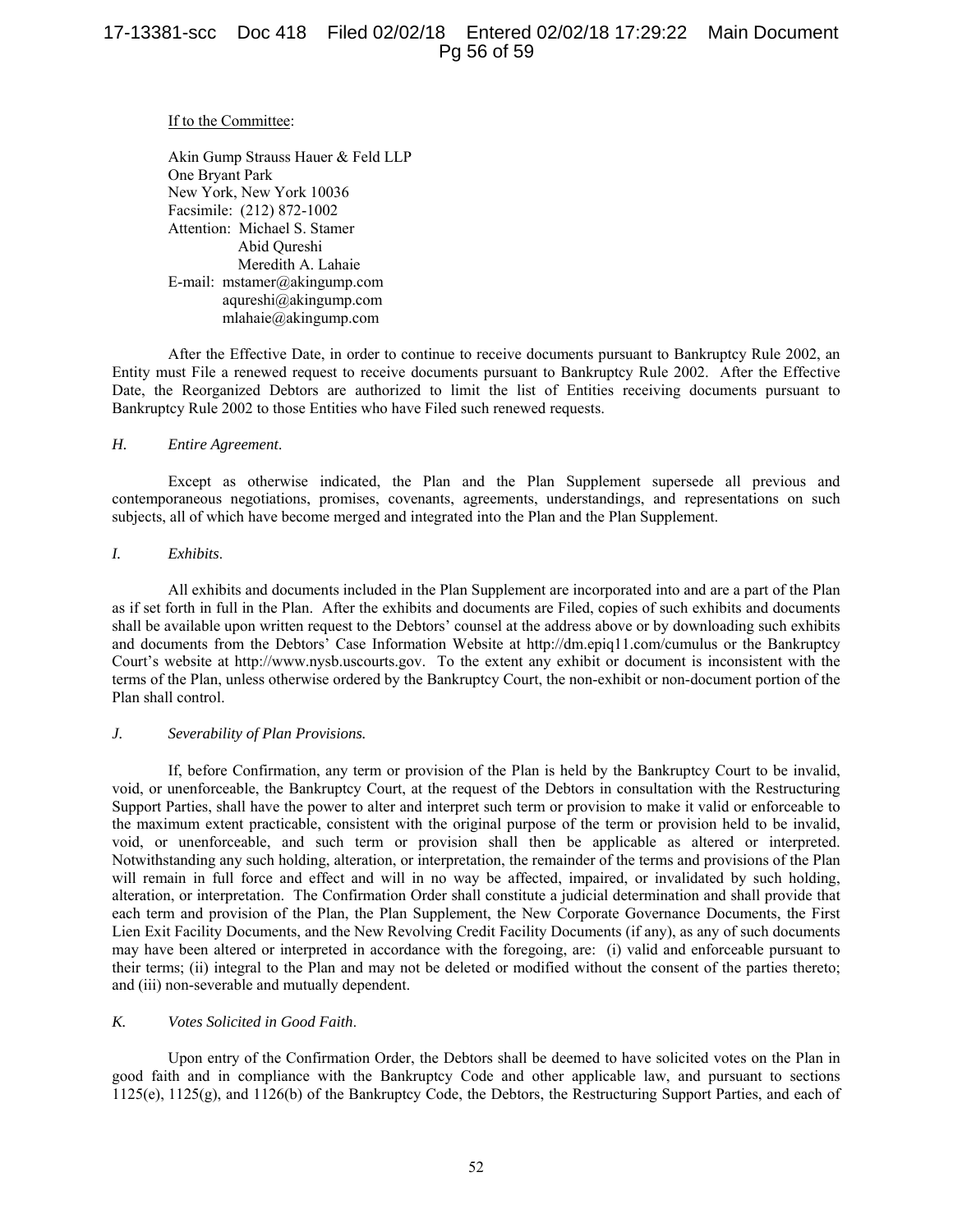If to the Committee:

Akin Gump Strauss Hauer & Feld LLP
One Bryant Park
New York, New York 10036
Facsimile: (212) 872-1002
Attention: Michael S. Stamer
Abid Qureshi
Meredith A. Lahaie
E-mail: mstamer@akingump.com
aqureshi@akingump.com
mlahaie@akingump.com

After the Effective Date, in order to continue to receive documents pursuant to Bankruptcy Rule 2002, an Entity must File a renewed request to receive documents pursuant to Bankruptcy Rule 2002. After the Effective Date, the Reorganized Debtors are authorized to limit the list of Entities receiving documents pursuant to Bankruptcy Rule 2002 to those Entities who have Filed such renewed requests.

### *H. Entire Agreement.*

Except as otherwise indicated, the Plan and the Plan Supplement supersede all previous and contemporaneous negotiations, promises, covenants, agreements, understandings, and representations on such subjects, all of which have become merged and integrated into the Plan and the Plan Supplement.

### *I. Exhibits.*

All exhibits and documents included in the Plan Supplement are incorporated into and are a part of the Plan as if set forth in full in the Plan. After the exhibits and documents are Filed, copies of such exhibits and documents shall be available upon written request to the Debtors' counsel at the address above or by downloading such exhibits and documents from the Debtors' Case Information Website at http://dm.epiq11.com/cumulus or the Bankruptcy Court's website at http://www.nysb.uscourts.gov. To the extent any exhibit or document is inconsistent with the terms of the Plan, unless otherwise ordered by the Bankruptcy Court, the non-exhibit or non-document portion of the Plan shall control.

### *J. Severability of Plan Provisions.*

If, before Confirmation, any term or provision of the Plan is held by the Bankruptcy Court to be invalid, void, or unenforceable, the Bankruptcy Court, at the request of the Debtors in consultation with the Restructuring Support Parties, shall have the power to alter and interpret such term or provision to make it valid or enforceable to the maximum extent practicable, consistent with the original purpose of the term or provision held to be invalid, void, or unenforceable, and such term or provision shall then be applicable as altered or interpreted. Notwithstanding any such holding, alteration, or interpretation, the remainder of the terms and provisions of the Plan will remain in full force and effect and will in no way be affected, impaired, or invalidated by such holding, alteration, or interpretation. The Confirmation Order shall constitute a judicial determination and shall provide that each term and provision of the Plan, the Plan Supplement, the New Corporate Governance Documents, the First Lien Exit Facility Documents, and the New Revolving Credit Facility Documents (if any), as any of such documents may have been altered or interpreted in accordance with the foregoing, are: (i) valid and enforceable pursuant to their terms; (ii) integral to the Plan and may not be deleted or modified without the consent of the parties thereto; and (iii) non-severable and mutually dependent.

### *K. Votes Solicited in Good Faith.*

Upon entry of the Confirmation Order, the Debtors shall be deemed to have solicited votes on the Plan in good faith and in compliance with the Bankruptcy Code and other applicable law, and pursuant to sections 1125(e), 1125(g), and 1126(b) of the Bankruptcy Code, the Debtors, the Restructuring Support Parties, and each of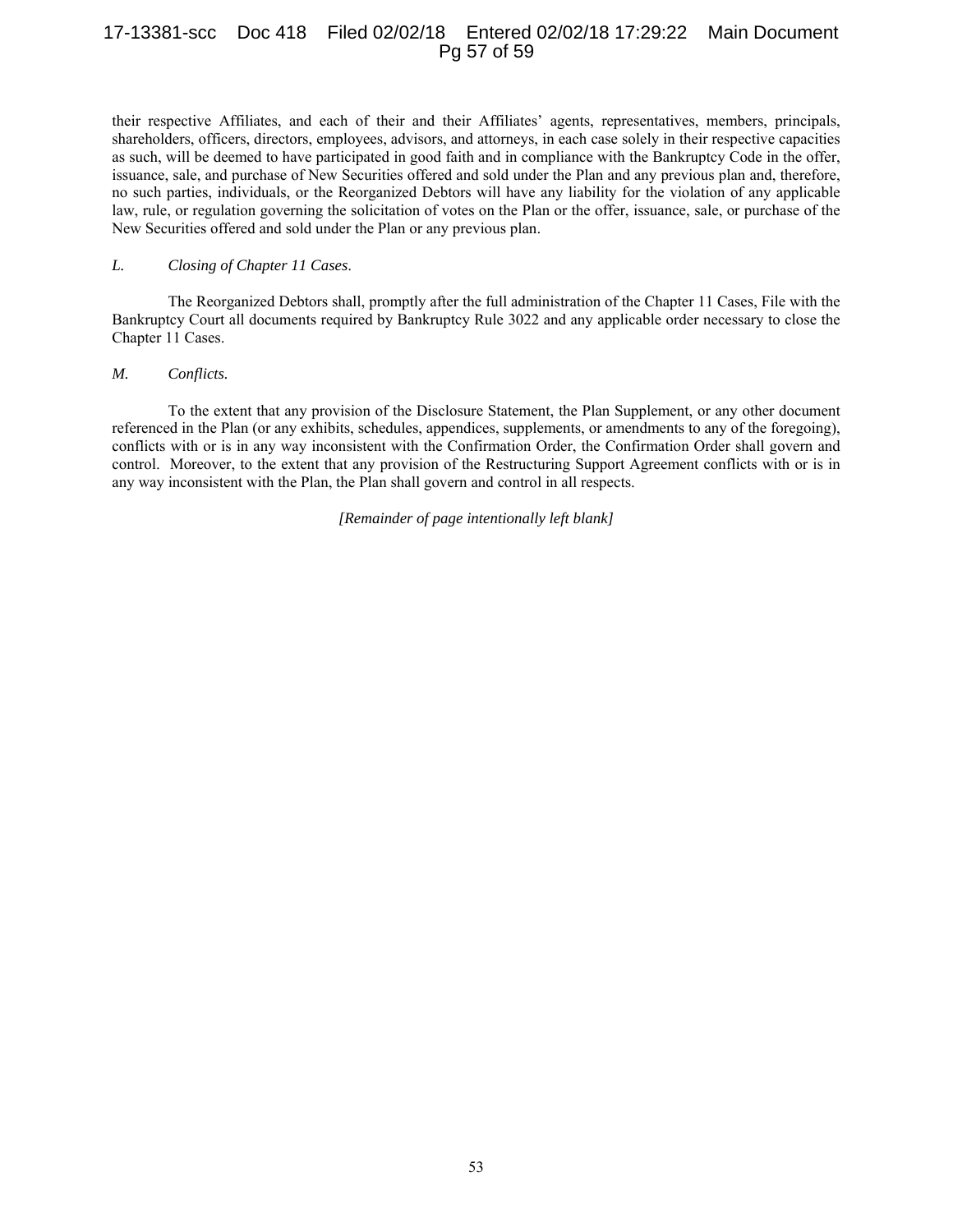their respective Affiliates, and each of their and their Affiliates' agents, representatives, members, principals, shareholders, officers, directors, employees, advisors, and attorneys, in each case solely in their respective capacities as such, will be deemed to have participated in good faith and in compliance with the Bankruptcy Code in the offer, issuance, sale, and purchase of New Securities offered and sold under the Plan and any previous plan and, therefore, no such parties, individuals, or the Reorganized Debtors will have any liability for the violation of any applicable law, rule, or regulation governing the solicitation of votes on the Plan or the offer, issuance, sale, or purchase of the New Securities offered and sold under the Plan or any previous plan.

*L. Closing of Chapter 11 Cases.*

The Reorganized Debtors shall, promptly after the full administration of the Chapter 11 Cases, File with the Bankruptcy Court all documents required by Bankruptcy Rule 3022 and any applicable order necessary to close the Chapter 11 Cases.

*M. Conflicts.*

To the extent that any provision of the Disclosure Statement, the Plan Supplement, or any other document referenced in the Plan (or any exhibits, schedules, appendices, supplements, or amendments to any of the foregoing), conflicts with or is in any way inconsistent with the Confirmation Order, the Confirmation Order shall govern and control. Moreover, to the extent that any provision of the Restructuring Support Agreement conflicts with or is in any way inconsistent with the Plan, the Plan shall govern and control in all respects.

*[Remainder of page intentionally left blank]*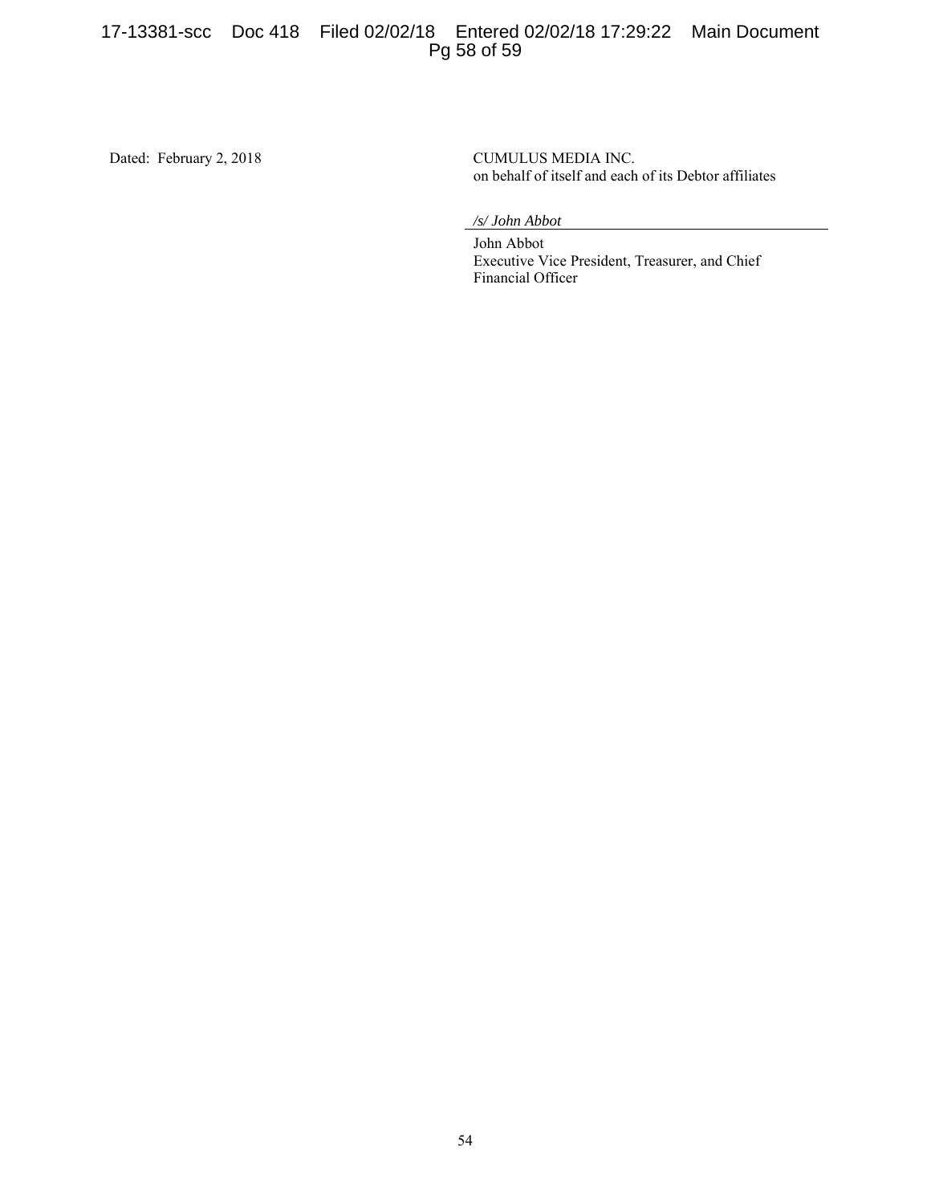Dated: February 2, 2018

CUMULUS MEDIA INC.
on behalf of itself and each of its Debtor affiliates

*/s/ John Abbot*

John Abbot
Executive Vice President, Treasurer, and Chief Financial Officer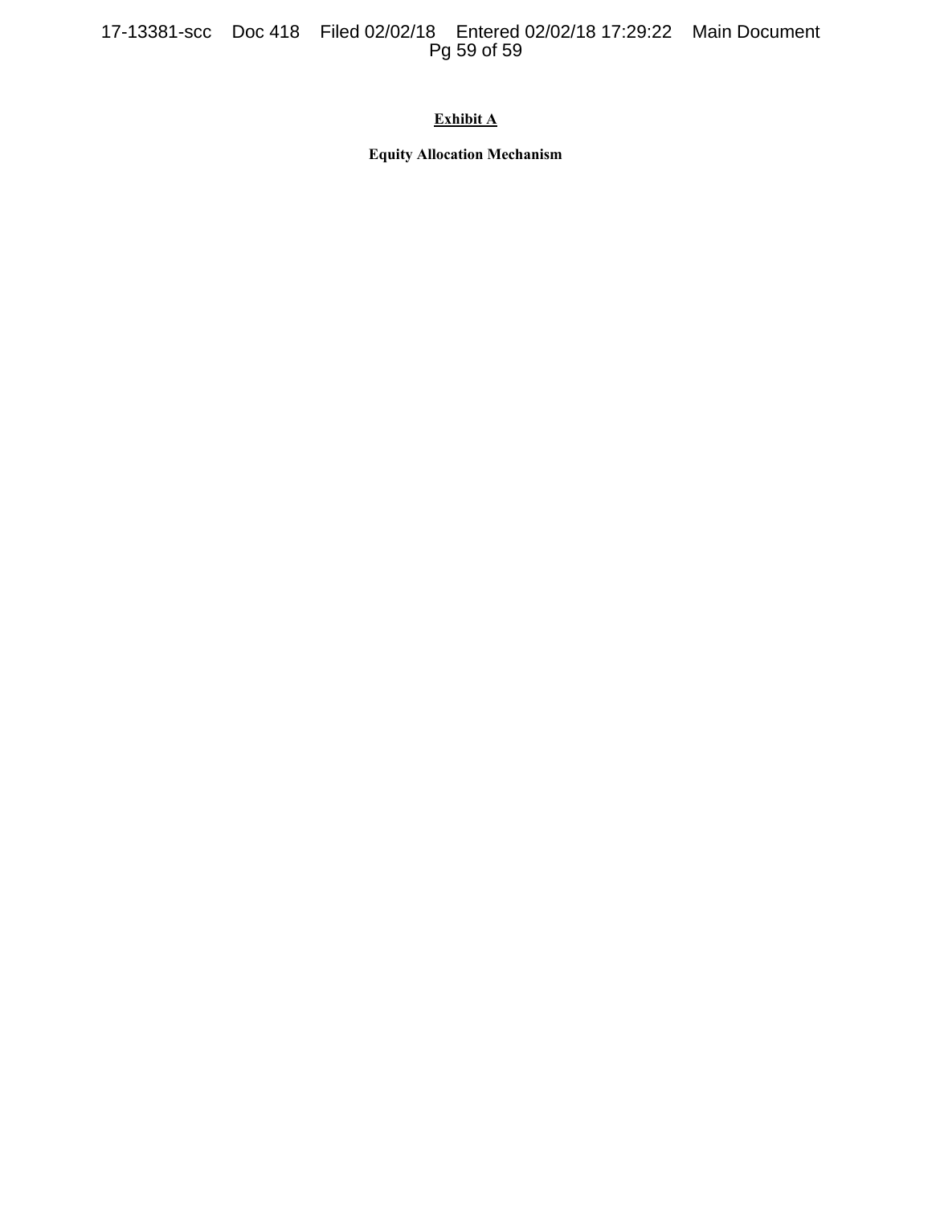**Exhibit A**

**Equity Allocation Mechanism**